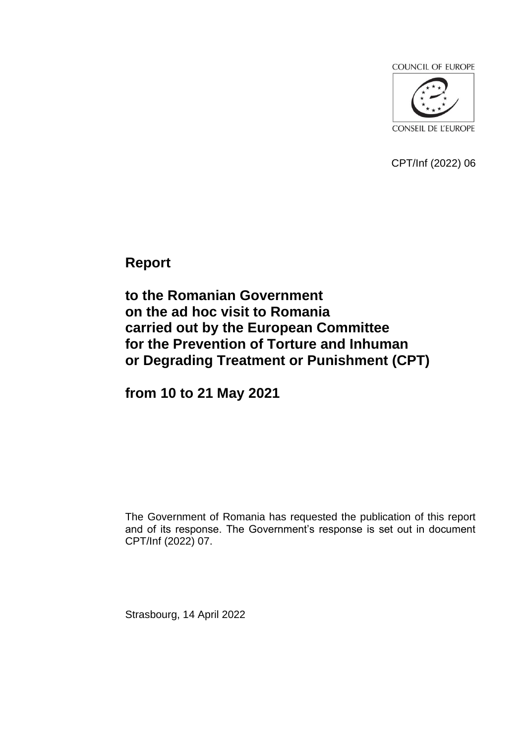COUNCIL OF EUROPE

CONSEIL DE L'EUROPE

CPT/Inf (2022) 06

# Report

# to the Romanian Government on the ad hoc visit to Romania carried out by the European Committee for the Prevention of Torture and Inhuman or Degrading Treatment or Punishment (CPT)

# from 10 to 21 May 2021

The Government of Romania has requested the publication of this report and of its response. The Government's response is set out in document CPT/Inf (2022) 07.

Strasbourg, 14 April 2022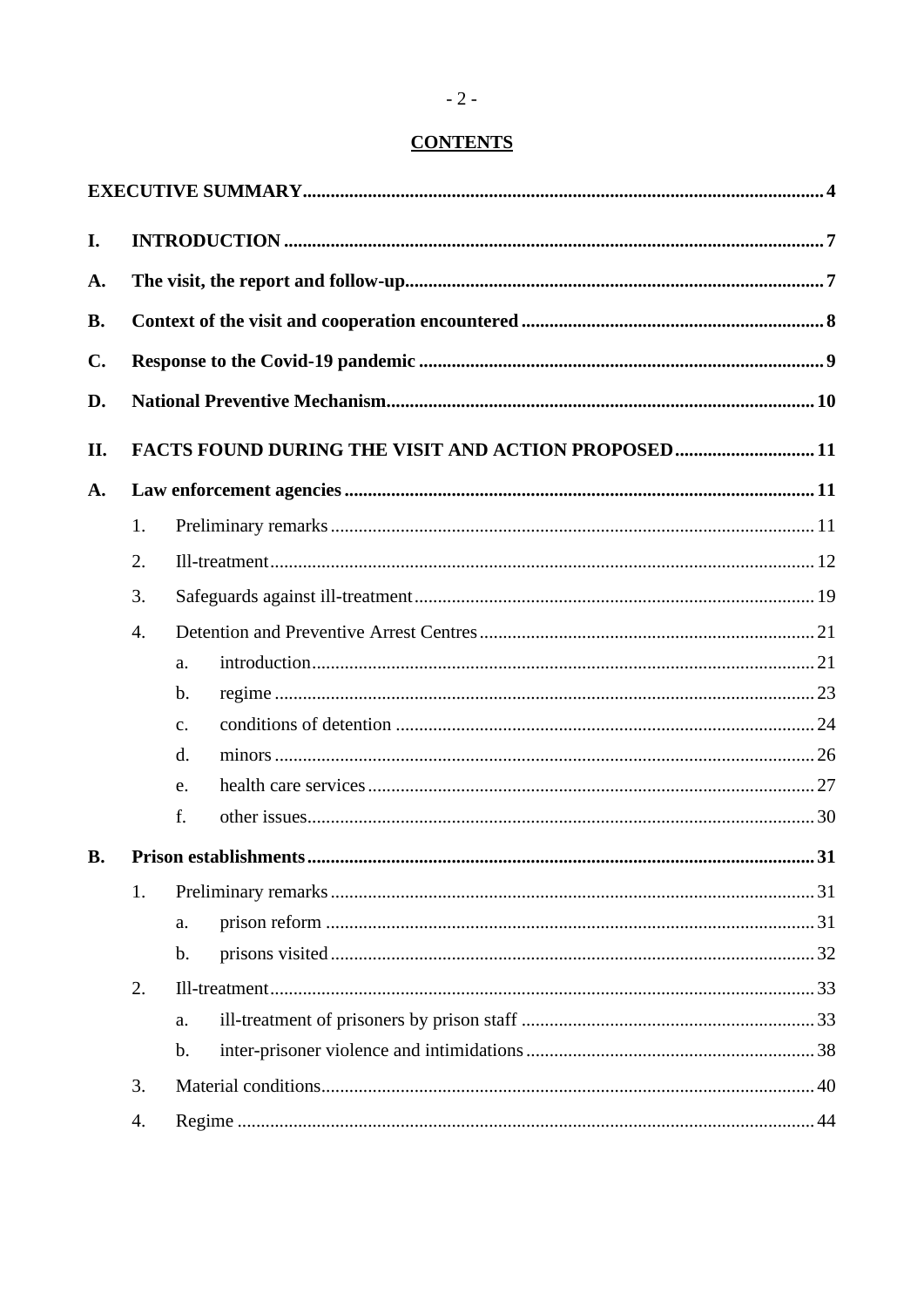## CONTENTS

**EXECUTIVE SUMMARY** ..... **4**

**I. INTRODUCTION** ..... **7**

**A. The visit, the report and follow-up** ..... **7**

**B. Context of the visit and cooperation encountered** ..... **8**

**C. Response to the Covid-19 pandemic** ..... **9**

**D. National Preventive Mechanism** ..... **10**

**II. FACTS FOUND DURING THE VISIT AND ACTION PROPOSED** ..... **11**

**A. Law enforcement agencies** ..... **11**

1. Preliminary remarks ..... 11
2. Ill-treatment ..... 12
3. Safeguards against ill-treatment ..... 19
4. Detention and Preventive Arrest Centres ..... 21
   - a. introduction ..... 21
   - b. regime ..... 23
   - c. conditions of detention ..... 24
   - d. minors ..... 26
   - e. health care services ..... 27
   - f. other issues ..... 30

**B. Prison establishments** ..... **31**

1. Preliminary remarks ..... 31
   - a. prison reform ..... 31
   - b. prisons visited ..... 32
2. Ill-treatment ..... 33
   - a. ill-treatment of prisoners by prison staff ..... 33
   - b. inter-prisoner violence and intimidations ..... 38
3. Material conditions ..... 40
4. Regime ..... 44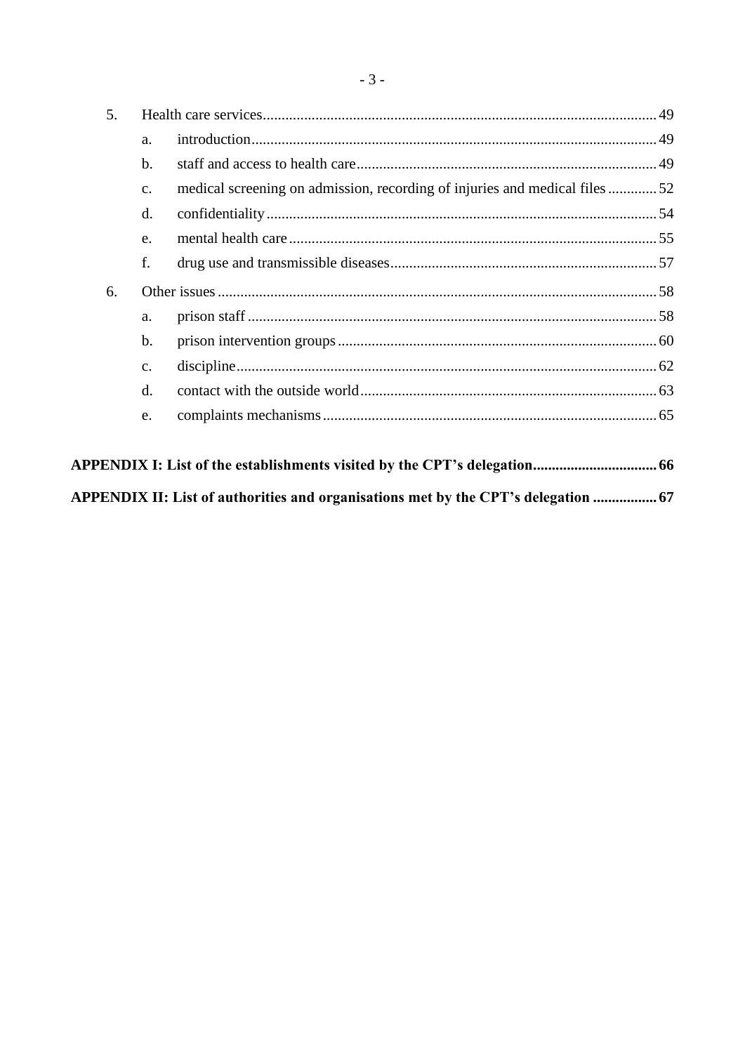5. Health care services ... 49
   a. introduction ... 49
   b. staff and access to health care ... 49
   c. medical screening on admission, recording of injuries and medical files ... 52
   d. confidentiality ... 54
   e. mental health care ... 55
   f. drug use and transmissible diseases ... 57
6. Other issues ... 58
   a. prison staff ... 58
   b. prison intervention groups ... 60
   c. discipline ... 62
   d. contact with the outside world ... 63
   e. complaints mechanisms ... 65

**APPENDIX I: List of the establishments visited by the CPT's delegation ... 66**

**APPENDIX II: List of authorities and organisations met by the CPT's delegation ... 67**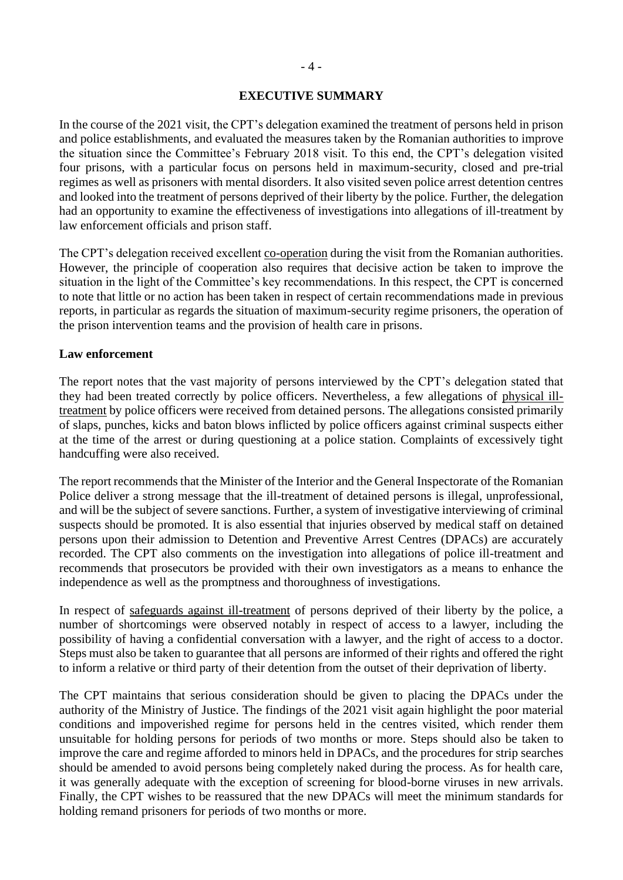## EXECUTIVE SUMMARY

In the course of the 2021 visit, the CPT's delegation examined the treatment of persons held in prison and police establishments, and evaluated the measures taken by the Romanian authorities to improve the situation since the Committee's February 2018 visit. To this end, the CPT's delegation visited four prisons, with a particular focus on persons held in maximum-security, closed and pre-trial regimes as well as prisoners with mental disorders. It also visited seven police arrest detention centres and looked into the treatment of persons deprived of their liberty by the police. Further, the delegation had an opportunity to examine the effectiveness of investigations into allegations of ill-treatment by law enforcement officials and prison staff.

The CPT's delegation received excellent co-operation during the visit from the Romanian authorities. However, the principle of cooperation also requires that decisive action be taken to improve the situation in the light of the Committee's key recommendations. In this respect, the CPT is concerned to note that little or no action has been taken in respect of certain recommendations made in previous reports, in particular as regards the situation of maximum-security regime prisoners, the operation of the prison intervention teams and the provision of health care in prisons.

**Law enforcement**

The report notes that the vast majority of persons interviewed by the CPT's delegation stated that they had been treated correctly by police officers. Nevertheless, a few allegations of physical ill-treatment by police officers were received from detained persons. The allegations consisted primarily of slaps, punches, kicks and baton blows inflicted by police officers against criminal suspects either at the time of the arrest or during questioning at a police station. Complaints of excessively tight handcuffing were also received.

The report recommends that the Minister of the Interior and the General Inspectorate of the Romanian Police deliver a strong message that the ill-treatment of detained persons is illegal, unprofessional, and will be the subject of severe sanctions. Further, a system of investigative interviewing of criminal suspects should be promoted. It is also essential that injuries observed by medical staff on detained persons upon their admission to Detention and Preventive Arrest Centres (DPACs) are accurately recorded. The CPT also comments on the investigation into allegations of police ill-treatment and recommends that prosecutors be provided with their own investigators as a means to enhance the independence as well as the promptness and thoroughness of investigations.

In respect of safeguards against ill-treatment of persons deprived of their liberty by the police, a number of shortcomings were observed notably in respect of access to a lawyer, including the possibility of having a confidential conversation with a lawyer, and the right of access to a doctor. Steps must also be taken to guarantee that all persons are informed of their rights and offered the right to inform a relative or third party of their detention from the outset of their deprivation of liberty.

The CPT maintains that serious consideration should be given to placing the DPACs under the authority of the Ministry of Justice. The findings of the 2021 visit again highlight the poor material conditions and impoverished regime for persons held in the centres visited, which render them unsuitable for holding persons for periods of two months or more. Steps should also be taken to improve the care and regime afforded to minors held in DPACs, and the procedures for strip searches should be amended to avoid persons being completely naked during the process. As for health care, it was generally adequate with the exception of screening for blood-borne viruses in new arrivals. Finally, the CPT wishes to be reassured that the new DPACs will meet the minimum standards for holding remand prisoners for periods of two months or more.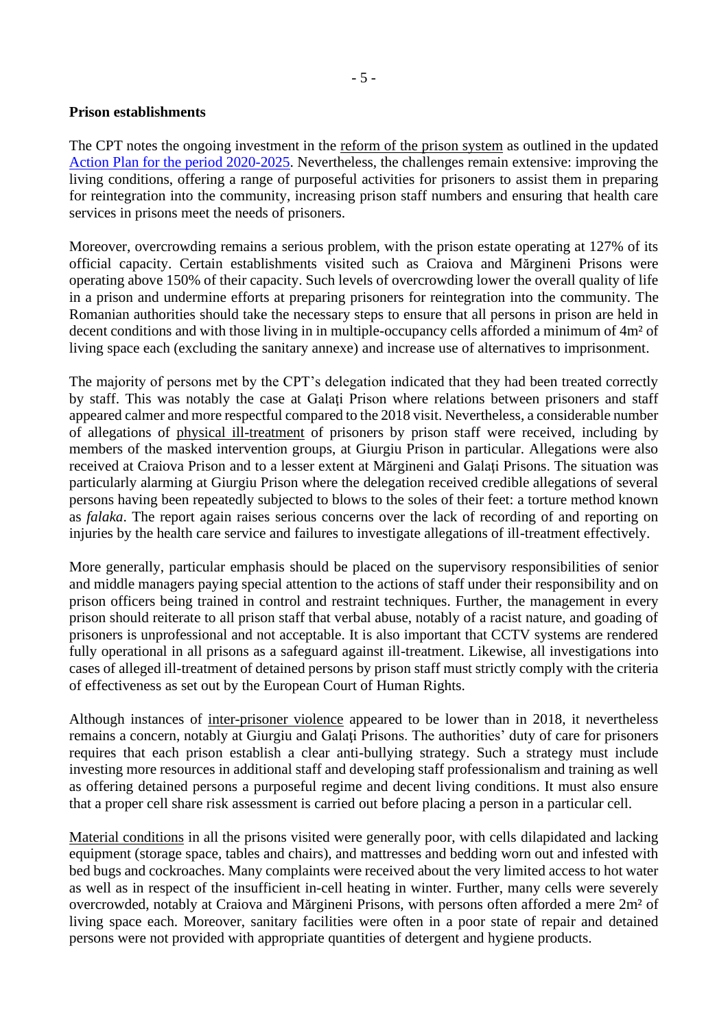**Prison establishments**

The CPT notes the ongoing investment in the reform of the prison system as outlined in the updated Action Plan for the period 2020-2025. Nevertheless, the challenges remain extensive: improving the living conditions, offering a range of purposeful activities for prisoners to assist them in preparing for reintegration into the community, increasing prison staff numbers and ensuring that health care services in prisons meet the needs of prisoners.

Moreover, overcrowding remains a serious problem, with the prison estate operating at 127% of its official capacity. Certain establishments visited such as Craiova and Mărgineni Prisons were operating above 150% of their capacity. Such levels of overcrowding lower the overall quality of life in a prison and undermine efforts at preparing prisoners for reintegration into the community. The Romanian authorities should take the necessary steps to ensure that all persons in prison are held in decent conditions and with those living in in multiple-occupancy cells afforded a minimum of 4m² of living space each (excluding the sanitary annexe) and increase use of alternatives to imprisonment.

The majority of persons met by the CPT's delegation indicated that they had been treated correctly by staff. This was notably the case at Galați Prison where relations between prisoners and staff appeared calmer and more respectful compared to the 2018 visit. Nevertheless, a considerable number of allegations of physical ill-treatment of prisoners by prison staff were received, including by members of the masked intervention groups, at Giurgiu Prison in particular. Allegations were also received at Craiova Prison and to a lesser extent at Mărgineni and Galați Prisons. The situation was particularly alarming at Giurgiu Prison where the delegation received credible allegations of several persons having been repeatedly subjected to blows to the soles of their feet: a torture method known as *falaka*. The report again raises serious concerns over the lack of recording of and reporting on injuries by the health care service and failures to investigate allegations of ill-treatment effectively.

More generally, particular emphasis should be placed on the supervisory responsibilities of senior and middle managers paying special attention to the actions of staff under their responsibility and on prison officers being trained in control and restraint techniques. Further, the management in every prison should reiterate to all prison staff that verbal abuse, notably of a racist nature, and goading of prisoners is unprofessional and not acceptable. It is also important that CCTV systems are rendered fully operational in all prisons as a safeguard against ill-treatment. Likewise, all investigations into cases of alleged ill-treatment of detained persons by prison staff must strictly comply with the criteria of effectiveness as set out by the European Court of Human Rights.

Although instances of inter-prisoner violence appeared to be lower than in 2018, it nevertheless remains a concern, notably at Giurgiu and Galați Prisons. The authorities' duty of care for prisoners requires that each prison establish a clear anti-bullying strategy. Such a strategy must include investing more resources in additional staff and developing staff professionalism and training as well as offering detained persons a purposeful regime and decent living conditions. It must also ensure that a proper cell share risk assessment is carried out before placing a person in a particular cell.

Material conditions in all the prisons visited were generally poor, with cells dilapidated and lacking equipment (storage space, tables and chairs), and mattresses and bedding worn out and infested with bed bugs and cockroaches. Many complaints were received about the very limited access to hot water as well as in respect of the insufficient in-cell heating in winter. Further, many cells were severely overcrowded, notably at Craiova and Mărgineni Prisons, with persons often afforded a mere 2m² of living space each. Moreover, sanitary facilities were often in a poor state of repair and detained persons were not provided with appropriate quantities of detergent and hygiene products.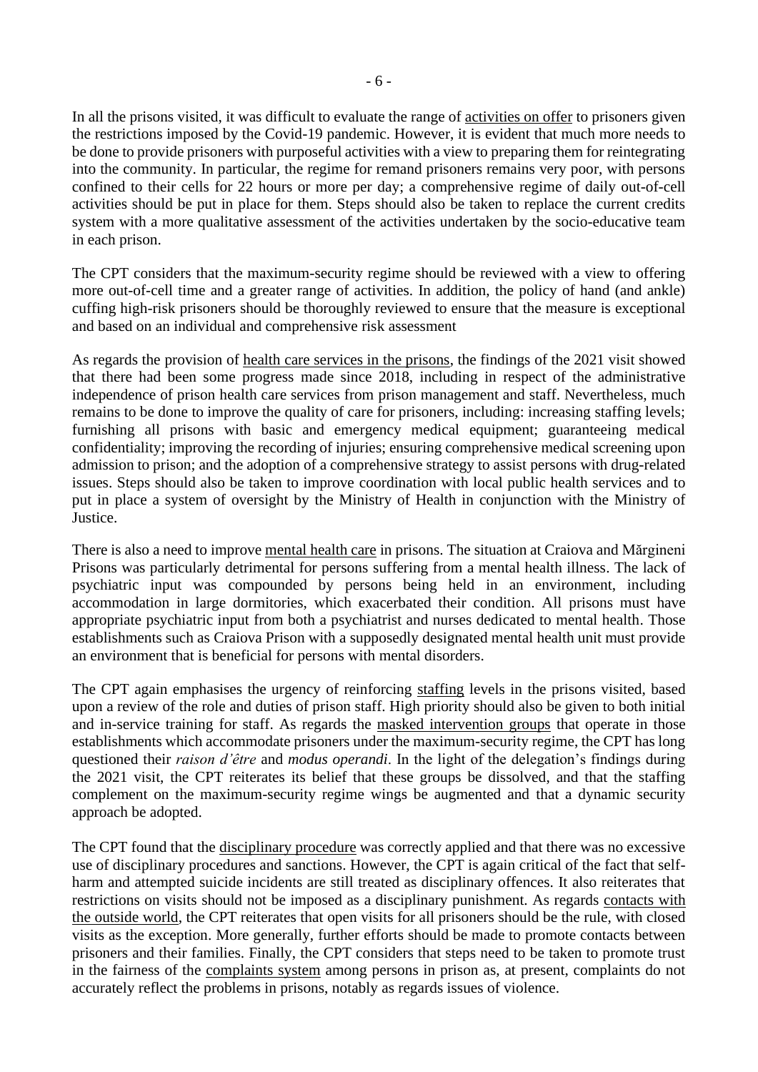In all the prisons visited, it was difficult to evaluate the range of activities on offer to prisoners given the restrictions imposed by the Covid-19 pandemic. However, it is evident that much more needs to be done to provide prisoners with purposeful activities with a view to preparing them for reintegrating into the community. In particular, the regime for remand prisoners remains very poor, with persons confined to their cells for 22 hours or more per day; a comprehensive regime of daily out-of-cell activities should be put in place for them. Steps should also be taken to replace the current credits system with a more qualitative assessment of the activities undertaken by the socio-educative team in each prison.

The CPT considers that the maximum-security regime should be reviewed with a view to offering more out-of-cell time and a greater range of activities. In addition, the policy of hand (and ankle) cuffing high-risk prisoners should be thoroughly reviewed to ensure that the measure is exceptional and based on an individual and comprehensive risk assessment

As regards the provision of health care services in the prisons, the findings of the 2021 visit showed that there had been some progress made since 2018, including in respect of the administrative independence of prison health care services from prison management and staff. Nevertheless, much remains to be done to improve the quality of care for prisoners, including: increasing staffing levels; furnishing all prisons with basic and emergency medical equipment; guaranteeing medical confidentiality; improving the recording of injuries; ensuring comprehensive medical screening upon admission to prison; and the adoption of a comprehensive strategy to assist persons with drug-related issues. Steps should also be taken to improve coordination with local public health services and to put in place a system of oversight by the Ministry of Health in conjunction with the Ministry of Justice.

There is also a need to improve mental health care in prisons. The situation at Craiova and Mărgineni Prisons was particularly detrimental for persons suffering from a mental health illness. The lack of psychiatric input was compounded by persons being held in an environment, including accommodation in large dormitories, which exacerbated their condition. All prisons must have appropriate psychiatric input from both a psychiatrist and nurses dedicated to mental health. Those establishments such as Craiova Prison with a supposedly designated mental health unit must provide an environment that is beneficial for persons with mental disorders.

The CPT again emphasises the urgency of reinforcing staffing levels in the prisons visited, based upon a review of the role and duties of prison staff. High priority should also be given to both initial and in-service training for staff. As regards the masked intervention groups that operate in those establishments which accommodate prisoners under the maximum-security regime, the CPT has long questioned their *raison d'être* and *modus operandi*. In the light of the delegation's findings during the 2021 visit, the CPT reiterates its belief that these groups be dissolved, and that the staffing complement on the maximum-security regime wings be augmented and that a dynamic security approach be adopted.

The CPT found that the disciplinary procedure was correctly applied and that there was no excessive use of disciplinary procedures and sanctions. However, the CPT is again critical of the fact that self-harm and attempted suicide incidents are still treated as disciplinary offences. It also reiterates that restrictions on visits should not be imposed as a disciplinary punishment. As regards contacts with the outside world, the CPT reiterates that open visits for all prisoners should be the rule, with closed visits as the exception. More generally, further efforts should be made to promote contacts between prisoners and their families. Finally, the CPT considers that steps need to be taken to promote trust in the fairness of the complaints system among persons in prison as, at present, complaints do not accurately reflect the problems in prisons, notably as regards issues of violence.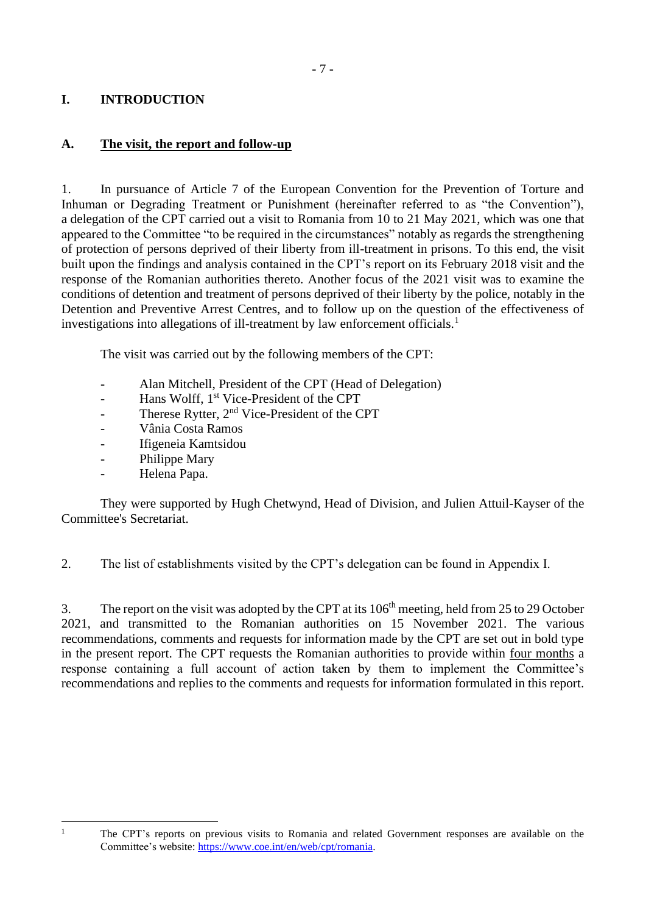# I. INTRODUCTION

## A. The visit, the report and follow-up

1. In pursuance of Article 7 of the European Convention for the Prevention of Torture and Inhuman or Degrading Treatment or Punishment (hereinafter referred to as "the Convention"), a delegation of the CPT carried out a visit to Romania from 10 to 21 May 2021, which was one that appeared to the Committee "to be required in the circumstances" notably as regards the strengthening of protection of persons deprived of their liberty from ill-treatment in prisons. To this end, the visit built upon the findings and analysis contained in the CPT's report on its February 2018 visit and the response of the Romanian authorities thereto. Another focus of the 2021 visit was to examine the conditions of detention and treatment of persons deprived of their liberty by the police, notably in the Detention and Preventive Arrest Centres, and to follow up on the question of the effectiveness of investigations into allegations of ill-treatment by law enforcement officials.[1]

The visit was carried out by the following members of the CPT:

- Alan Mitchell, President of the CPT (Head of Delegation)
- Hans Wolff, 1st Vice-President of the CPT
- Therese Rytter, 2nd Vice-President of the CPT
- Vânia Costa Ramos
- Ifigeneia Kamtsidou
- Philippe Mary
- Helena Papa.

They were supported by Hugh Chetwynd, Head of Division, and Julien Attuil-Kayser of the Committee's Secretariat.

2. The list of establishments visited by the CPT's delegation can be found in Appendix I.

3. The report on the visit was adopted by the CPT at its 106th meeting, held from 25 to 29 October 2021, and transmitted to the Romanian authorities on 15 November 2021. The various recommendations, comments and requests for information made by the CPT are set out in bold type in the present report. The CPT requests the Romanian authorities to provide within four months a response containing a full account of action taken by them to implement the Committee's recommendations and replies to the comments and requests for information formulated in this report.

---

[1] The CPT's reports on previous visits to Romania and related Government responses are available on the Committee's website: https://www.coe.int/en/web/cpt/romania.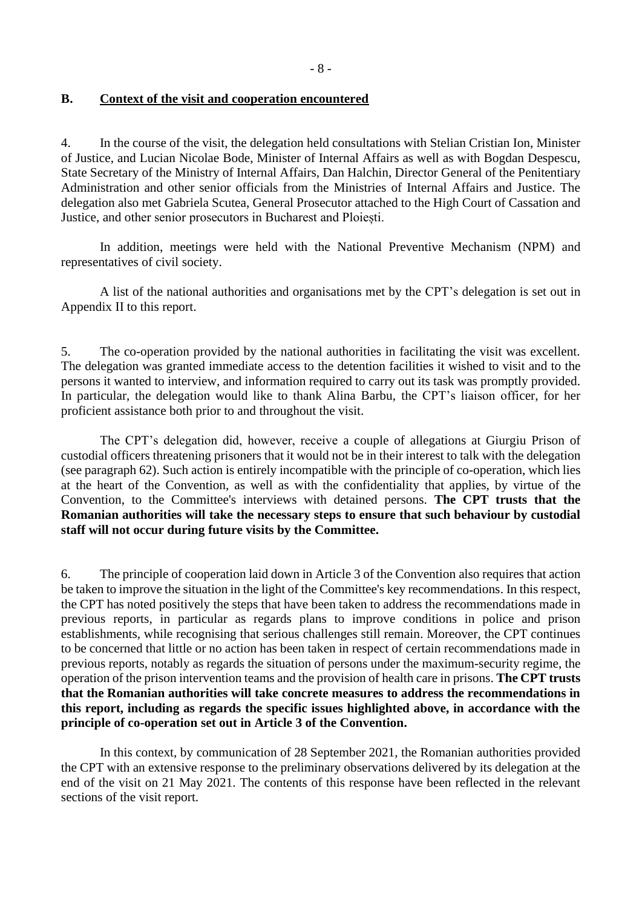## B. Context of the visit and cooperation encountered

4. In the course of the visit, the delegation held consultations with Stelian Cristian Ion, Minister of Justice, and Lucian Nicolae Bode, Minister of Internal Affairs as well as with Bogdan Despescu, State Secretary of the Ministry of Internal Affairs, Dan Halchin, Director General of the Penitentiary Administration and other senior officials from the Ministries of Internal Affairs and Justice. The delegation also met Gabriela Scutea, General Prosecutor attached to the High Court of Cassation and Justice, and other senior prosecutors in Bucharest and Ploiești.

In addition, meetings were held with the National Preventive Mechanism (NPM) and representatives of civil society.

A list of the national authorities and organisations met by the CPT's delegation is set out in Appendix II to this report.

5. The co-operation provided by the national authorities in facilitating the visit was excellent. The delegation was granted immediate access to the detention facilities it wished to visit and to the persons it wanted to interview, and information required to carry out its task was promptly provided. In particular, the delegation would like to thank Alina Barbu, the CPT's liaison officer, for her proficient assistance both prior to and throughout the visit.

The CPT's delegation did, however, receive a couple of allegations at Giurgiu Prison of custodial officers threatening prisoners that it would not be in their interest to talk with the delegation (see paragraph 62). Such action is entirely incompatible with the principle of co-operation, which lies at the heart of the Convention, as well as with the confidentiality that applies, by virtue of the Convention, to the Committee's interviews with detained persons. **The CPT trusts that the Romanian authorities will take the necessary steps to ensure that such behaviour by custodial staff will not occur during future visits by the Committee.**

6. The principle of cooperation laid down in Article 3 of the Convention also requires that action be taken to improve the situation in the light of the Committee's key recommendations. In this respect, the CPT has noted positively the steps that have been taken to address the recommendations made in previous reports, in particular as regards plans to improve conditions in police and prison establishments, while recognising that serious challenges still remain. Moreover, the CPT continues to be concerned that little or no action has been taken in respect of certain recommendations made in previous reports, notably as regards the situation of persons under the maximum-security regime, the operation of the prison intervention teams and the provision of health care in prisons. **The CPT trusts that the Romanian authorities will take concrete measures to address the recommendations in this report, including as regards the specific issues highlighted above, in accordance with the principle of co-operation set out in Article 3 of the Convention.**

In this context, by communication of 28 September 2021, the Romanian authorities provided the CPT with an extensive response to the preliminary observations delivered by its delegation at the end of the visit on 21 May 2021. The contents of this response have been reflected in the relevant sections of the visit report.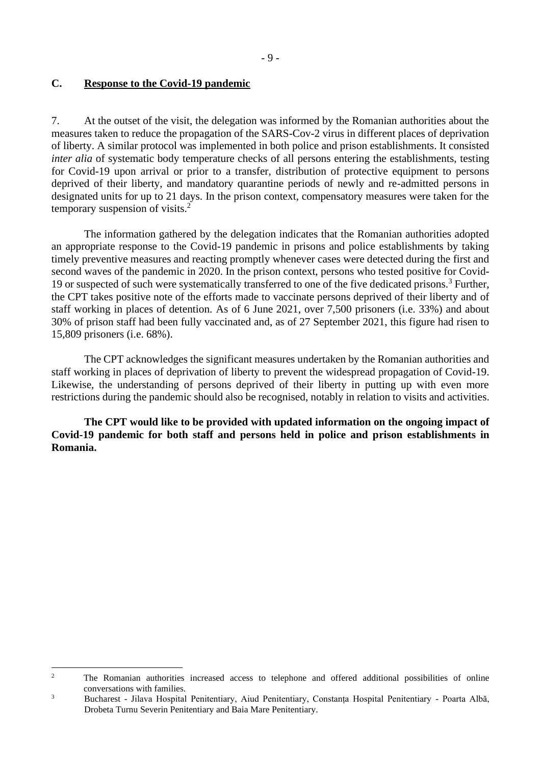## C. Response to the Covid-19 pandemic

7. At the outset of the visit, the delegation was informed by the Romanian authorities about the measures taken to reduce the propagation of the SARS-Cov-2 virus in different places of deprivation of liberty. A similar protocol was implemented in both police and prison establishments. It consisted *inter alia* of systematic body temperature checks of all persons entering the establishments, testing for Covid-19 upon arrival or prior to a transfer, distribution of protective equipment to persons deprived of their liberty, and mandatory quarantine periods of newly and re-admitted persons in designated units for up to 21 days. In the prison context, compensatory measures were taken for the temporary suspension of visits.[2]

The information gathered by the delegation indicates that the Romanian authorities adopted an appropriate response to the Covid-19 pandemic in prisons and police establishments by taking timely preventive measures and reacting promptly whenever cases were detected during the first and second waves of the pandemic in 2020. In the prison context, persons who tested positive for Covid-19 or suspected of such were systematically transferred to one of the five dedicated prisons.[3] Further, the CPT takes positive note of the efforts made to vaccinate persons deprived of their liberty and of staff working in places of detention. As of 6 June 2021, over 7,500 prisoners (i.e. 33%) and about 30% of prison staff had been fully vaccinated and, as of 27 September 2021, this figure had risen to 15,809 prisoners (i.e. 68%).

The CPT acknowledges the significant measures undertaken by the Romanian authorities and staff working in places of deprivation of liberty to prevent the widespread propagation of Covid-19. Likewise, the understanding of persons deprived of their liberty in putting up with even more restrictions during the pandemic should also be recognised, notably in relation to visits and activities.

**The CPT would like to be provided with updated information on the ongoing impact of Covid-19 pandemic for both staff and persons held in police and prison establishments in Romania.**

---

[2] The Romanian authorities increased access to telephone and offered additional possibilities of online conversations with families.

[3] Bucharest - Jilava Hospital Penitentiary, Aiud Penitentiary, Constanța Hospital Penitentiary - Poarta Albă, Drobeta Turnu Severin Penitentiary and Baia Mare Penitentiary.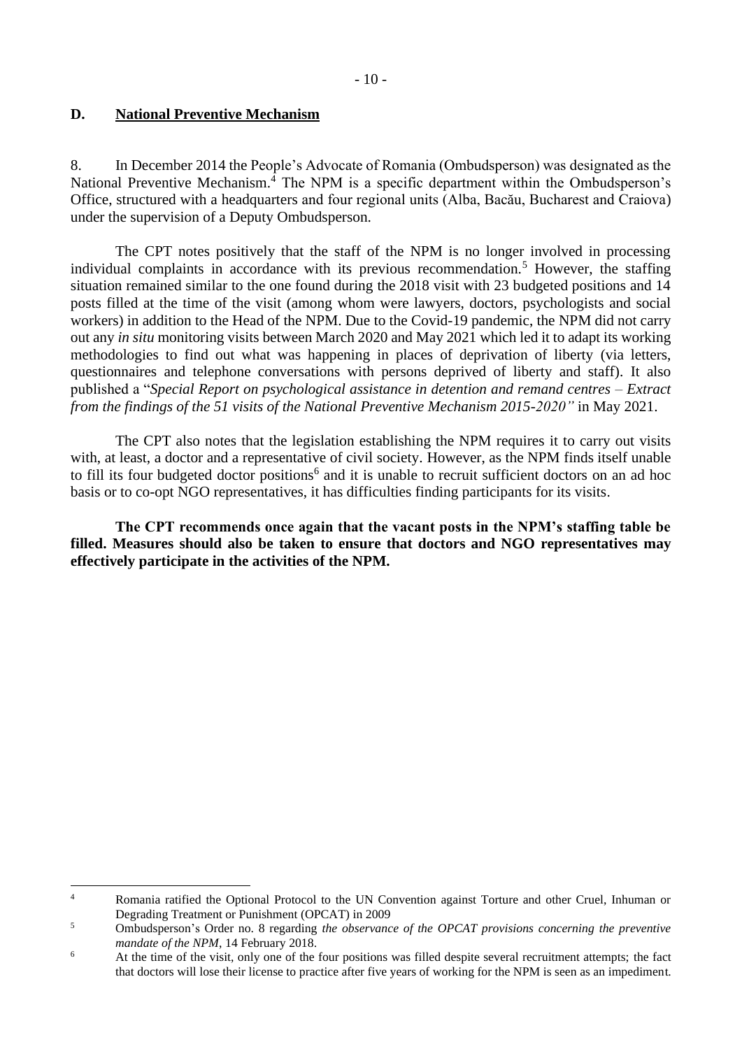## D. National Preventive Mechanism

8. In December 2014 the People's Advocate of Romania (Ombudsperson) was designated as the National Preventive Mechanism.[4] The NPM is a specific department within the Ombudsperson's Office, structured with a headquarters and four regional units (Alba, Bacău, Bucharest and Craiova) under the supervision of a Deputy Ombudsperson.

The CPT notes positively that the staff of the NPM is no longer involved in processing individual complaints in accordance with its previous recommendation.[5] However, the staffing situation remained similar to the one found during the 2018 visit with 23 budgeted positions and 14 posts filled at the time of the visit (among whom were lawyers, doctors, psychologists and social workers) in addition to the Head of the NPM. Due to the Covid-19 pandemic, the NPM did not carry out any *in situ* monitoring visits between March 2020 and May 2021 which led it to adapt its working methodologies to find out what was happening in places of deprivation of liberty (via letters, questionnaires and telephone conversations with persons deprived of liberty and staff). It also published a "*Special Report on psychological assistance in detention and remand centres – Extract from the findings of the 51 visits of the National Preventive Mechanism 2015-2020"* in May 2021.

The CPT also notes that the legislation establishing the NPM requires it to carry out visits with, at least, a doctor and a representative of civil society. However, as the NPM finds itself unable to fill its four budgeted doctor positions[6] and it is unable to recruit sufficient doctors on an ad hoc basis or to co-opt NGO representatives, it has difficulties finding participants for its visits.

**The CPT recommends once again that the vacant posts in the NPM's staffing table be filled. Measures should also be taken to ensure that doctors and NGO representatives may effectively participate in the activities of the NPM.**

---

[4] Romania ratified the Optional Protocol to the UN Convention against Torture and other Cruel, Inhuman or Degrading Treatment or Punishment (OPCAT) in 2009

[5] Ombudsperson's Order no. 8 regarding *the observance of the OPCAT provisions concerning the preventive mandate of the NPM*, 14 February 2018.

[6] At the time of the visit, only one of the four positions was filled despite several recruitment attempts; the fact that doctors will lose their license to practice after five years of working for the NPM is seen as an impediment.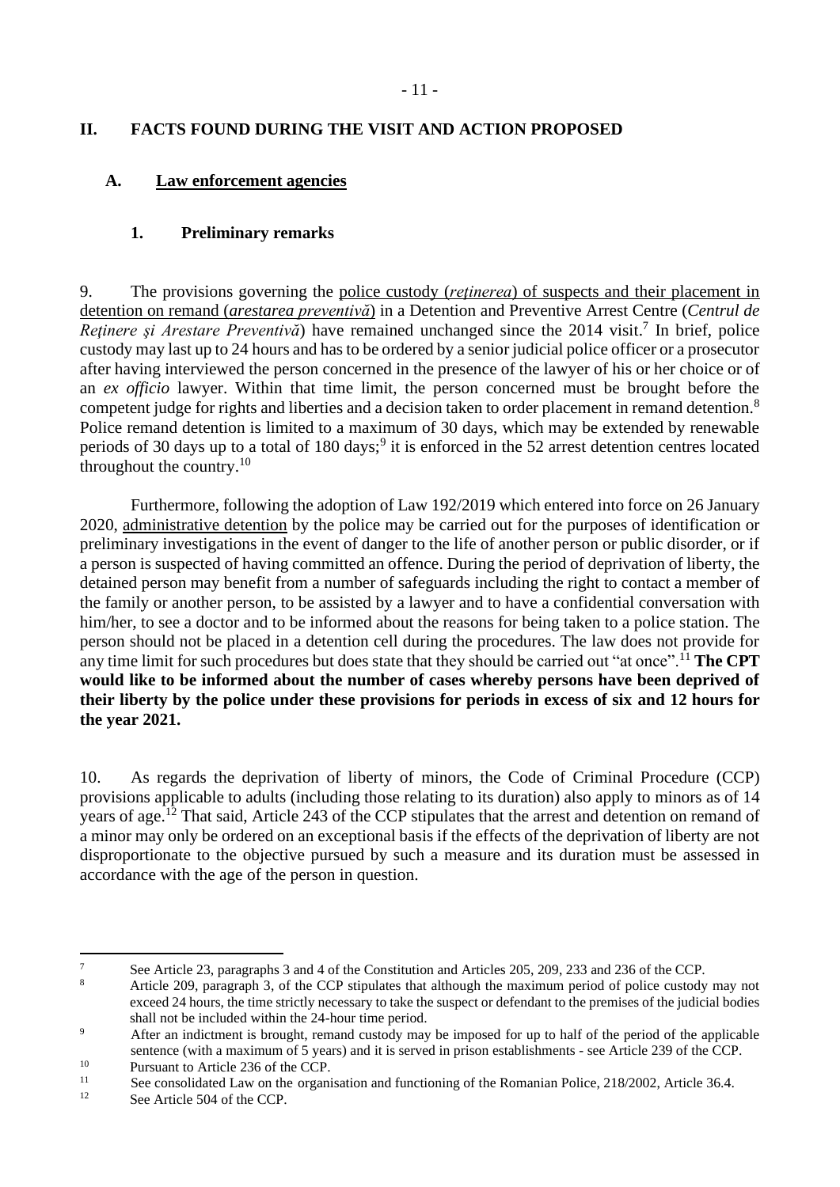## II. FACTS FOUND DURING THE VISIT AND ACTION PROPOSED

### A. Law enforcement agencies

#### 1. Preliminary remarks

9. The provisions governing the police custody (*reţinerea*) of suspects and their placement in detention on remand (*arestarea preventivă*) in a Detention and Preventive Arrest Centre (*Centrul de Reţinere şi Arestare Preventivă*) have remained unchanged since the 2014 visit.[7] In brief, police custody may last up to 24 hours and has to be ordered by a senior judicial police officer or a prosecutor after having interviewed the person concerned in the presence of the lawyer of his or her choice or of an *ex officio* lawyer. Within that time limit, the person concerned must be brought before the competent judge for rights and liberties and a decision taken to order placement in remand detention.[8] Police remand detention is limited to a maximum of 30 days, which may be extended by renewable periods of 30 days up to a total of 180 days;[9] it is enforced in the 52 arrest detention centres located throughout the country.[10]

Furthermore, following the adoption of Law 192/2019 which entered into force on 26 January 2020, administrative detention by the police may be carried out for the purposes of identification or preliminary investigations in the event of danger to the life of another person or public disorder, or if a person is suspected of having committed an offence. During the period of deprivation of liberty, the detained person may benefit from a number of safeguards including the right to contact a member of the family or another person, to be assisted by a lawyer and to have a confidential conversation with him/her, to see a doctor and to be informed about the reasons for being taken to a police station. The person should not be placed in a detention cell during the procedures. The law does not provide for any time limit for such procedures but does state that they should be carried out "at once".[11] **The CPT would like to be informed about the number of cases whereby persons have been deprived of their liberty by the police under these provisions for periods in excess of six and 12 hours for the year 2021.**

10. As regards the deprivation of liberty of minors, the Code of Criminal Procedure (CCP) provisions applicable to adults (including those relating to its duration) also apply to minors as of 14 years of age.[12] That said, Article 243 of the CCP stipulates that the arrest and detention on remand of a minor may only be ordered on an exceptional basis if the effects of the deprivation of liberty are not disproportionate to the objective pursued by such a measure and its duration must be assessed in accordance with the age of the person in question.

---

[7] See Article 23, paragraphs 3 and 4 of the Constitution and Articles 205, 209, 233 and 236 of the CCP.

[8] Article 209, paragraph 3, of the CCP stipulates that although the maximum period of police custody may not exceed 24 hours, the time strictly necessary to take the suspect or defendant to the premises of the judicial bodies shall not be included within the 24-hour time period.

[9] After an indictment is brought, remand custody may be imposed for up to half of the period of the applicable sentence (with a maximum of 5 years) and it is served in prison establishments - see Article 239 of the CCP.

[10] Pursuant to Article 236 of the CCP.

[11] See consolidated Law on the organisation and functioning of the Romanian Police, 218/2002, Article 36.4.

[12] See Article 504 of the CCP.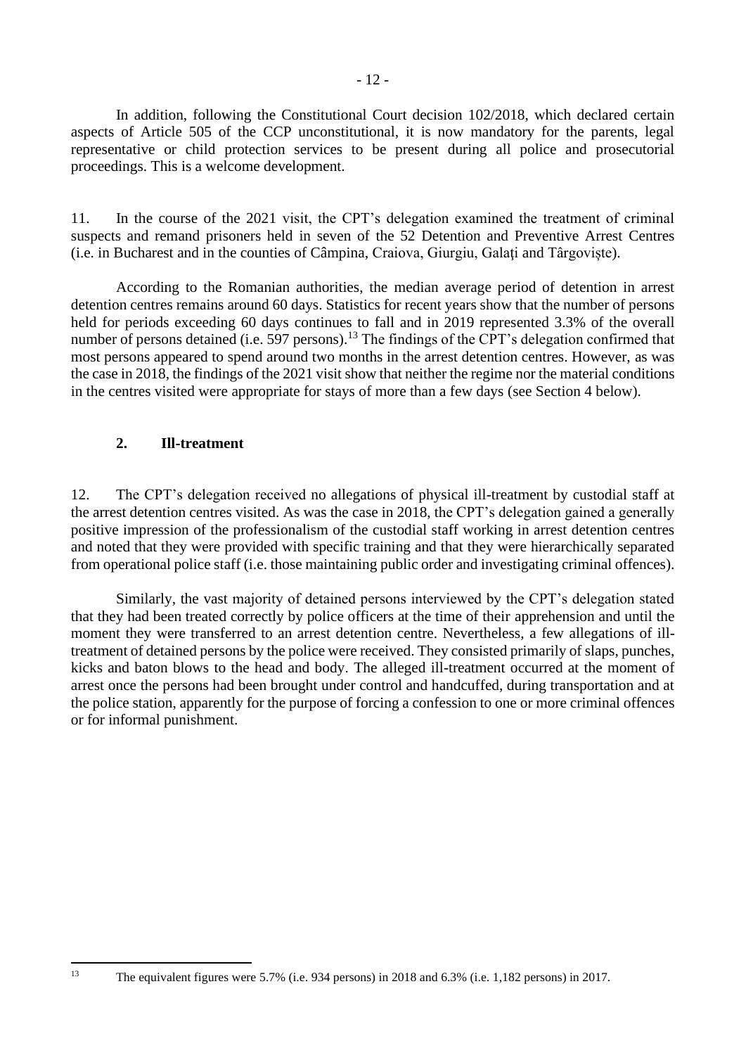In addition, following the Constitutional Court decision 102/2018, which declared certain aspects of Article 505 of the CCP unconstitutional, it is now mandatory for the parents, legal representative or child protection services to be present during all police and prosecutorial proceedings. This is a welcome development.

11. In the course of the 2021 visit, the CPT's delegation examined the treatment of criminal suspects and remand prisoners held in seven of the 52 Detention and Preventive Arrest Centres (i.e. in Bucharest and in the counties of Câmpina, Craiova, Giurgiu, Galați and Târgoviște).

According to the Romanian authorities, the median average period of detention in arrest detention centres remains around 60 days. Statistics for recent years show that the number of persons held for periods exceeding 60 days continues to fall and in 2019 represented 3.3% of the overall number of persons detained (i.e. 597 persons).[13] The findings of the CPT's delegation confirmed that most persons appeared to spend around two months in the arrest detention centres. However, as was the case in 2018, the findings of the 2021 visit show that neither the regime nor the material conditions in the centres visited were appropriate for stays of more than a few days (see Section 4 below).

## 2. Ill-treatment

12. The CPT's delegation received no allegations of physical ill-treatment by custodial staff at the arrest detention centres visited. As was the case in 2018, the CPT's delegation gained a generally positive impression of the professionalism of the custodial staff working in arrest detention centres and noted that they were provided with specific training and that they were hierarchically separated from operational police staff (i.e. those maintaining public order and investigating criminal offences).

Similarly, the vast majority of detained persons interviewed by the CPT's delegation stated that they had been treated correctly by police officers at the time of their apprehension and until the moment they were transferred to an arrest detention centre. Nevertheless, a few allegations of ill-treatment of detained persons by the police were received. They consisted primarily of slaps, punches, kicks and baton blows to the head and body. The alleged ill-treatment occurred at the moment of arrest once the persons had been brought under control and handcuffed, during transportation and at the police station, apparently for the purpose of forcing a confession to one or more criminal offences or for informal punishment.

[13] The equivalent figures were 5.7% (i.e. 934 persons) in 2018 and 6.3% (i.e. 1,182 persons) in 2017.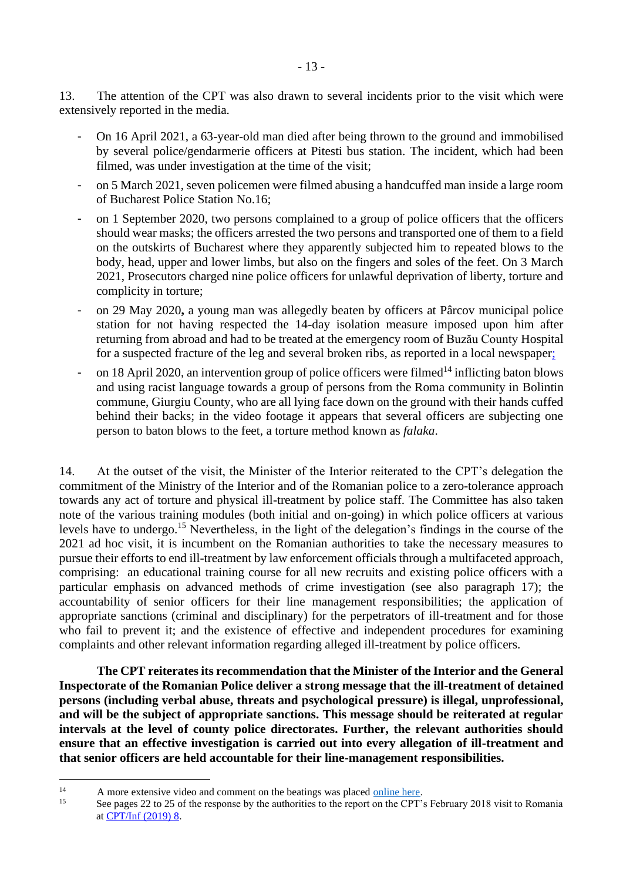13. The attention of the CPT was also drawn to several incidents prior to the visit which were extensively reported in the media.

- On 16 April 2021, a 63-year-old man died after being thrown to the ground and immobilised by several police/gendarmerie officers at Pitesti bus station. The incident, which had been filmed, was under investigation at the time of the visit;
- on 5 March 2021, seven policemen were filmed abusing a handcuffed man inside a large room of Bucharest Police Station No.16;
- on 1 September 2020, two persons complained to a group of police officers that the officers should wear masks; the officers arrested the two persons and transported one of them to a field on the outskirts of Bucharest where they apparently subjected him to repeated blows to the body, head, upper and lower limbs, but also on the fingers and soles of the feet. On 3 March 2021, Prosecutors charged nine police officers for unlawful deprivation of liberty, torture and complicity in torture;
- on 29 May 2020**,** a young man was allegedly beaten by officers at Pârcov municipal police station for not having respected the 14-day isolation measure imposed upon him after returning from abroad and had to be treated at the emergency room of Buzău County Hospital for a suspected fracture of the leg and several broken ribs, as reported in a local newspaper;
- on 18 April 2020, an intervention group of police officers were filmed[14] inflicting baton blows and using racist language towards a group of persons from the Roma community in Bolintin commune, Giurgiu County, who are all lying face down on the ground with their hands cuffed behind their backs; in the video footage it appears that several officers are subjecting one person to baton blows to the feet, a torture method known as *falaka*.

14. At the outset of the visit, the Minister of the Interior reiterated to the CPT's delegation the commitment of the Ministry of the Interior and of the Romanian police to a zero-tolerance approach towards any act of torture and physical ill-treatment by police staff. The Committee has also taken note of the various training modules (both initial and on-going) in which police officers at various levels have to undergo.[15] Nevertheless, in the light of the delegation's findings in the course of the 2021 ad hoc visit, it is incumbent on the Romanian authorities to take the necessary measures to pursue their efforts to end ill-treatment by law enforcement officials through a multifaceted approach, comprising: an educational training course for all new recruits and existing police officers with a particular emphasis on advanced methods of crime investigation (see also paragraph 17); the accountability of senior officers for their line management responsibilities; the application of appropriate sanctions (criminal and disciplinary) for the perpetrators of ill-treatment and for those who fail to prevent it; and the existence of effective and independent procedures for examining complaints and other relevant information regarding alleged ill-treatment by police officers.

**The CPT reiterates its recommendation that the Minister of the Interior and the General Inspectorate of the Romanian Police deliver a strong message that the ill-treatment of detained persons (including verbal abuse, threats and psychological pressure) is illegal, unprofessional, and will be the subject of appropriate sanctions. This message should be reiterated at regular intervals at the level of county police directorates. Further, the relevant authorities should ensure that an effective investigation is carried out into every allegation of ill-treatment and that senior officers are held accountable for their line-management responsibilities.**

---

[14] A more extensive video and comment on the beatings was placed online here.

[15] See pages 22 to 25 of the response by the authorities to the report on the CPT's February 2018 visit to Romania at CPT/Inf (2019) 8.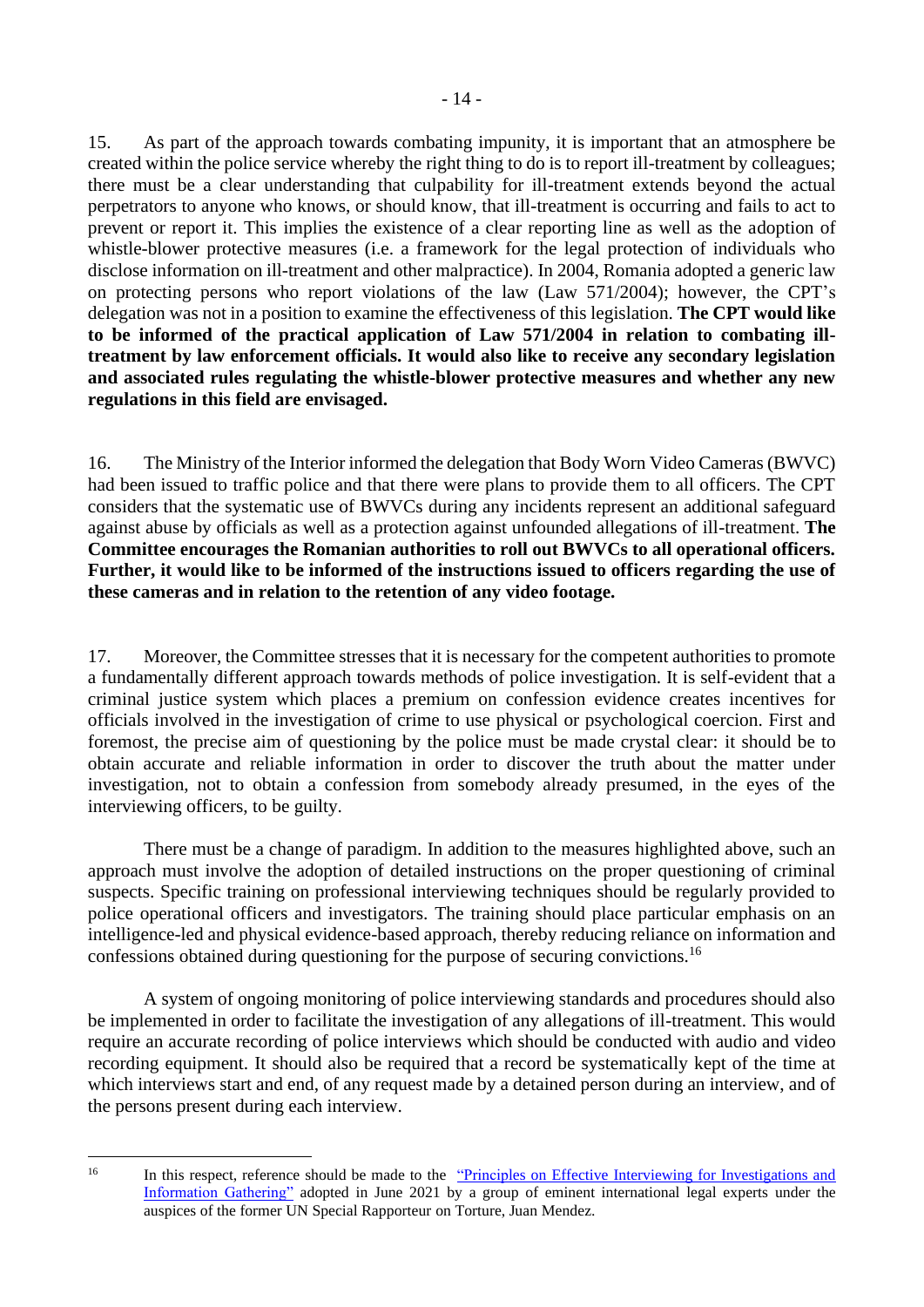15. As part of the approach towards combating impunity, it is important that an atmosphere be created within the police service whereby the right thing to do is to report ill-treatment by colleagues; there must be a clear understanding that culpability for ill-treatment extends beyond the actual perpetrators to anyone who knows, or should know, that ill-treatment is occurring and fails to act to prevent or report it. This implies the existence of a clear reporting line as well as the adoption of whistle-blower protective measures (i.e. a framework for the legal protection of individuals who disclose information on ill-treatment and other malpractice). In 2004, Romania adopted a generic law on protecting persons who report violations of the law (Law 571/2004); however, the CPT's delegation was not in a position to examine the effectiveness of this legislation. **The CPT would like to be informed of the practical application of Law 571/2004 in relation to combating ill-treatment by law enforcement officials. It would also like to receive any secondary legislation and associated rules regulating the whistle-blower protective measures and whether any new regulations in this field are envisaged.**

16. The Ministry of the Interior informed the delegation that Body Worn Video Cameras (BWVC) had been issued to traffic police and that there were plans to provide them to all officers. The CPT considers that the systematic use of BWVCs during any incidents represent an additional safeguard against abuse by officials as well as a protection against unfounded allegations of ill-treatment. **The Committee encourages the Romanian authorities to roll out BWVCs to all operational officers. Further, it would like to be informed of the instructions issued to officers regarding the use of these cameras and in relation to the retention of any video footage.**

17. Moreover, the Committee stresses that it is necessary for the competent authorities to promote a fundamentally different approach towards methods of police investigation. It is self-evident that a criminal justice system which places a premium on confession evidence creates incentives for officials involved in the investigation of crime to use physical or psychological coercion. First and foremost, the precise aim of questioning by the police must be made crystal clear: it should be to obtain accurate and reliable information in order to discover the truth about the matter under investigation, not to obtain a confession from somebody already presumed, in the eyes of the interviewing officers, to be guilty.

There must be a change of paradigm. In addition to the measures highlighted above, such an approach must involve the adoption of detailed instructions on the proper questioning of criminal suspects. Specific training on professional interviewing techniques should be regularly provided to police operational officers and investigators. The training should place particular emphasis on an intelligence-led and physical evidence-based approach, thereby reducing reliance on information and confessions obtained during questioning for the purpose of securing convictions.[16]

A system of ongoing monitoring of police interviewing standards and procedures should also be implemented in order to facilitate the investigation of any allegations of ill-treatment. This would require an accurate recording of police interviews which should be conducted with audio and video recording equipment. It should also be required that a record be systematically kept of the time at which interviews start and end, of any request made by a detained person during an interview, and of the persons present during each interview.

---

[16] In this respect, reference should be made to the "Principles on Effective Interviewing for Investigations and Information Gathering" adopted in June 2021 by a group of eminent international legal experts under the auspices of the former UN Special Rapporteur on Torture, Juan Mendez.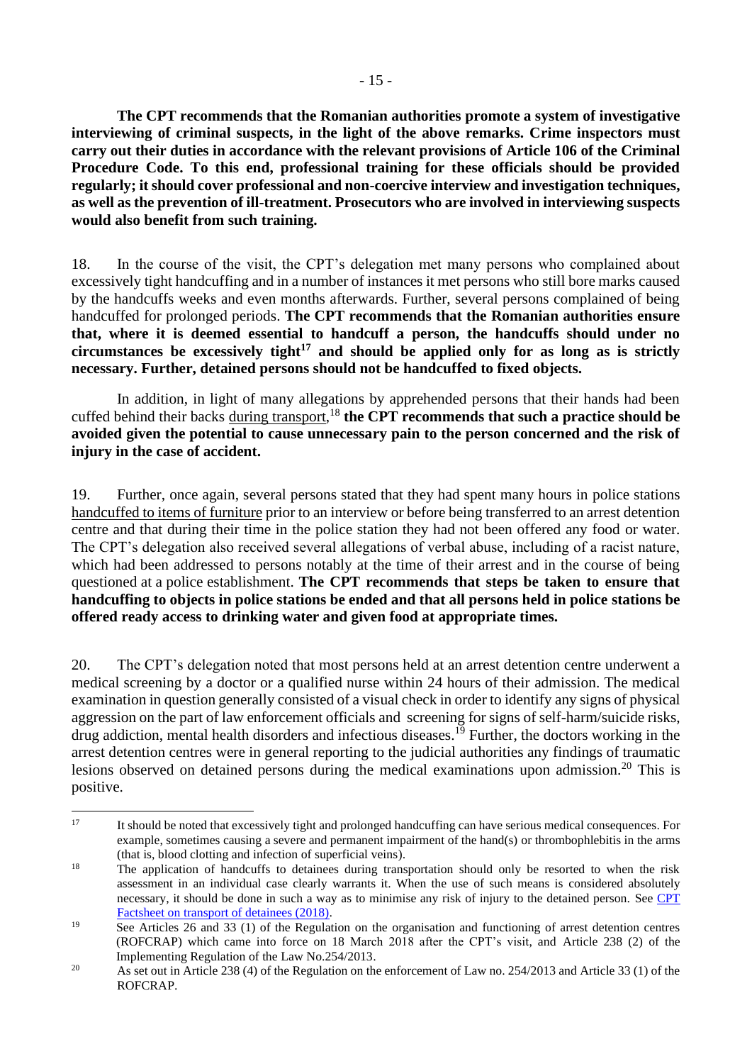**The CPT recommends that the Romanian authorities promote a system of investigative interviewing of criminal suspects, in the light of the above remarks. Crime inspectors must carry out their duties in accordance with the relevant provisions of Article 106 of the Criminal Procedure Code. To this end, professional training for these officials should be provided regularly; it should cover professional and non-coercive interview and investigation techniques, as well as the prevention of ill-treatment. Prosecutors who are involved in interviewing suspects would also benefit from such training.**

18. In the course of the visit, the CPT's delegation met many persons who complained about excessively tight handcuffing and in a number of instances it met persons who still bore marks caused by the handcuffs weeks and even months afterwards. Further, several persons complained of being handcuffed for prolonged periods. **The CPT recommends that the Romanian authorities ensure that, where it is deemed essential to handcuff a person, the handcuffs should under no circumstances be excessively tight**[17] **and should be applied only for as long as is strictly necessary. Further, detained persons should not be handcuffed to fixed objects.**

In addition, in light of many allegations by apprehended persons that their hands had been cuffed behind their backs <u>during transport</u>,[18] **the CPT recommends that such a practice should be avoided given the potential to cause unnecessary pain to the person concerned and the risk of injury in the case of accident.**

19. Further, once again, several persons stated that they had spent many hours in police stations <u>handcuffed to items of furniture</u> prior to an interview or before being transferred to an arrest detention centre and that during their time in the police station they had not been offered any food or water. The CPT's delegation also received several allegations of verbal abuse, including of a racist nature, which had been addressed to persons notably at the time of their arrest and in the course of being questioned at a police establishment. **The CPT recommends that steps be taken to ensure that handcuffing to objects in police stations be ended and that all persons held in police stations be offered ready access to drinking water and given food at appropriate times.**

20. The CPT's delegation noted that most persons held at an arrest detention centre underwent a medical screening by a doctor or a qualified nurse within 24 hours of their admission. The medical examination in question generally consisted of a visual check in order to identify any signs of physical aggression on the part of law enforcement officials and screening for signs of self-harm/suicide risks, drug addiction, mental health disorders and infectious diseases.[19] Further, the doctors working in the arrest detention centres were in general reporting to the judicial authorities any findings of traumatic lesions observed on detained persons during the medical examinations upon admission.[20] This is positive.

---

[17] It should be noted that excessively tight and prolonged handcuffing can have serious medical consequences. For example, sometimes causing a severe and permanent impairment of the hand(s) or thrombophlebitis in the arms (that is, blood clotting and infection of superficial veins).

[18] The application of handcuffs to detainees during transportation should only be resorted to when the risk assessment in an individual case clearly warrants it. When the use of such means is considered absolutely necessary, it should be done in such a way as to minimise any risk of injury to the detained person. See [CPT Factsheet on transport of detainees (2018)](#).

[19] See Articles 26 and 33 (1) of the Regulation on the organisation and functioning of arrest detention centres (ROFCRAP) which came into force on 18 March 2018 after the CPT's visit, and Article 238 (2) of the Implementing Regulation of the Law No.254/2013.

[20] As set out in Article 238 (4) of the Regulation on the enforcement of Law no. 254/2013 and Article 33 (1) of the ROFCRAP.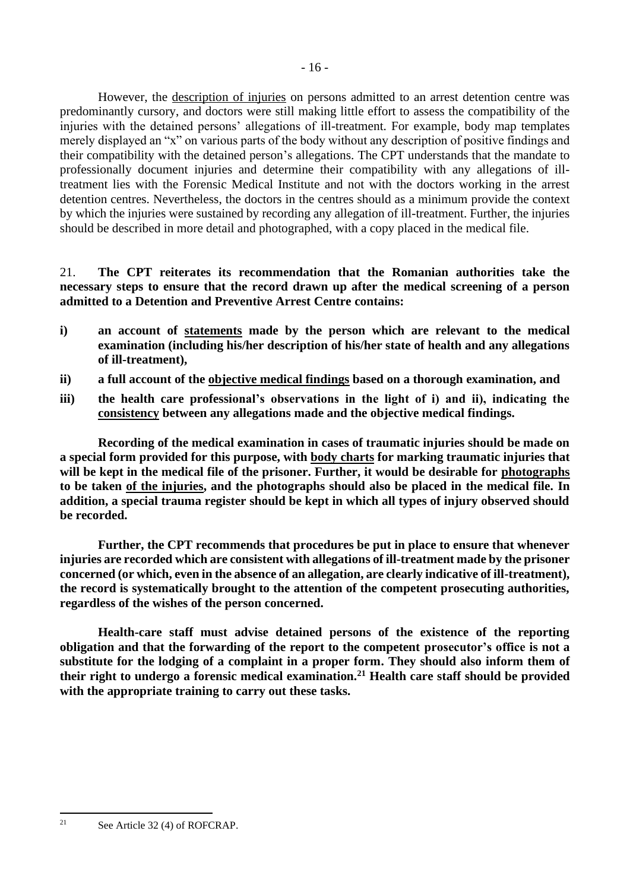However, the description of injuries on persons admitted to an arrest detention centre was predominantly cursory, and doctors were still making little effort to assess the compatibility of the injuries with the detained persons' allegations of ill-treatment. For example, body map templates merely displayed an "x" on various parts of the body without any description of positive findings and their compatibility with the detained person's allegations. The CPT understands that the mandate to professionally document injuries and determine their compatibility with any allegations of ill-treatment lies with the Forensic Medical Institute and not with the doctors working in the arrest detention centres. Nevertheless, the doctors in the centres should as a minimum provide the context by which the injuries were sustained by recording any allegation of ill-treatment. Further, the injuries should be described in more detail and photographed, with a copy placed in the medical file.

21. **The CPT reiterates its recommendation that the Romanian authorities take the necessary steps to ensure that the record drawn up after the medical screening of a person admitted to a Detention and Preventive Arrest Centre contains:**

- **i) an account of statements made by the person which are relevant to the medical examination (including his/her description of his/her state of health and any allegations of ill-treatment),**
- **ii) a full account of the objective medical findings based on a thorough examination, and**
- **iii) the health care professional's observations in the light of i) and ii), indicating the consistency between any allegations made and the objective medical findings.**

**Recording of the medical examination in cases of traumatic injuries should be made on a special form provided for this purpose, with body charts for marking traumatic injuries that will be kept in the medical file of the prisoner. Further, it would be desirable for photographs to be taken of the injuries, and the photographs should also be placed in the medical file. In addition, a special trauma register should be kept in which all types of injury observed should be recorded.**

**Further, the CPT recommends that procedures be put in place to ensure that whenever injuries are recorded which are consistent with allegations of ill-treatment made by the prisoner concerned (or which, even in the absence of an allegation, are clearly indicative of ill-treatment), the record is systematically brought to the attention of the competent prosecuting authorities, regardless of the wishes of the person concerned.**

**Health-care staff must advise detained persons of the existence of the reporting obligation and that the forwarding of the report to the competent prosecutor's office is not a substitute for the lodging of a complaint in a proper form. They should also inform them of their right to undergo a forensic medical examination.[21] Health care staff should be provided with the appropriate training to carry out these tasks.**

---

[21] See Article 32 (4) of ROFCRAP.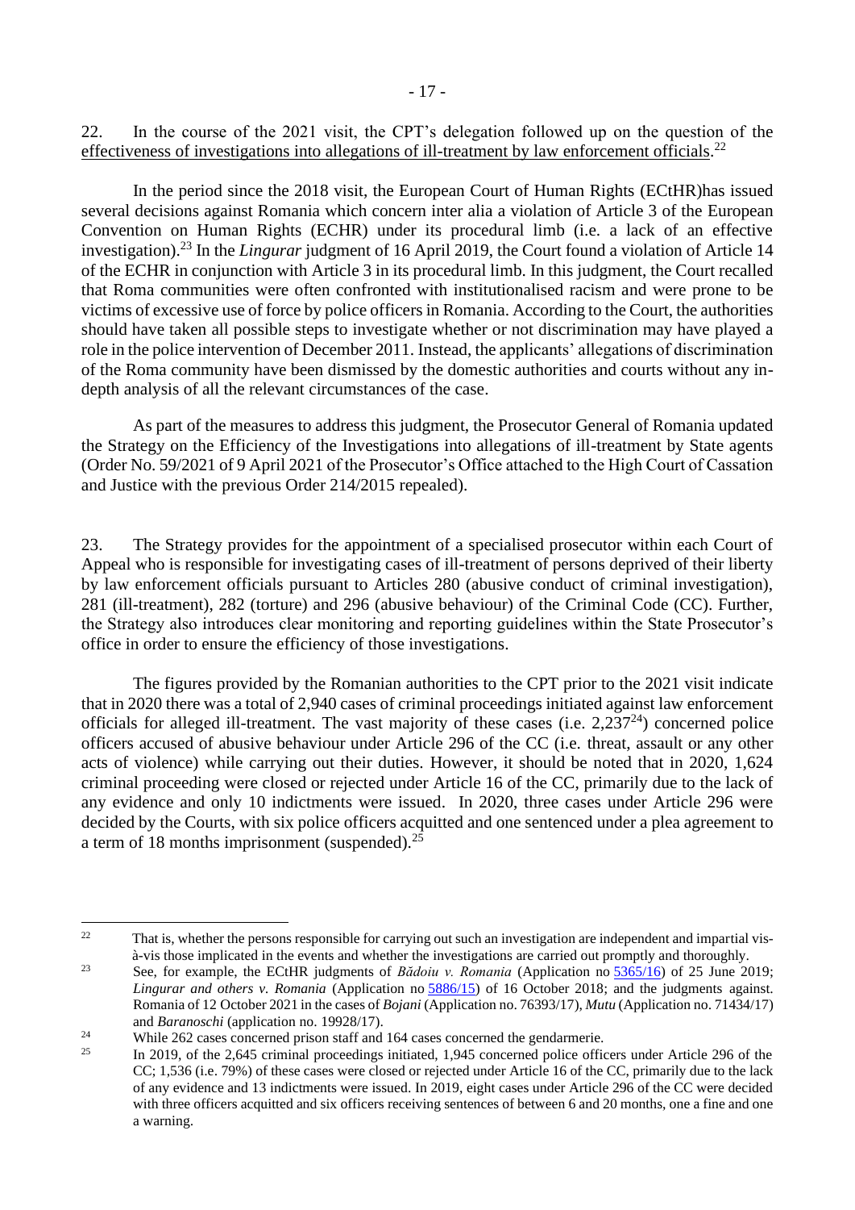22. In the course of the 2021 visit, the CPT's delegation followed up on the question of the effectiveness of investigations into allegations of ill-treatment by law enforcement officials.[22]

In the period since the 2018 visit, the European Court of Human Rights (ECtHR)has issued several decisions against Romania which concern inter alia a violation of Article 3 of the European Convention on Human Rights (ECHR) under its procedural limb (i.e. a lack of an effective investigation).[23] In the *Lingurar* judgment of 16 April 2019, the Court found a violation of Article 14 of the ECHR in conjunction with Article 3 in its procedural limb. In this judgment, the Court recalled that Roma communities were often confronted with institutionalised racism and were prone to be victims of excessive use of force by police officers in Romania. According to the Court, the authorities should have taken all possible steps to investigate whether or not discrimination may have played a role in the police intervention of December 2011. Instead, the applicants' allegations of discrimination of the Roma community have been dismissed by the domestic authorities and courts without any in-depth analysis of all the relevant circumstances of the case.

As part of the measures to address this judgment, the Prosecutor General of Romania updated the Strategy on the Efficiency of the Investigations into allegations of ill-treatment by State agents (Order No. 59/2021 of 9 April 2021 of the Prosecutor's Office attached to the High Court of Cassation and Justice with the previous Order 214/2015 repealed).

23. The Strategy provides for the appointment of a specialised prosecutor within each Court of Appeal who is responsible for investigating cases of ill-treatment of persons deprived of their liberty by law enforcement officials pursuant to Articles 280 (abusive conduct of criminal investigation), 281 (ill-treatment), 282 (torture) and 296 (abusive behaviour) of the Criminal Code (CC). Further, the Strategy also introduces clear monitoring and reporting guidelines within the State Prosecutor's office in order to ensure the efficiency of those investigations.

The figures provided by the Romanian authorities to the CPT prior to the 2021 visit indicate that in 2020 there was a total of 2,940 cases of criminal proceedings initiated against law enforcement officials for alleged ill-treatment. The vast majority of these cases (i.e. 2,237[24]) concerned police officers accused of abusive behaviour under Article 296 of the CC (i.e. threat, assault or any other acts of violence) while carrying out their duties. However, it should be noted that in 2020, 1,624 criminal proceeding were closed or rejected under Article 16 of the CC, primarily due to the lack of any evidence and only 10 indictments were issued. In 2020, three cases under Article 296 were decided by the Courts, with six police officers acquitted and one sentenced under a plea agreement to a term of 18 months imprisonment (suspended).[25]

---

[22] That is, whether the persons responsible for carrying out such an investigation are independent and impartial vis-à-vis those implicated in the events and whether the investigations are carried out promptly and thoroughly.

[23] See, for example, the ECtHR judgments of *Bădoiu v. Romania* (Application no 5365/16) of 25 June 2019; *Lingurar and others v. Romania* (Application no 5886/15) of 16 October 2018; and the judgments against. Romania of 12 October 2021 in the cases of *Bojani* (Application no. 76393/17), *Mutu* (Application no. 71434/17) and *Baranoschi* (application no. 19928/17).

[24] While 262 cases concerned prison staff and 164 cases concerned the gendarmerie.

[25] In 2019, of the 2,645 criminal proceedings initiated, 1,945 concerned police officers under Article 296 of the CC; 1,536 (i.e. 79%) of these cases were closed or rejected under Article 16 of the CC, primarily due to the lack of any evidence and 13 indictments were issued. In 2019, eight cases under Article 296 of the CC were decided with three officers acquitted and six officers receiving sentences of between 6 and 20 months, one a fine and one a warning.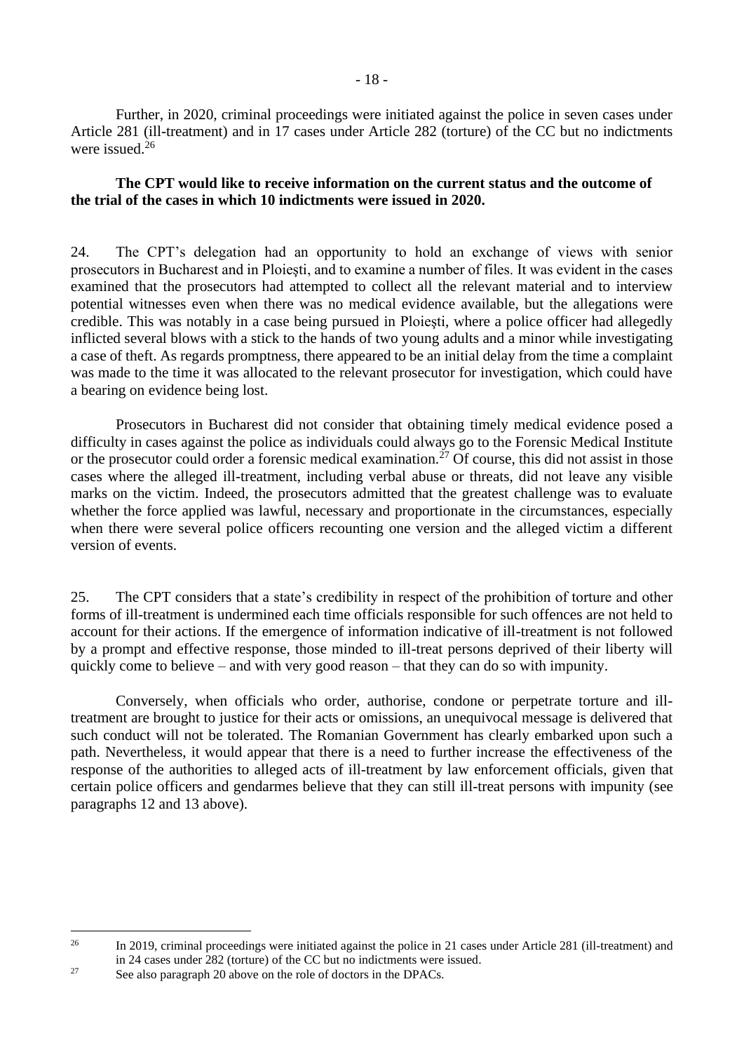Further, in 2020, criminal proceedings were initiated against the police in seven cases under Article 281 (ill-treatment) and in 17 cases under Article 282 (torture) of the CC but no indictments were issued.[26]

**The CPT would like to receive information on the current status and the outcome of the trial of the cases in which 10 indictments were issued in 2020.**

24. The CPT's delegation had an opportunity to hold an exchange of views with senior prosecutors in Bucharest and in Ploieşti, and to examine a number of files. It was evident in the cases examined that the prosecutors had attempted to collect all the relevant material and to interview potential witnesses even when there was no medical evidence available, but the allegations were credible. This was notably in a case being pursued in Ploieşti, where a police officer had allegedly inflicted several blows with a stick to the hands of two young adults and a minor while investigating a case of theft. As regards promptness, there appeared to be an initial delay from the time a complaint was made to the time it was allocated to the relevant prosecutor for investigation, which could have a bearing on evidence being lost.

Prosecutors in Bucharest did not consider that obtaining timely medical evidence posed a difficulty in cases against the police as individuals could always go to the Forensic Medical Institute or the prosecutor could order a forensic medical examination.[27] Of course, this did not assist in those cases where the alleged ill-treatment, including verbal abuse or threats, did not leave any visible marks on the victim. Indeed, the prosecutors admitted that the greatest challenge was to evaluate whether the force applied was lawful, necessary and proportionate in the circumstances, especially when there were several police officers recounting one version and the alleged victim a different version of events.

25. The CPT considers that a state's credibility in respect of the prohibition of torture and other forms of ill-treatment is undermined each time officials responsible for such offences are not held to account for their actions. If the emergence of information indicative of ill-treatment is not followed by a prompt and effective response, those minded to ill-treat persons deprived of their liberty will quickly come to believe – and with very good reason – that they can do so with impunity.

Conversely, when officials who order, authorise, condone or perpetrate torture and ill-treatment are brought to justice for their acts or omissions, an unequivocal message is delivered that such conduct will not be tolerated. The Romanian Government has clearly embarked upon such a path. Nevertheless, it would appear that there is a need to further increase the effectiveness of the response of the authorities to alleged acts of ill-treatment by law enforcement officials, given that certain police officers and gendarmes believe that they can still ill-treat persons with impunity (see paragraphs 12 and 13 above).

---

[26] In 2019, criminal proceedings were initiated against the police in 21 cases under Article 281 (ill-treatment) and in 24 cases under 282 (torture) of the CC but no indictments were issued.

[27] See also paragraph 20 above on the role of doctors in the DPACs.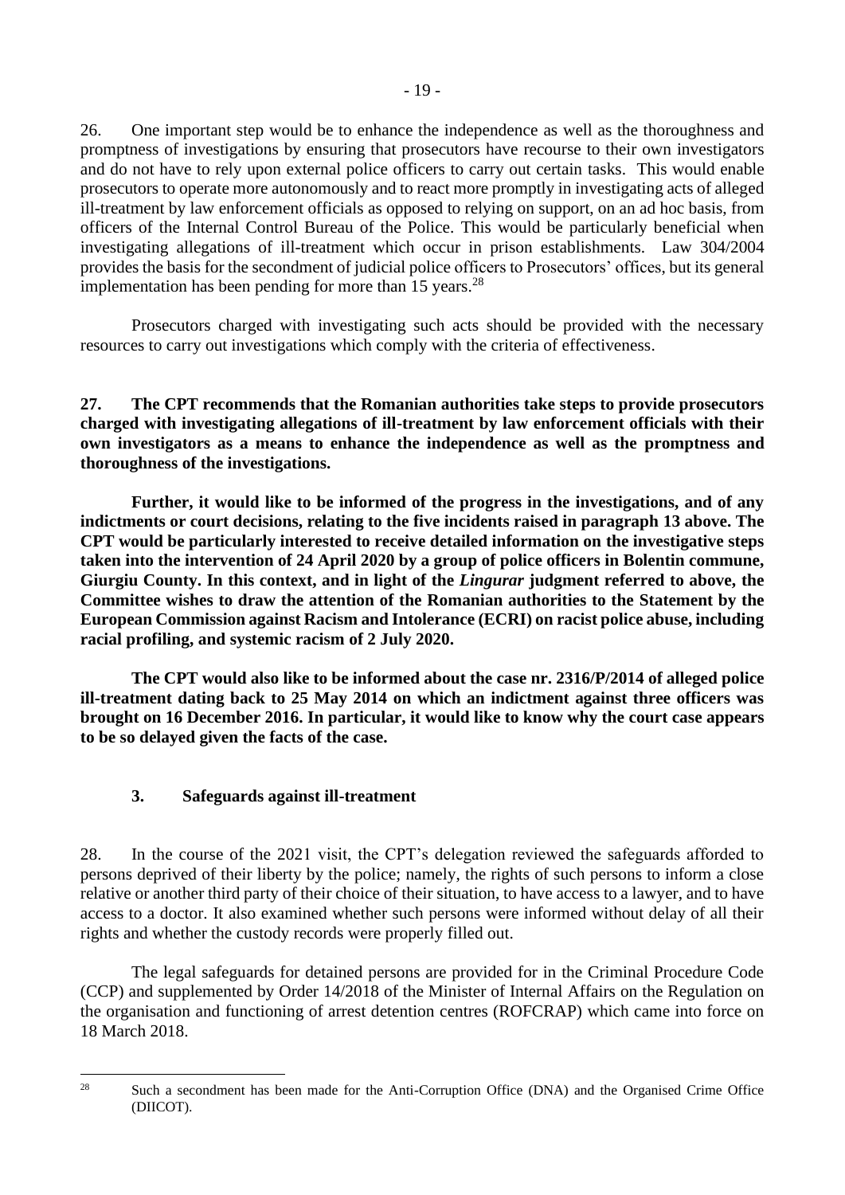26. One important step would be to enhance the independence as well as the thoroughness and promptness of investigations by ensuring that prosecutors have recourse to their own investigators and do not have to rely upon external police officers to carry out certain tasks. This would enable prosecutors to operate more autonomously and to react more promptly in investigating acts of alleged ill-treatment by law enforcement officials as opposed to relying on support, on an ad hoc basis, from officers of the Internal Control Bureau of the Police. This would be particularly beneficial when investigating allegations of ill-treatment which occur in prison establishments. Law 304/2004 provides the basis for the secondment of judicial police officers to Prosecutors' offices, but its general implementation has been pending for more than 15 years.[28]

Prosecutors charged with investigating such acts should be provided with the necessary resources to carry out investigations which comply with the criteria of effectiveness.

**27. The CPT recommends that the Romanian authorities take steps to provide prosecutors charged with investigating allegations of ill-treatment by law enforcement officials with their own investigators as a means to enhance the independence as well as the promptness and thoroughness of the investigations.**

**Further, it would like to be informed of the progress in the investigations, and of any indictments or court decisions, relating to the five incidents raised in paragraph 13 above. The CPT would be particularly interested to receive detailed information on the investigative steps taken into the intervention of 24 April 2020 by a group of police officers in Bolentin commune, Giurgiu County. In this context, and in light of the *Lingurar* judgment referred to above, the Committee wishes to draw the attention of the Romanian authorities to the Statement by the European Commission against Racism and Intolerance (ECRI) on racist police abuse, including racial profiling, and systemic racism of 2 July 2020.**

**The CPT would also like to be informed about the case nr. 2316/P/2014 of alleged police ill-treatment dating back to 25 May 2014 on which an indictment against three officers was brought on 16 December 2016. In particular, it would like to know why the court case appears to be so delayed given the facts of the case.**

### 3. Safeguards against ill-treatment

28. In the course of the 2021 visit, the CPT's delegation reviewed the safeguards afforded to persons deprived of their liberty by the police; namely, the rights of such persons to inform a close relative or another third party of their choice of their situation, to have access to a lawyer, and to have access to a doctor. It also examined whether such persons were informed without delay of all their rights and whether the custody records were properly filled out.

The legal safeguards for detained persons are provided for in the Criminal Procedure Code (CCP) and supplemented by Order 14/2018 of the Minister of Internal Affairs on the Regulation on the organisation and functioning of arrest detention centres (ROFCRAP) which came into force on 18 March 2018.

---

[28] Such a secondment has been made for the Anti-Corruption Office (DNA) and the Organised Crime Office (DIICOT).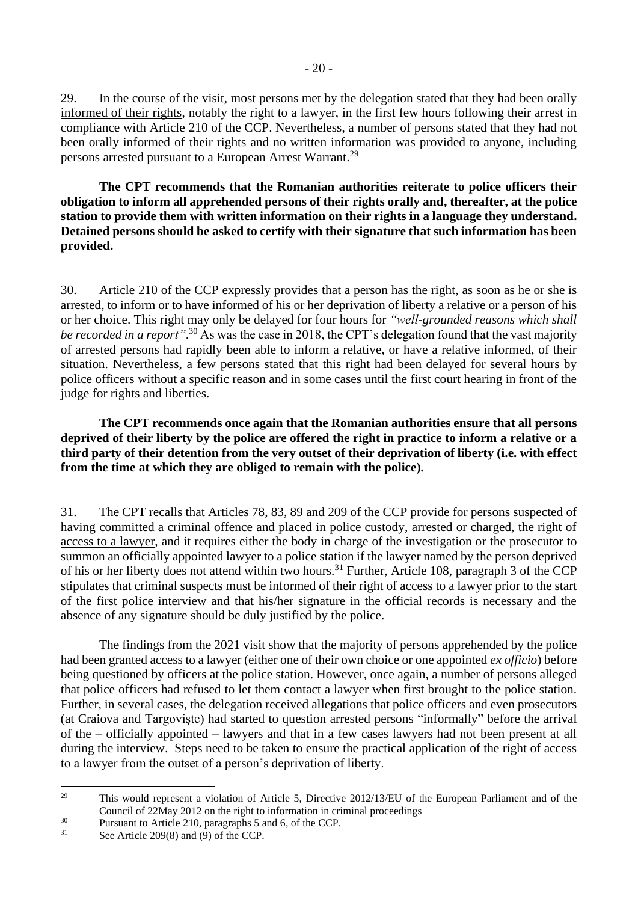29. In the course of the visit, most persons met by the delegation stated that they had been orally informed of their rights, notably the right to a lawyer, in the first few hours following their arrest in compliance with Article 210 of the CCP. Nevertheless, a number of persons stated that they had not been orally informed of their rights and no written information was provided to anyone, including persons arrested pursuant to a European Arrest Warrant.[29]

**The CPT recommends that the Romanian authorities reiterate to police officers their obligation to inform all apprehended persons of their rights orally and, thereafter, at the police station to provide them with written information on their rights in a language they understand. Detained persons should be asked to certify with their signature that such information has been provided.**

30. Article 210 of the CCP expressly provides that a person has the right, as soon as he or she is arrested, to inform or to have informed of his or her deprivation of liberty a relative or a person of his or her choice. This right may only be delayed for four hours for *"well-grounded reasons which shall be recorded in a report"*.[30] As was the case in 2018, the CPT's delegation found that the vast majority of arrested persons had rapidly been able to inform a relative, or have a relative informed, of their situation. Nevertheless, a few persons stated that this right had been delayed for several hours by police officers without a specific reason and in some cases until the first court hearing in front of the judge for rights and liberties.

**The CPT recommends once again that the Romanian authorities ensure that all persons deprived of their liberty by the police are offered the right in practice to inform a relative or a third party of their detention from the very outset of their deprivation of liberty (i.e. with effect from the time at which they are obliged to remain with the police).**

31. The CPT recalls that Articles 78, 83, 89 and 209 of the CCP provide for persons suspected of having committed a criminal offence and placed in police custody, arrested or charged, the right of access to a lawyer, and it requires either the body in charge of the investigation or the prosecutor to summon an officially appointed lawyer to a police station if the lawyer named by the person deprived of his or her liberty does not attend within two hours.[31] Further, Article 108, paragraph 3 of the CCP stipulates that criminal suspects must be informed of their right of access to a lawyer prior to the start of the first police interview and that his/her signature in the official records is necessary and the absence of any signature should be duly justified by the police.

The findings from the 2021 visit show that the majority of persons apprehended by the police had been granted access to a lawyer (either one of their own choice or one appointed *ex officio*) before being questioned by officers at the police station. However, once again, a number of persons alleged that police officers had refused to let them contact a lawyer when first brought to the police station. Further, in several cases, the delegation received allegations that police officers and even prosecutors (at Craiova and Targovişte) had started to question arrested persons "informally" before the arrival of the – officially appointed – lawyers and that in a few cases lawyers had not been present at all during the interview. Steps need to be taken to ensure the practical application of the right of access to a lawyer from the outset of a person's deprivation of liberty.

---

[29] This would represent a violation of Article 5, Directive 2012/13/EU of the European Parliament and of the Council of 22May 2012 on the right to information in criminal proceedings

[30] Pursuant to Article 210, paragraphs 5 and 6, of the CCP.

[31] See Article 209(8) and (9) of the CCP.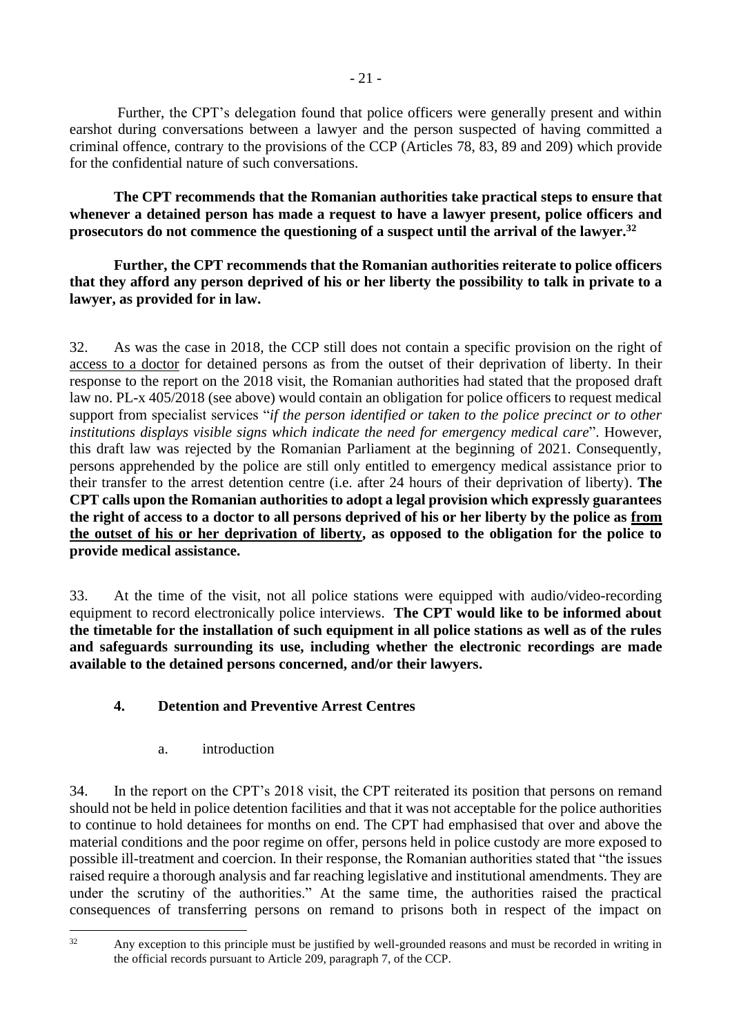Further, the CPT's delegation found that police officers were generally present and within earshot during conversations between a lawyer and the person suspected of having committed a criminal offence, contrary to the provisions of the CCP (Articles 78, 83, 89 and 209) which provide for the confidential nature of such conversations.

**The CPT recommends that the Romanian authorities take practical steps to ensure that whenever a detained person has made a request to have a lawyer present, police officers and prosecutors do not commence the questioning of a suspect until the arrival of the lawyer.**[32]

**Further, the CPT recommends that the Romanian authorities reiterate to police officers that they afford any person deprived of his or her liberty the possibility to talk in private to a lawyer, as provided for in law.**

32. As was the case in 2018, the CCP still does not contain a specific provision on the right of access to a doctor for detained persons as from the outset of their deprivation of liberty. In their response to the report on the 2018 visit, the Romanian authorities had stated that the proposed draft law no. PL-x 405/2018 (see above) would contain an obligation for police officers to request medical support from specialist services "*if the person identified or taken to the police precinct or to other institutions displays visible signs which indicate the need for emergency medical care*". However, this draft law was rejected by the Romanian Parliament at the beginning of 2021. Consequently, persons apprehended by the police are still only entitled to emergency medical assistance prior to their transfer to the arrest detention centre (i.e. after 24 hours of their deprivation of liberty). **The CPT calls upon the Romanian authorities to adopt a legal provision which expressly guarantees the right of access to a doctor to all persons deprived of his or her liberty by the police as from the outset of his or her deprivation of liberty, as opposed to the obligation for the police to provide medical assistance.**

33. At the time of the visit, not all police stations were equipped with audio/video-recording equipment to record electronically police interviews. **The CPT would like to be informed about the timetable for the installation of such equipment in all police stations as well as of the rules and safeguards surrounding its use, including whether the electronic recordings are made available to the detained persons concerned, and/or their lawyers.**

### 4. Detention and Preventive Arrest Centres

#### a. introduction

34. In the report on the CPT's 2018 visit, the CPT reiterated its position that persons on remand should not be held in police detention facilities and that it was not acceptable for the police authorities to continue to hold detainees for months on end. The CPT had emphasised that over and above the material conditions and the poor regime on offer, persons held in police custody are more exposed to possible ill-treatment and coercion. In their response, the Romanian authorities stated that "the issues raised require a thorough analysis and far reaching legislative and institutional amendments. They are under the scrutiny of the authorities." At the same time, the authorities raised the practical consequences of transferring persons on remand to prisons both in respect of the impact on

[32] Any exception to this principle must be justified by well-grounded reasons and must be recorded in writing in the official records pursuant to Article 209, paragraph 7, of the CCP.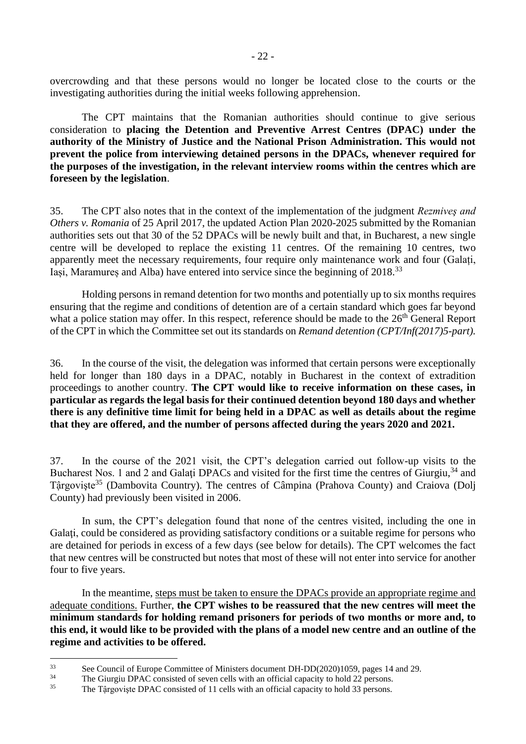overcrowding and that these persons would no longer be located close to the courts or the investigating authorities during the initial weeks following apprehension.

The CPT maintains that the Romanian authorities should continue to give serious consideration to **placing the Detention and Preventive Arrest Centres (DPAC) under the authority of the Ministry of Justice and the National Prison Administration. This would not prevent the police from interviewing detained persons in the DPACs, whenever required for the purposes of the investigation, in the relevant interview rooms within the centres which are foreseen by the legislation**.

35. The CPT also notes that in the context of the implementation of the judgment *Rezmiveş and Others v. Romania* of 25 April 2017, the updated Action Plan 2020-2025 submitted by the Romanian authorities sets out that 30 of the 52 DPACs will be newly built and that, in Bucharest, a new single centre will be developed to replace the existing 11 centres. Of the remaining 10 centres, two apparently meet the necessary requirements, four require only maintenance work and four (Galaţi, Iaşi, Maramureş and Alba) have entered into service since the beginning of 2018.[33]

Holding persons in remand detention for two months and potentially up to six months requires ensuring that the regime and conditions of detention are of a certain standard which goes far beyond what a police station may offer. In this respect, reference should be made to the 26th General Report of the CPT in which the Committee set out its standards on *Remand detention (CPT/Inf(2017)5-part).*

36. In the course of the visit, the delegation was informed that certain persons were exceptionally held for longer than 180 days in a DPAC, notably in Bucharest in the context of extradition proceedings to another country. **The CPT would like to receive information on these cases, in particular as regards the legal basis for their continued detention beyond 180 days and whether there is any definitive time limit for being held in a DPAC as well as details about the regime that they are offered, and the number of persons affected during the years 2020 and 2021.**

37. In the course of the 2021 visit, the CPT's delegation carried out follow-up visits to the Bucharest Nos. 1 and 2 and Galaţi DPACs and visited for the first time the centres of Giurgiu,[34] and Târgovişte[35] (Dambovita Country). The centres of Câmpina (Prahova County) and Craiova (Dolj County) had previously been visited in 2006.

In sum, the CPT's delegation found that none of the centres visited, including the one in Galaţi, could be considered as providing satisfactory conditions or a suitable regime for persons who are detained for periods in excess of a few days (see below for details). The CPT welcomes the fact that new centres will be constructed but notes that most of these will not enter into service for another four to five years.

In the meantime, steps must be taken to ensure the DPACs provide an appropriate regime and adequate conditions. Further, **the CPT wishes to be reassured that the new centres will meet the minimum standards for holding remand prisoners for periods of two months or more and, to this end, it would like to be provided with the plans of a model new centre and an outline of the regime and activities to be offered.**

---

[33] See Council of Europe Committee of Ministers document DH-DD(2020)1059, pages 14 and 29.

[34] The Giurgiu DPAC consisted of seven cells with an official capacity to hold 22 persons.

[35] The Târgovişte DPAC consisted of 11 cells with an official capacity to hold 33 persons.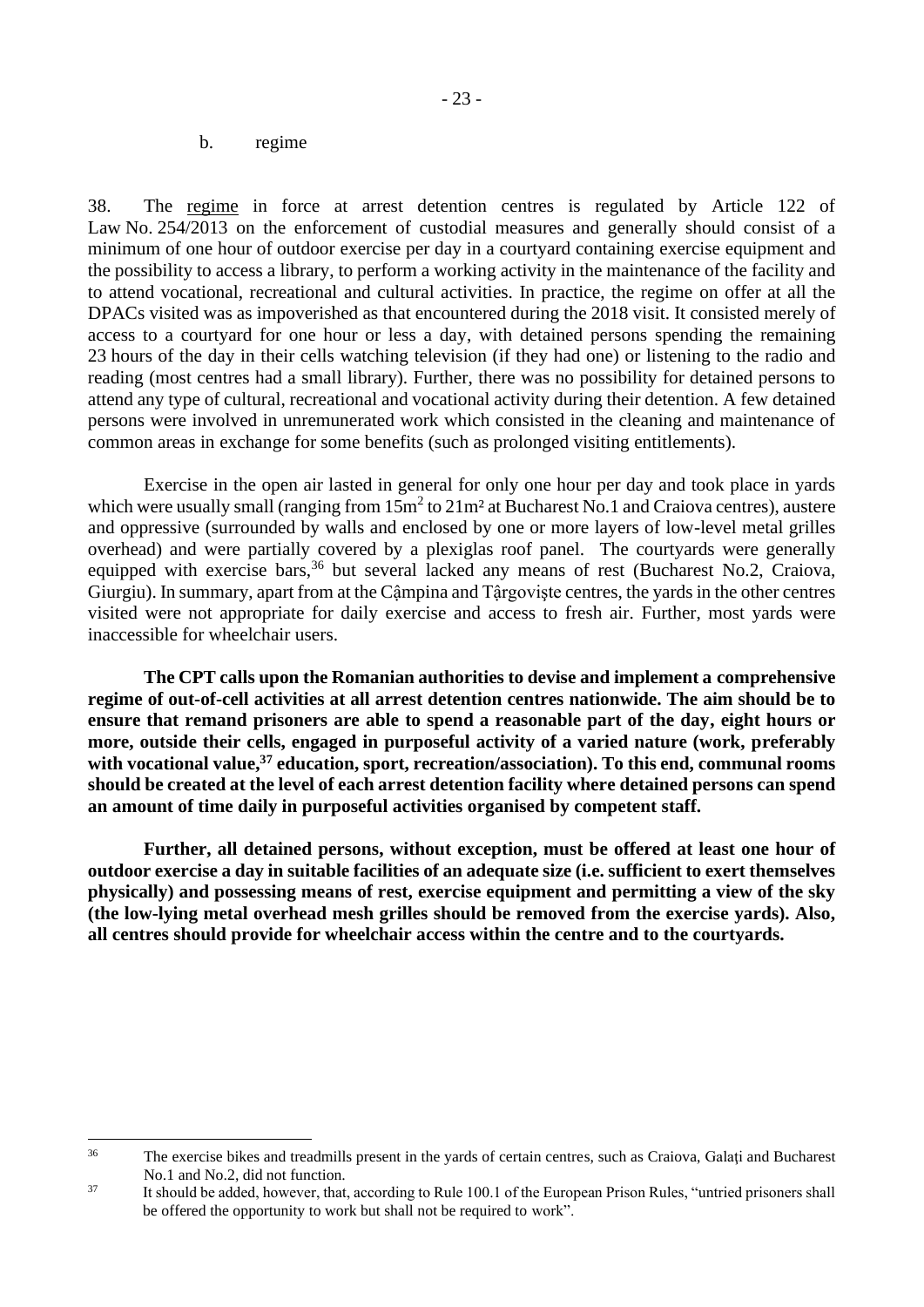b. regime

38. The regime in force at arrest detention centres is regulated by Article 122 of Law No. 254/2013 on the enforcement of custodial measures and generally should consist of a minimum of one hour of outdoor exercise per day in a courtyard containing exercise equipment and the possibility to access a library, to perform a working activity in the maintenance of the facility and to attend vocational, recreational and cultural activities. In practice, the regime on offer at all the DPACs visited was as impoverished as that encountered during the 2018 visit. It consisted merely of access to a courtyard for one hour or less a day, with detained persons spending the remaining 23 hours of the day in their cells watching television (if they had one) or listening to the radio and reading (most centres had a small library). Further, there was no possibility for detained persons to attend any type of cultural, recreational and vocational activity during their detention. A few detained persons were involved in unremunerated work which consisted in the cleaning and maintenance of common areas in exchange for some benefits (such as prolonged visiting entitlements).

Exercise in the open air lasted in general for only one hour per day and took place in yards which were usually small (ranging from 15m² to 21m² at Bucharest No.1 and Craiova centres), austere and oppressive (surrounded by walls and enclosed by one or more layers of low-level metal grilles overhead) and were partially covered by a plexiglas roof panel. The courtyards were generally equipped with exercise bars,[36] but several lacked any means of rest (Bucharest No.2, Craiova, Giurgiu). In summary, apart from at the Cậmpina and Tậrgovişte centres, the yards in the other centres visited were not appropriate for daily exercise and access to fresh air. Further, most yards were inaccessible for wheelchair users.

**The CPT calls upon the Romanian authorities to devise and implement a comprehensive regime of out-of-cell activities at all arrest detention centres nationwide. The aim should be to ensure that remand prisoners are able to spend a reasonable part of the day, eight hours or more, outside their cells, engaged in purposeful activity of a varied nature (work, preferably with vocational value,[37] education, sport, recreation/association). To this end, communal rooms should be created at the level of each arrest detention facility where detained persons can spend an amount of time daily in purposeful activities organised by competent staff.**

**Further, all detained persons, without exception, must be offered at least one hour of outdoor exercise a day in suitable facilities of an adequate size (i.e. sufficient to exert themselves physically) and possessing means of rest, exercise equipment and permitting a view of the sky (the low-lying metal overhead mesh grilles should be removed from the exercise yards). Also, all centres should provide for wheelchair access within the centre and to the courtyards.**

---

[36] The exercise bikes and treadmills present in the yards of certain centres, such as Craiova, Galați and Bucharest No.1 and No.2, did not function.

[37] It should be added, however, that, according to Rule 100.1 of the European Prison Rules, "untried prisoners shall be offered the opportunity to work but shall not be required to work".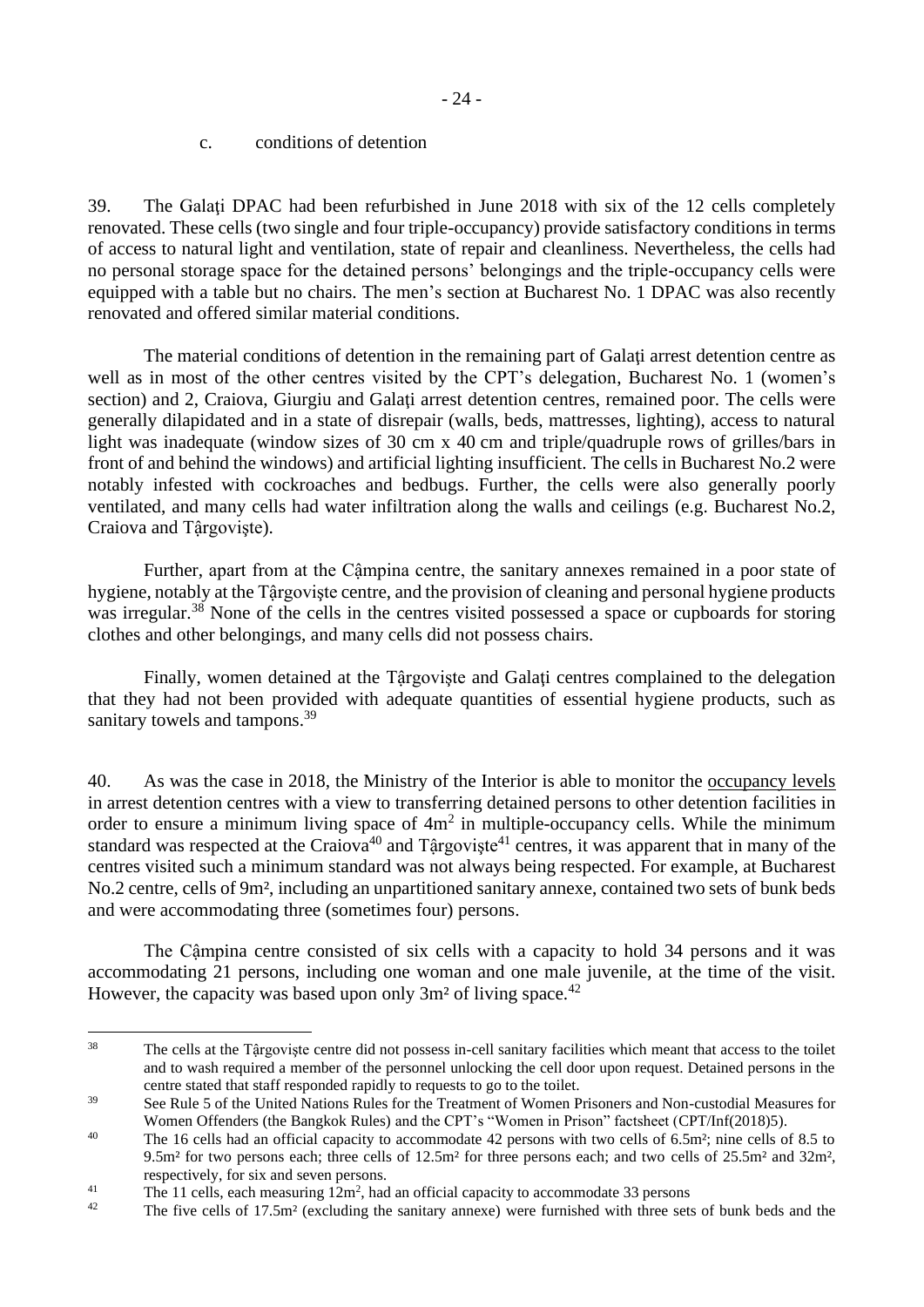c. conditions of detention

39. The Galaţi DPAC had been refurbished in June 2018 with six of the 12 cells completely renovated. These cells (two single and four triple-occupancy) provide satisfactory conditions in terms of access to natural light and ventilation, state of repair and cleanliness. Nevertheless, the cells had no personal storage space for the detained persons' belongings and the triple-occupancy cells were equipped with a table but no chairs. The men's section at Bucharest No. 1 DPAC was also recently renovated and offered similar material conditions.

The material conditions of detention in the remaining part of Galaţi arrest detention centre as well as in most of the other centres visited by the CPT's delegation, Bucharest No. 1 (women's section) and 2, Craiova, Giurgiu and Galaţi arrest detention centres, remained poor. The cells were generally dilapidated and in a state of disrepair (walls, beds, mattresses, lighting), access to natural light was inadequate (window sizes of 30 cm x 40 cm and triple/quadruple rows of grilles/bars in front of and behind the windows) and artificial lighting insufficient. The cells in Bucharest No.2 were notably infested with cockroaches and bedbugs. Further, the cells were also generally poorly ventilated, and many cells had water infiltration along the walls and ceilings (e.g. Bucharest No.2, Craiova and Târgovişte).

Further, apart from at the Câmpina centre, the sanitary annexes remained in a poor state of hygiene, notably at the Târgovişte centre, and the provision of cleaning and personal hygiene products was irregular.[38] None of the cells in the centres visited possessed a space or cupboards for storing clothes and other belongings, and many cells did not possess chairs.

Finally, women detained at the Târgovişte and Galaţi centres complained to the delegation that they had not been provided with adequate quantities of essential hygiene products, such as sanitary towels and tampons.[39]

40. As was the case in 2018, the Ministry of the Interior is able to monitor the occupancy levels in arrest detention centres with a view to transferring detained persons to other detention facilities in order to ensure a minimum living space of $4m^2$ in multiple-occupancy cells. While the minimum standard was respected at the Craiova[40] and Târgovişte[41] centres, it was apparent that in many of the centres visited such a minimum standard was not always being respected. For example, at Bucharest No.2 centre, cells of 9m², including an unpartitioned sanitary annexe, contained two sets of bunk beds and were accommodating three (sometimes four) persons.

The Câmpina centre consisted of six cells with a capacity to hold 34 persons and it was accommodating 21 persons, including one woman and one male juvenile, at the time of the visit. However, the capacity was based upon only 3m² of living space.[42]

---

[38] The cells at the Târgovişte centre did not possess in-cell sanitary facilities which meant that access to the toilet and to wash required a member of the personnel unlocking the cell door upon request. Detained persons in the centre stated that staff responded rapidly to requests to go to the toilet.

[39] See Rule 5 of the United Nations Rules for the Treatment of Women Prisoners and Non-custodial Measures for Women Offenders (the Bangkok Rules) and the CPT's "Women in Prison" factsheet (CPT/Inf(2018)5).

[40] The 16 cells had an official capacity to accommodate 42 persons with two cells of 6.5m²; nine cells of 8.5 to 9.5m² for two persons each; three cells of 12.5m² for three persons each; and two cells of 25.5m² and 32m², respectively, for six and seven persons.

[41] The 11 cells, each measuring $12m^2$, had an official capacity to accommodate 33 persons

[42] The five cells of 17.5m² (excluding the sanitary annexe) were furnished with three sets of bunk beds and the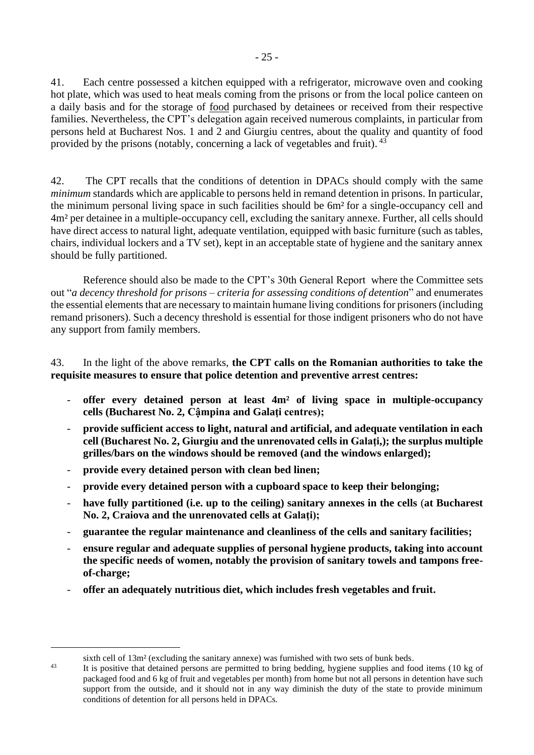41. Each centre possessed a kitchen equipped with a refrigerator, microwave oven and cooking hot plate, which was used to heat meals coming from the prisons or from the local police canteen on a daily basis and for the storage of food purchased by detainees or received from their respective families. Nevertheless, the CPT's delegation again received numerous complaints, in particular from persons held at Bucharest Nos. 1 and 2 and Giurgiu centres, about the quality and quantity of food provided by the prisons (notably, concerning a lack of vegetables and fruit). [43]

42. The CPT recalls that the conditions of detention in DPACs should comply with the same *minimum* standards which are applicable to persons held in remand detention in prisons. In particular, the minimum personal living space in such facilities should be 6m² for a single-occupancy cell and 4m² per detainee in a multiple-occupancy cell, excluding the sanitary annexe. Further, all cells should have direct access to natural light, adequate ventilation, equipped with basic furniture (such as tables, chairs, individual lockers and a TV set), kept in an acceptable state of hygiene and the sanitary annex should be fully partitioned.

Reference should also be made to the CPT's 30th General Report where the Committee sets out "*a decency threshold for prisons – criteria for assessing conditions of detention*" and enumerates the essential elements that are necessary to maintain humane living conditions for prisoners (including remand prisoners). Such a decency threshold is essential for those indigent prisoners who do not have any support from family members.

43. In the light of the above remarks, **the CPT calls on the Romanian authorities to take the requisite measures to ensure that police detention and preventive arrest centres:**

- **offer every detained person at least 4m² of living space in multiple-occupancy cells (Bucharest No. 2, Câmpina and Galați centres);**
- **provide sufficient access to light, natural and artificial, and adequate ventilation in each cell (Bucharest No. 2, Giurgiu and the unrenovated cells in Galați,); the surplus multiple grilles/bars on the windows should be removed (and the windows enlarged);**
- **provide every detained person with clean bed linen;**
- **provide every detained person with a cupboard space to keep their belonging;**
- **have fully partitioned (i.e. up to the ceiling) sanitary annexes in the cells (at Bucharest No. 2, Craiova and the unrenovated cells at Galați);**
- **guarantee the regular maintenance and cleanliness of the cells and sanitary facilities;**
- **ensure regular and adequate supplies of personal hygiene products, taking into account the specific needs of women, notably the provision of sanitary towels and tampons free-of-charge;**
- **offer an adequately nutritious diet, which includes fresh vegetables and fruit.**

---

sixth cell of 13m² (excluding the sanitary annexe) was furnished with two sets of bunk beds.

[43] It is positive that detained persons are permitted to bring bedding, hygiene supplies and food items (10 kg of packaged food and 6 kg of fruit and vegetables per month) from home but not all persons in detention have such support from the outside, and it should not in any way diminish the duty of the state to provide minimum conditions of detention for all persons held in DPACs.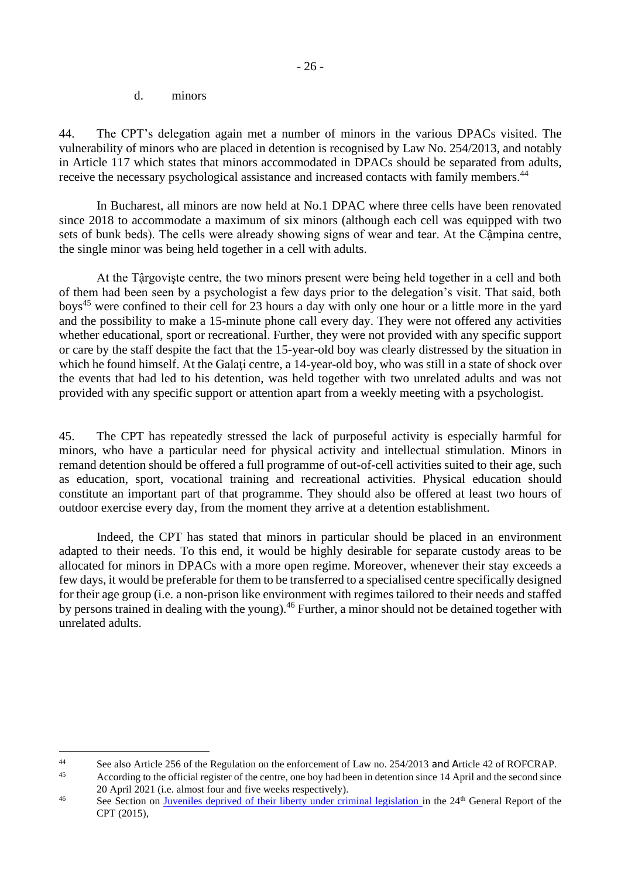d. minors

44. The CPT's delegation again met a number of minors in the various DPACs visited. The vulnerability of minors who are placed in detention is recognised by Law No. 254/2013, and notably in Article 117 which states that minors accommodated in DPACs should be separated from adults, receive the necessary psychological assistance and increased contacts with family members.[44]

In Bucharest, all minors are now held at No.1 DPAC where three cells have been renovated since 2018 to accommodate a maximum of six minors (although each cell was equipped with two sets of bunk beds). The cells were already showing signs of wear and tear. At the Câmpina centre, the single minor was being held together in a cell with adults.

At the Târgoviște centre, the two minors present were being held together in a cell and both of them had been seen by a psychologist a few days prior to the delegation's visit. That said, both boys[45] were confined to their cell for 23 hours a day with only one hour or a little more in the yard and the possibility to make a 15-minute phone call every day. They were not offered any activities whether educational, sport or recreational. Further, they were not provided with any specific support or care by the staff despite the fact that the 15-year-old boy was clearly distressed by the situation in which he found himself. At the Galați centre, a 14-year-old boy, who was still in a state of shock over the events that had led to his detention, was held together with two unrelated adults and was not provided with any specific support or attention apart from a weekly meeting with a psychologist.

45. The CPT has repeatedly stressed the lack of purposeful activity is especially harmful for minors, who have a particular need for physical activity and intellectual stimulation. Minors in remand detention should be offered a full programme of out-of-cell activities suited to their age, such as education, sport, vocational training and recreational activities. Physical education should constitute an important part of that programme. They should also be offered at least two hours of outdoor exercise every day, from the moment they arrive at a detention establishment.

Indeed, the CPT has stated that minors in particular should be placed in an environment adapted to their needs. To this end, it would be highly desirable for separate custody areas to be allocated for minors in DPACs with a more open regime. Moreover, whenever their stay exceeds a few days, it would be preferable for them to be transferred to a specialised centre specifically designed for their age group (i.e. a non-prison like environment with regimes tailored to their needs and staffed by persons trained in dealing with the young).[46] Further, a minor should not be detained together with unrelated adults.

---

[44] See also Article 256 of the Regulation on the enforcement of Law no. 254/2013 and Article 42 of ROFCRAP.

[45] According to the official register of the centre, one boy had been in detention since 14 April and the second since 20 April 2021 (i.e. almost four and five weeks respectively).

[46] See Section on Juveniles deprived of their liberty under criminal legislation in the 24th General Report of the CPT (2015),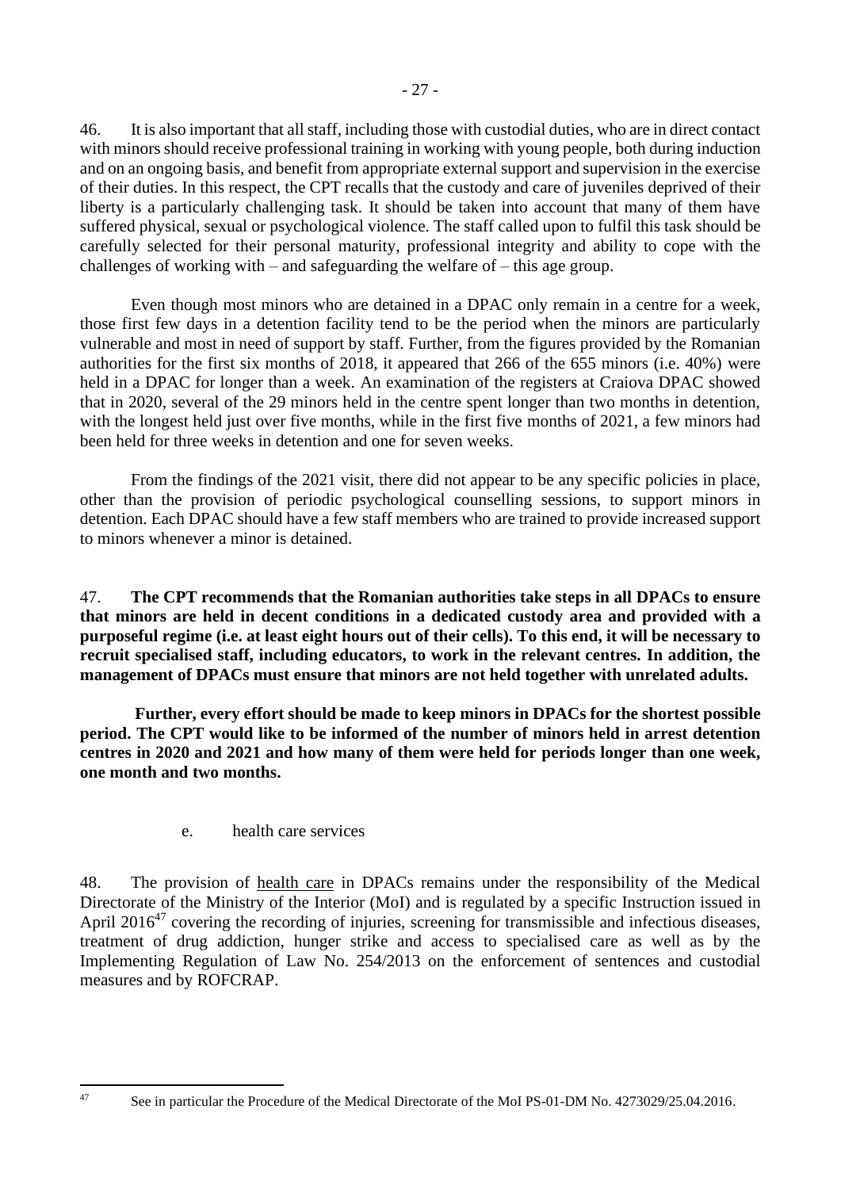46. It is also important that all staff, including those with custodial duties, who are in direct contact with minors should receive professional training in working with young people, both during induction and on an ongoing basis, and benefit from appropriate external support and supervision in the exercise of their duties. In this respect, the CPT recalls that the custody and care of juveniles deprived of their liberty is a particularly challenging task. It should be taken into account that many of them have suffered physical, sexual or psychological violence. The staff called upon to fulfil this task should be carefully selected for their personal maturity, professional integrity and ability to cope with the challenges of working with – and safeguarding the welfare of – this age group.

Even though most minors who are detained in a DPAC only remain in a centre for a week, those first few days in a detention facility tend to be the period when the minors are particularly vulnerable and most in need of support by staff. Further, from the figures provided by the Romanian authorities for the first six months of 2018, it appeared that 266 of the 655 minors (i.e. 40%) were held in a DPAC for longer than a week. An examination of the registers at Craiova DPAC showed that in 2020, several of the 29 minors held in the centre spent longer than two months in detention, with the longest held just over five months, while in the first five months of 2021, a few minors had been held for three weeks in detention and one for seven weeks.

From the findings of the 2021 visit, there did not appear to be any specific policies in place, other than the provision of periodic psychological counselling sessions, to support minors in detention. Each DPAC should have a few staff members who are trained to provide increased support to minors whenever a minor is detained.

47. **The CPT recommends that the Romanian authorities take steps in all DPACs to ensure that minors are held in decent conditions in a dedicated custody area and provided with a purposeful regime (i.e. at least eight hours out of their cells). To this end, it will be necessary to recruit specialised staff, including educators, to work in the relevant centres. In addition, the management of DPACs must ensure that minors are not held together with unrelated adults.**

**Further, every effort should be made to keep minors in DPACs for the shortest possible period. The CPT would like to be informed of the number of minors held in arrest detention centres in 2020 and 2021 and how many of them were held for periods longer than one week, one month and two months.**

### e. health care services

48. The provision of health care in DPACs remains under the responsibility of the Medical Directorate of the Ministry of the Interior (MoI) and is regulated by a specific Instruction issued in April 2016[47] covering the recording of injuries, screening for transmissible and infectious diseases, treatment of drug addiction, hunger strike and access to specialised care as well as by the Implementing Regulation of Law No. 254/2013 on the enforcement of sentences and custodial measures and by ROFCRAP.

---

[47] See in particular the Procedure of the Medical Directorate of the MoI PS-01-DM No. 4273029/25.04.2016.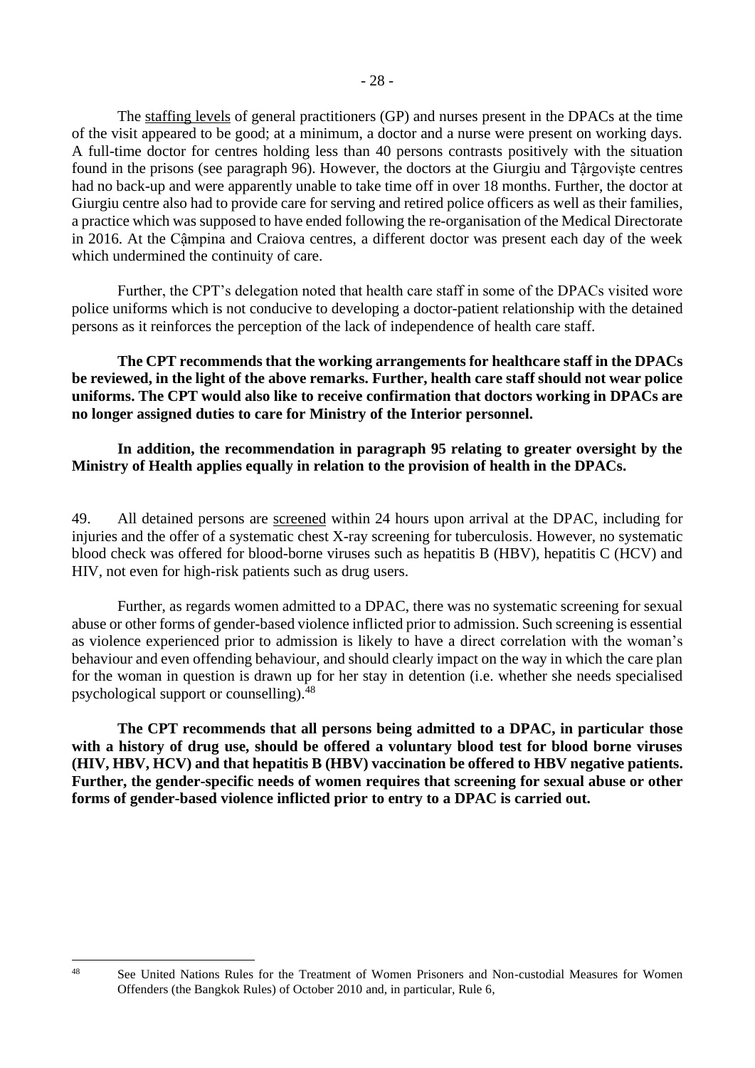The staffing levels of general practitioners (GP) and nurses present in the DPACs at the time of the visit appeared to be good; at a minimum, a doctor and a nurse were present on working days. A full-time doctor for centres holding less than 40 persons contrasts positively with the situation found in the prisons (see paragraph 96). However, the doctors at the Giurgiu and Târgoviște centres had no back-up and were apparently unable to take time off in over 18 months. Further, the doctor at Giurgiu centre also had to provide care for serving and retired police officers as well as their families, a practice which was supposed to have ended following the re-organisation of the Medical Directorate in 2016. At the Câmpina and Craiova centres, a different doctor was present each day of the week which undermined the continuity of care.

Further, the CPT's delegation noted that health care staff in some of the DPACs visited wore police uniforms which is not conducive to developing a doctor-patient relationship with the detained persons as it reinforces the perception of the lack of independence of health care staff.

**The CPT recommends that the working arrangements for healthcare staff in the DPACs be reviewed, in the light of the above remarks. Further, health care staff should not wear police uniforms. The CPT would also like to receive confirmation that doctors working in DPACs are no longer assigned duties to care for Ministry of the Interior personnel.**

**In addition, the recommendation in paragraph 95 relating to greater oversight by the Ministry of Health applies equally in relation to the provision of health in the DPACs.**

49. All detained persons are screened within 24 hours upon arrival at the DPAC, including for injuries and the offer of a systematic chest X-ray screening for tuberculosis. However, no systematic blood check was offered for blood-borne viruses such as hepatitis B (HBV), hepatitis C (HCV) and HIV, not even for high-risk patients such as drug users.

Further, as regards women admitted to a DPAC, there was no systematic screening for sexual abuse or other forms of gender-based violence inflicted prior to admission. Such screening is essential as violence experienced prior to admission is likely to have a direct correlation with the woman's behaviour and even offending behaviour, and should clearly impact on the way in which the care plan for the woman in question is drawn up for her stay in detention (i.e. whether she needs specialised psychological support or counselling).[48]

**The CPT recommends that all persons being admitted to a DPAC, in particular those with a history of drug use, should be offered a voluntary blood test for blood borne viruses (HIV, HBV, HCV) and that hepatitis B (HBV) vaccination be offered to HBV negative patients. Further, the gender-specific needs of women requires that screening for sexual abuse or other forms of gender-based violence inflicted prior to entry to a DPAC is carried out.**

---

[48] See United Nations Rules for the Treatment of Women Prisoners and Non-custodial Measures for Women Offenders (the Bangkok Rules) of October 2010 and, in particular, Rule 6,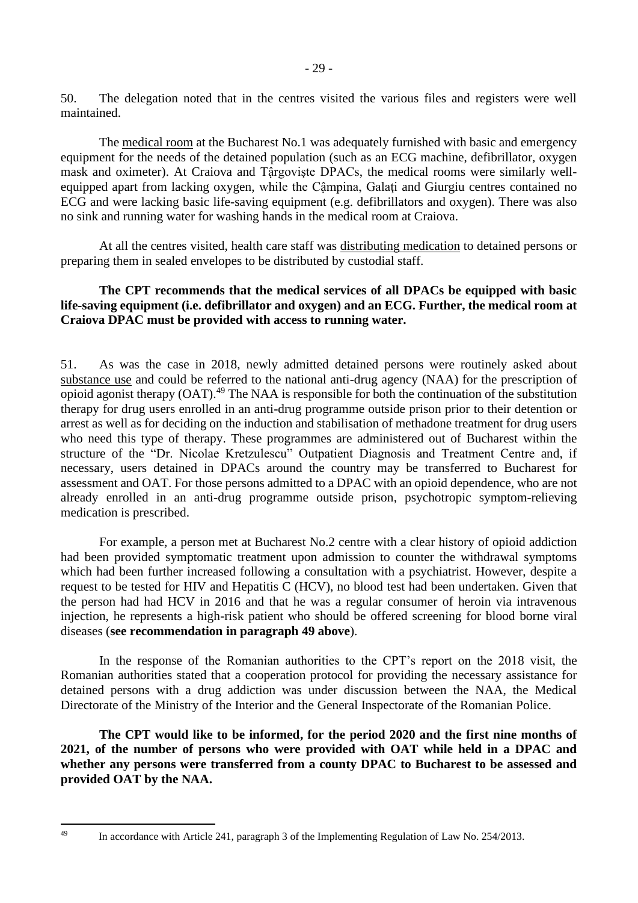50. The delegation noted that in the centres visited the various files and registers were well maintained.

The medical room at the Bucharest No.1 was adequately furnished with basic and emergency equipment for the needs of the detained population (such as an ECG machine, defibrillator, oxygen mask and oximeter). At Craiova and Târgovişte DPACs, the medical rooms were similarly well-equipped apart from lacking oxygen, while the Câmpina, Galaţi and Giurgiu centres contained no ECG and were lacking basic life-saving equipment (e.g. defibrillators and oxygen). There was also no sink and running water for washing hands in the medical room at Craiova.

At all the centres visited, health care staff was distributing medication to detained persons or preparing them in sealed envelopes to be distributed by custodial staff.

**The CPT recommends that the medical services of all DPACs be equipped with basic life-saving equipment (i.e. defibrillator and oxygen) and an ECG. Further, the medical room at Craiova DPAC must be provided with access to running water.**

51. As was the case in 2018, newly admitted detained persons were routinely asked about substance use and could be referred to the national anti-drug agency (NAA) for the prescription of opioid agonist therapy (OAT).[49] The NAA is responsible for both the continuation of the substitution therapy for drug users enrolled in an anti-drug programme outside prison prior to their detention or arrest as well as for deciding on the induction and stabilisation of methadone treatment for drug users who need this type of therapy. These programmes are administered out of Bucharest within the structure of the "Dr. Nicolae Kretzulescu" Outpatient Diagnosis and Treatment Centre and, if necessary, users detained in DPACs around the country may be transferred to Bucharest for assessment and OAT. For those persons admitted to a DPAC with an opioid dependence, who are not already enrolled in an anti-drug programme outside prison, psychotropic symptom-relieving medication is prescribed.

For example, a person met at Bucharest No.2 centre with a clear history of opioid addiction had been provided symptomatic treatment upon admission to counter the withdrawal symptoms which had been further increased following a consultation with a psychiatrist. However, despite a request to be tested for HIV and Hepatitis C (HCV), no blood test had been undertaken. Given that the person had had HCV in 2016 and that he was a regular consumer of heroin via intravenous injection, he represents a high-risk patient who should be offered screening for blood borne viral diseases (**see recommendation in paragraph 49 above**).

In the response of the Romanian authorities to the CPT's report on the 2018 visit, the Romanian authorities stated that a cooperation protocol for providing the necessary assistance for detained persons with a drug addiction was under discussion between the NAA, the Medical Directorate of the Ministry of the Interior and the General Inspectorate of the Romanian Police.

**The CPT would like to be informed, for the period 2020 and the first nine months of 2021, of the number of persons who were provided with OAT while held in a DPAC and whether any persons were transferred from a county DPAC to Bucharest to be assessed and provided OAT by the NAA.**

[49] In accordance with Article 241, paragraph 3 of the Implementing Regulation of Law No. 254/2013.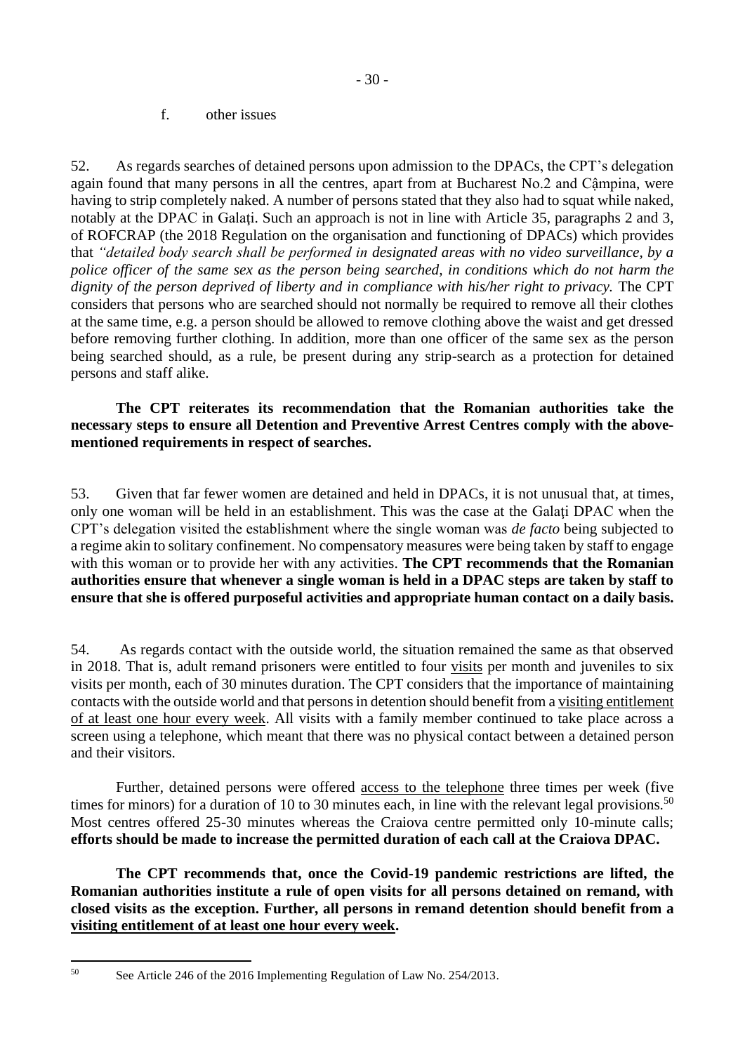f. other issues

52. As regards searches of detained persons upon admission to the DPACs, the CPT's delegation again found that many persons in all the centres, apart from at Bucharest No.2 and Cậmpina, were having to strip completely naked. A number of persons stated that they also had to squat while naked, notably at the DPAC in Galaţi. Such an approach is not in line with Article 35, paragraphs 2 and 3, of ROFCRAP (the 2018 Regulation on the organisation and functioning of DPACs) which provides that *"detailed body search shall be performed in designated areas with no video surveillance, by a police officer of the same sex as the person being searched, in conditions which do not harm the dignity of the person deprived of liberty and in compliance with his/her right to privacy.* The CPT considers that persons who are searched should not normally be required to remove all their clothes at the same time, e.g. a person should be allowed to remove clothing above the waist and get dressed before removing further clothing. In addition, more than one officer of the same sex as the person being searched should, as a rule, be present during any strip-search as a protection for detained persons and staff alike.

**The CPT reiterates its recommendation that the Romanian authorities take the necessary steps to ensure all Detention and Preventive Arrest Centres comply with the above-mentioned requirements in respect of searches.**

53. Given that far fewer women are detained and held in DPACs, it is not unusual that, at times, only one woman will be held in an establishment. This was the case at the Galaţi DPAC when the CPT's delegation visited the establishment where the single woman was *de facto* being subjected to a regime akin to solitary confinement. No compensatory measures were being taken by staff to engage with this woman or to provide her with any activities. **The CPT recommends that the Romanian authorities ensure that whenever a single woman is held in a DPAC steps are taken by staff to ensure that she is offered purposeful activities and appropriate human contact on a daily basis.**

54. As regards contact with the outside world, the situation remained the same as that observed in 2018. That is, adult remand prisoners were entitled to four visits per month and juveniles to six visits per month, each of 30 minutes duration. The CPT considers that the importance of maintaining contacts with the outside world and that persons in detention should benefit from a visiting entitlement of at least one hour every week. All visits with a family member continued to take place across a screen using a telephone, which meant that there was no physical contact between a detained person and their visitors.

Further, detained persons were offered access to the telephone three times per week (five times for minors) for a duration of 10 to 30 minutes each, in line with the relevant legal provisions.[50] Most centres offered 25-30 minutes whereas the Craiova centre permitted only 10-minute calls; **efforts should be made to increase the permitted duration of each call at the Craiova DPAC.**

**The CPT recommends that, once the Covid-19 pandemic restrictions are lifted, the Romanian authorities institute a rule of open visits for all persons detained on remand, with closed visits as the exception. Further, all persons in remand detention should benefit from a visiting entitlement of at least one hour every week.**

[50] See Article 246 of the 2016 Implementing Regulation of Law No. 254/2013.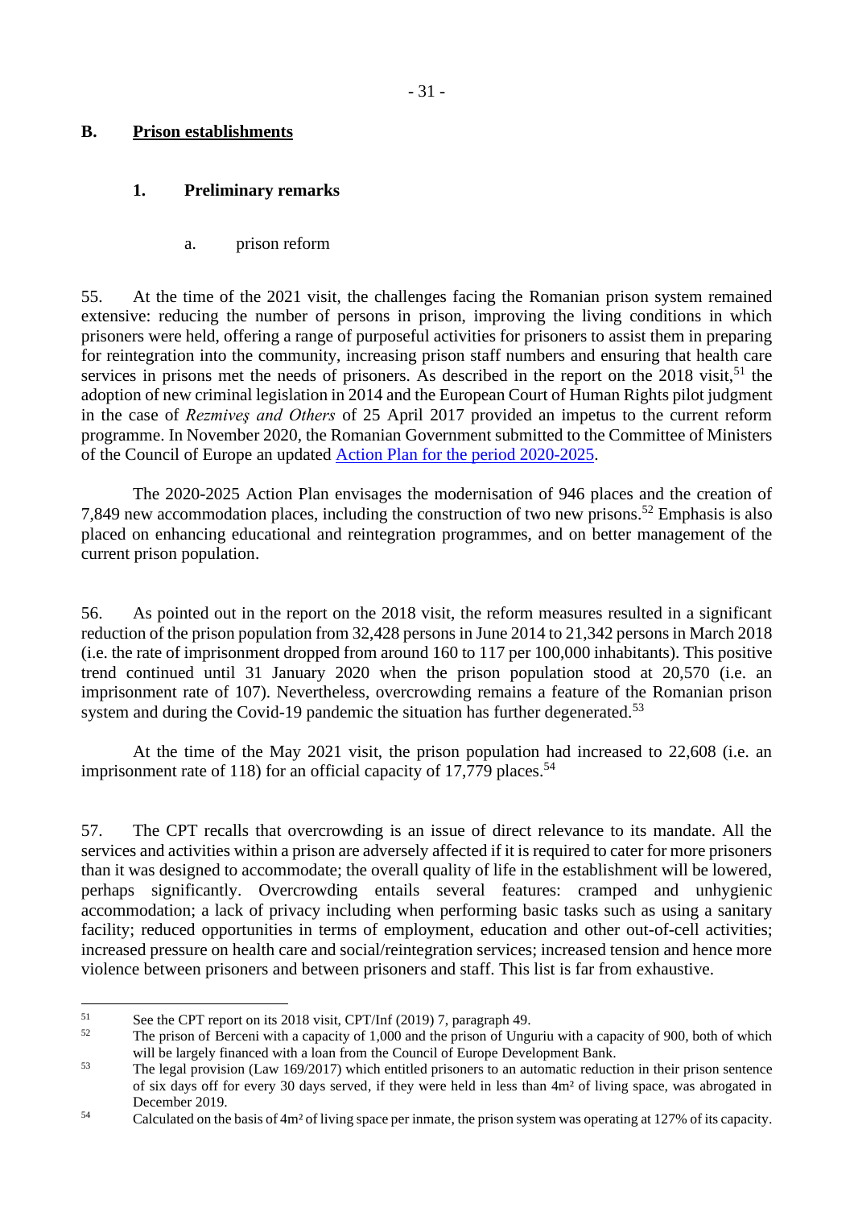## B. Prison establishments

### 1. Preliminary remarks

#### a. prison reform

55. At the time of the 2021 visit, the challenges facing the Romanian prison system remained extensive: reducing the number of persons in prison, improving the living conditions in which prisoners were held, offering a range of purposeful activities for prisoners to assist them in preparing for reintegration into the community, increasing prison staff numbers and ensuring that health care services in prisons met the needs of prisoners. As described in the report on the 2018 visit,[51] the adoption of new criminal legislation in 2014 and the European Court of Human Rights pilot judgment in the case of *Rezmiveş and Others* of 25 April 2017 provided an impetus to the current reform programme. In November 2020, the Romanian Government submitted to the Committee of Ministers of the Council of Europe an updated Action Plan for the period 2020-2025.

The 2020-2025 Action Plan envisages the modernisation of 946 places and the creation of 7,849 new accommodation places, including the construction of two new prisons.[52] Emphasis is also placed on enhancing educational and reintegration programmes, and on better management of the current prison population.

56. As pointed out in the report on the 2018 visit, the reform measures resulted in a significant reduction of the prison population from 32,428 persons in June 2014 to 21,342 persons in March 2018 (i.e. the rate of imprisonment dropped from around 160 to 117 per 100,000 inhabitants). This positive trend continued until 31 January 2020 when the prison population stood at 20,570 (i.e. an imprisonment rate of 107). Nevertheless, overcrowding remains a feature of the Romanian prison system and during the Covid-19 pandemic the situation has further degenerated.[53]

At the time of the May 2021 visit, the prison population had increased to 22,608 (i.e. an imprisonment rate of 118) for an official capacity of 17,779 places.[54]

57. The CPT recalls that overcrowding is an issue of direct relevance to its mandate. All the services and activities within a prison are adversely affected if it is required to cater for more prisoners than it was designed to accommodate; the overall quality of life in the establishment will be lowered, perhaps significantly. Overcrowding entails several features: cramped and unhygienic accommodation; a lack of privacy including when performing basic tasks such as using a sanitary facility; reduced opportunities in terms of employment, education and other out-of-cell activities; increased pressure on health care and social/reintegration services; increased tension and hence more violence between prisoners and between prisoners and staff. This list is far from exhaustive.

---

[51] See the CPT report on its 2018 visit, CPT/Inf (2019) 7, paragraph 49.

[52] The prison of Berceni with a capacity of 1,000 and the prison of Unguriu with a capacity of 900, both of which will be largely financed with a loan from the Council of Europe Development Bank.

[53] The legal provision (Law 169/2017) which entitled prisoners to an automatic reduction in their prison sentence of six days off for every 30 days served, if they were held in less than 4m² of living space, was abrogated in December 2019.

[54] Calculated on the basis of 4m² of living space per inmate, the prison system was operating at 127% of its capacity.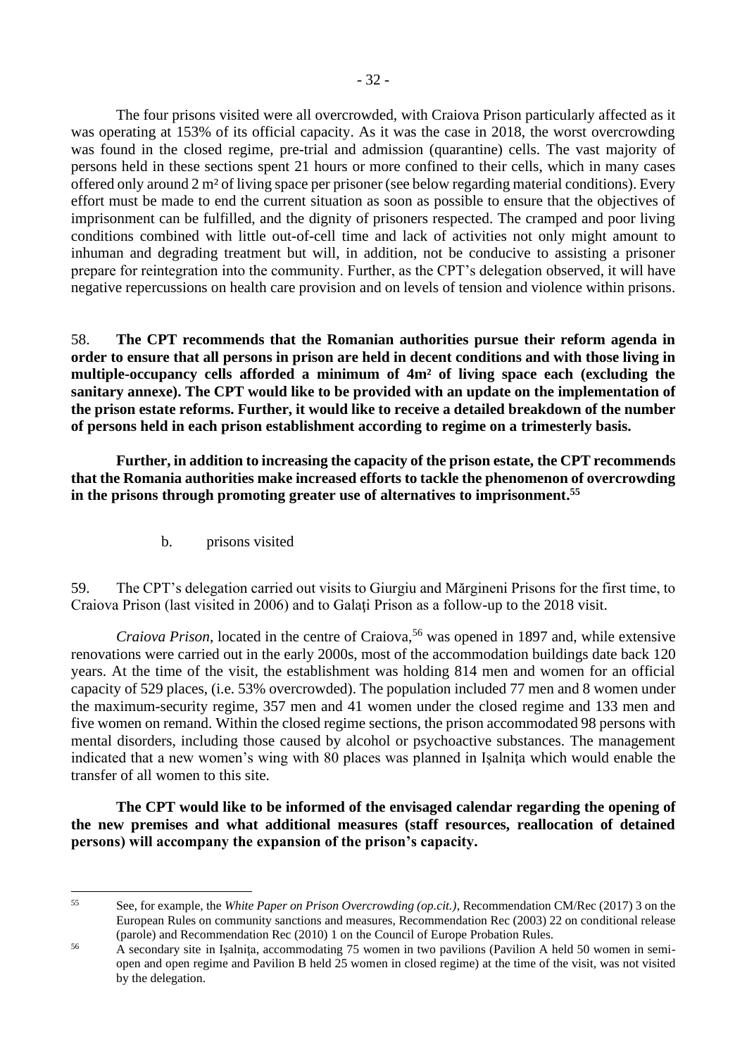The four prisons visited were all overcrowded, with Craiova Prison particularly affected as it was operating at 153% of its official capacity. As it was the case in 2018, the worst overcrowding was found in the closed regime, pre-trial and admission (quarantine) cells. The vast majority of persons held in these sections spent 21 hours or more confined to their cells, which in many cases offered only around 2 m² of living space per prisoner (see below regarding material conditions). Every effort must be made to end the current situation as soon as possible to ensure that the objectives of imprisonment can be fulfilled, and the dignity of prisoners respected. The cramped and poor living conditions combined with little out-of-cell time and lack of activities not only might amount to inhuman and degrading treatment but will, in addition, not be conducive to assisting a prisoner prepare for reintegration into the community. Further, as the CPT's delegation observed, it will have negative repercussions on health care provision and on levels of tension and violence within prisons.

58. **The CPT recommends that the Romanian authorities pursue their reform agenda in order to ensure that all persons in prison are held in decent conditions and with those living in multiple-occupancy cells afforded a minimum of 4m² of living space each (excluding the sanitary annexe). The CPT would like to be provided with an update on the implementation of the prison estate reforms. Further, it would like to receive a detailed breakdown of the number of persons held in each prison establishment according to regime on a trimesterly basis.**

**Further, in addition to increasing the capacity of the prison estate, the CPT recommends that the Romania authorities make increased efforts to tackle the phenomenon of overcrowding in the prisons through promoting greater use of alternatives to imprisonment.**[55]

### b. prisons visited

59. The CPT's delegation carried out visits to Giurgiu and Mărgineni Prisons for the first time, to Craiova Prison (last visited in 2006) and to Galaţi Prison as a follow-up to the 2018 visit.

*Craiova Prison*, located in the centre of Craiova,[56] was opened in 1897 and, while extensive renovations were carried out in the early 2000s, most of the accommodation buildings date back 120 years. At the time of the visit, the establishment was holding 814 men and women for an official capacity of 529 places, (i.e. 53% overcrowded). The population included 77 men and 8 women under the maximum-security regime, 357 men and 41 women under the closed regime and 133 men and five women on remand. Within the closed regime sections, the prison accommodated 98 persons with mental disorders, including those caused by alcohol or psychoactive substances. The management indicated that a new women's wing with 80 places was planned in Işalniţa which would enable the transfer of all women to this site.

**The CPT would like to be informed of the envisaged calendar regarding the opening of the new premises and what additional measures (staff resources, reallocation of detained persons) will accompany the expansion of the prison's capacity.**

---

[55] See, for example, the *White Paper on Prison Overcrowding (op.cit.)*, Recommendation CM/Rec (2017) 3 on the European Rules on community sanctions and measures, Recommendation Rec (2003) 22 on conditional release (parole) and Recommendation Rec (2010) 1 on the Council of Europe Probation Rules.

[56] A secondary site in Işalniţa, accommodating 75 women in two pavilions (Pavilion A held 50 women in semi-open and open regime and Pavilion B held 25 women in closed regime) at the time of the visit, was not visited by the delegation.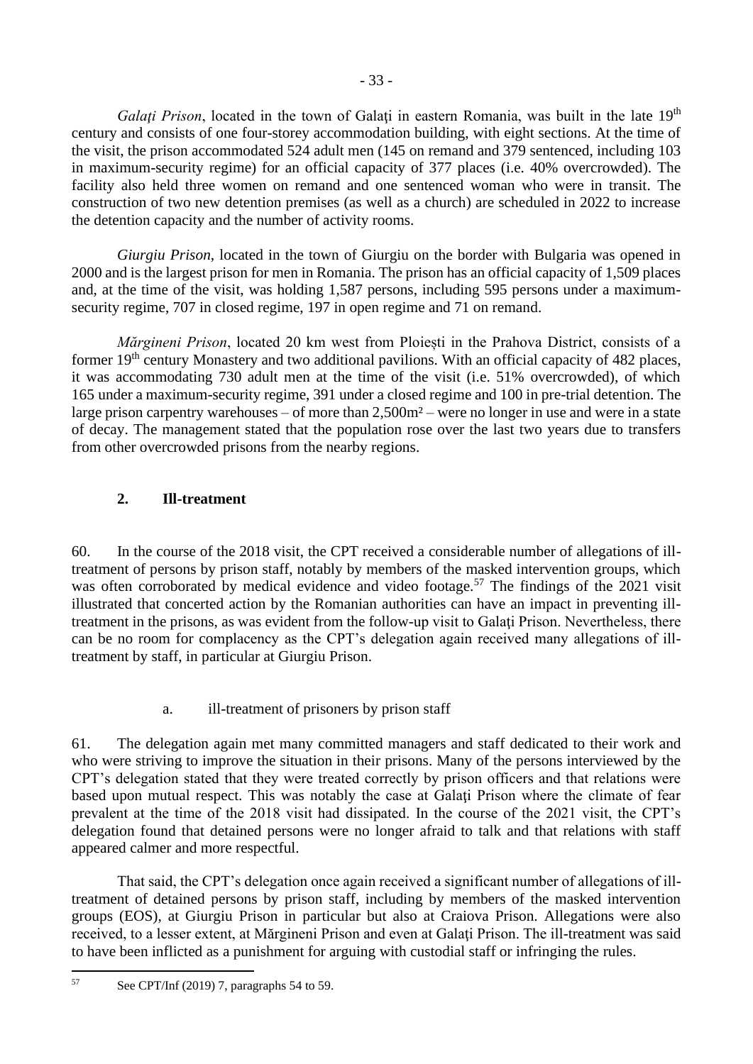*Galaţi Prison*, located in the town of Galaţi in eastern Romania, was built in the late 19th century and consists of one four-storey accommodation building, with eight sections. At the time of the visit, the prison accommodated 524 adult men (145 on remand and 379 sentenced, including 103 in maximum-security regime) for an official capacity of 377 places (i.e. 40% overcrowded). The facility also held three women on remand and one sentenced woman who were in transit. The construction of two new detention premises (as well as a church) are scheduled in 2022 to increase the detention capacity and the number of activity rooms.

*Giurgiu Prison*, located in the town of Giurgiu on the border with Bulgaria was opened in 2000 and is the largest prison for men in Romania. The prison has an official capacity of 1,509 places and, at the time of the visit, was holding 1,587 persons, including 595 persons under a maximum-security regime, 707 in closed regime, 197 in open regime and 71 on remand.

*Mărgineni Prison*, located 20 km west from Ploiești in the Prahova District, consists of a former 19th century Monastery and two additional pavilions. With an official capacity of 482 places, it was accommodating 730 adult men at the time of the visit (i.e. 51% overcrowded), of which 165 under a maximum-security regime, 391 under a closed regime and 100 in pre-trial detention. The large prison carpentry warehouses – of more than 2,500m² – were no longer in use and were in a state of decay. The management stated that the population rose over the last two years due to transfers from other overcrowded prisons from the nearby regions.

## 2. Ill-treatment

60. In the course of the 2018 visit, the CPT received a considerable number of allegations of ill-treatment of persons by prison staff, notably by members of the masked intervention groups, which was often corroborated by medical evidence and video footage.[57] The findings of the 2021 visit illustrated that concerted action by the Romanian authorities can have an impact in preventing ill-treatment in the prisons, as was evident from the follow-up visit to Galaţi Prison. Nevertheless, there can be no room for complacency as the CPT's delegation again received many allegations of ill-treatment by staff, in particular at Giurgiu Prison.

### a. ill-treatment of prisoners by prison staff

61. The delegation again met many committed managers and staff dedicated to their work and who were striving to improve the situation in their prisons. Many of the persons interviewed by the CPT's delegation stated that they were treated correctly by prison officers and that relations were based upon mutual respect. This was notably the case at Galaţi Prison where the climate of fear prevalent at the time of the 2018 visit had dissipated. In the course of the 2021 visit, the CPT's delegation found that detained persons were no longer afraid to talk and that relations with staff appeared calmer and more respectful.

That said, the CPT's delegation once again received a significant number of allegations of ill-treatment of detained persons by prison staff, including by members of the masked intervention groups (EOS), at Giurgiu Prison in particular but also at Craiova Prison. Allegations were also received, to a lesser extent, at Mărgineni Prison and even at Galaţi Prison. The ill-treatment was said to have been inflicted as a punishment for arguing with custodial staff or infringing the rules.

---

[57] See CPT/Inf (2019) 7, paragraphs 54 to 59.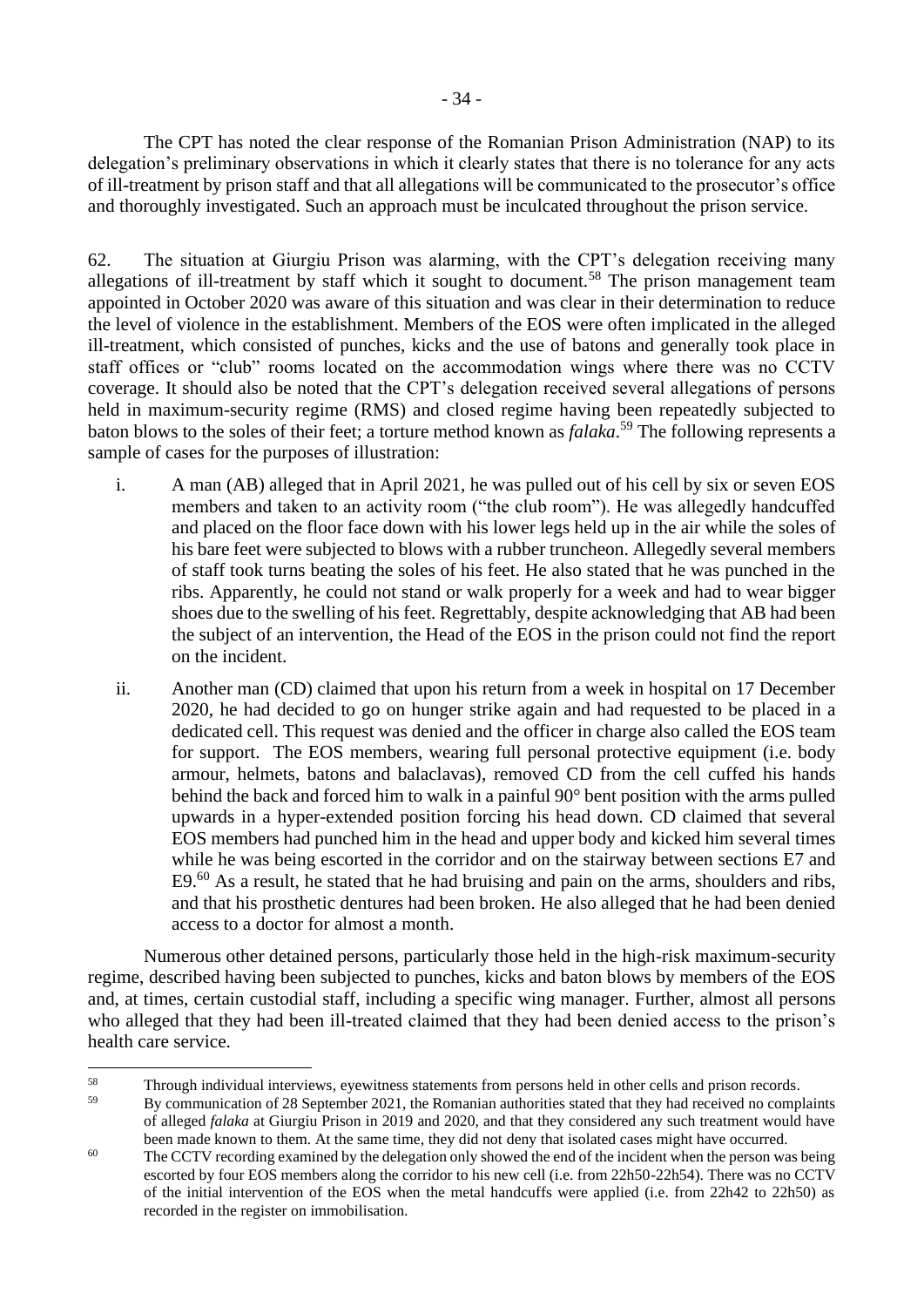The CPT has noted the clear response of the Romanian Prison Administration (NAP) to its delegation's preliminary observations in which it clearly states that there is no tolerance for any acts of ill-treatment by prison staff and that all allegations will be communicated to the prosecutor's office and thoroughly investigated. Such an approach must be inculcated throughout the prison service.

62. The situation at Giurgiu Prison was alarming, with the CPT's delegation receiving many allegations of ill-treatment by staff which it sought to document.[58] The prison management team appointed in October 2020 was aware of this situation and was clear in their determination to reduce the level of violence in the establishment. Members of the EOS were often implicated in the alleged ill-treatment, which consisted of punches, kicks and the use of batons and generally took place in staff offices or "club" rooms located on the accommodation wings where there was no CCTV coverage. It should also be noted that the CPT's delegation received several allegations of persons held in maximum-security regime (RMS) and closed regime having been repeatedly subjected to baton blows to the soles of their feet; a torture method known as *falaka*.[59] The following represents a sample of cases for the purposes of illustration:

i. A man (AB) alleged that in April 2021, he was pulled out of his cell by six or seven EOS members and taken to an activity room ("the club room"). He was allegedly handcuffed and placed on the floor face down with his lower legs held up in the air while the soles of his bare feet were subjected to blows with a rubber truncheon. Allegedly several members of staff took turns beating the soles of his feet. He also stated that he was punched in the ribs. Apparently, he could not stand or walk properly for a week and had to wear bigger shoes due to the swelling of his feet. Regrettably, despite acknowledging that AB had been the subject of an intervention, the Head of the EOS in the prison could not find the report on the incident.

ii. Another man (CD) claimed that upon his return from a week in hospital on 17 December 2020, he had decided to go on hunger strike again and had requested to be placed in a dedicated cell. This request was denied and the officer in charge also called the EOS team for support. The EOS members, wearing full personal protective equipment (i.e. body armour, helmets, batons and balaclavas), removed CD from the cell cuffed his hands behind the back and forced him to walk in a painful 90° bent position with the arms pulled upwards in a hyper-extended position forcing his head down. CD claimed that several EOS members had punched him in the head and upper body and kicked him several times while he was being escorted in the corridor and on the stairway between sections E7 and E9.[60] As a result, he stated that he had bruising and pain on the arms, shoulders and ribs, and that his prosthetic dentures had been broken. He also alleged that he had been denied access to a doctor for almost a month.

Numerous other detained persons, particularly those held in the high-risk maximum-security regime, described having been subjected to punches, kicks and baton blows by members of the EOS and, at times, certain custodial staff, including a specific wing manager. Further, almost all persons who alleged that they had been ill-treated claimed that they had been denied access to the prison's health care service.

---

[58] Through individual interviews, eyewitness statements from persons held in other cells and prison records.

[59] By communication of 28 September 2021, the Romanian authorities stated that they had received no complaints of alleged *falaka* at Giurgiu Prison in 2019 and 2020, and that they considered any such treatment would have been made known to them. At the same time, they did not deny that isolated cases might have occurred.

[60] The CCTV recording examined by the delegation only showed the end of the incident when the person was being escorted by four EOS members along the corridor to his new cell (i.e. from 22h50-22h54). There was no CCTV of the initial intervention of the EOS when the metal handcuffs were applied (i.e. from 22h42 to 22h50) as recorded in the register on immobilisation.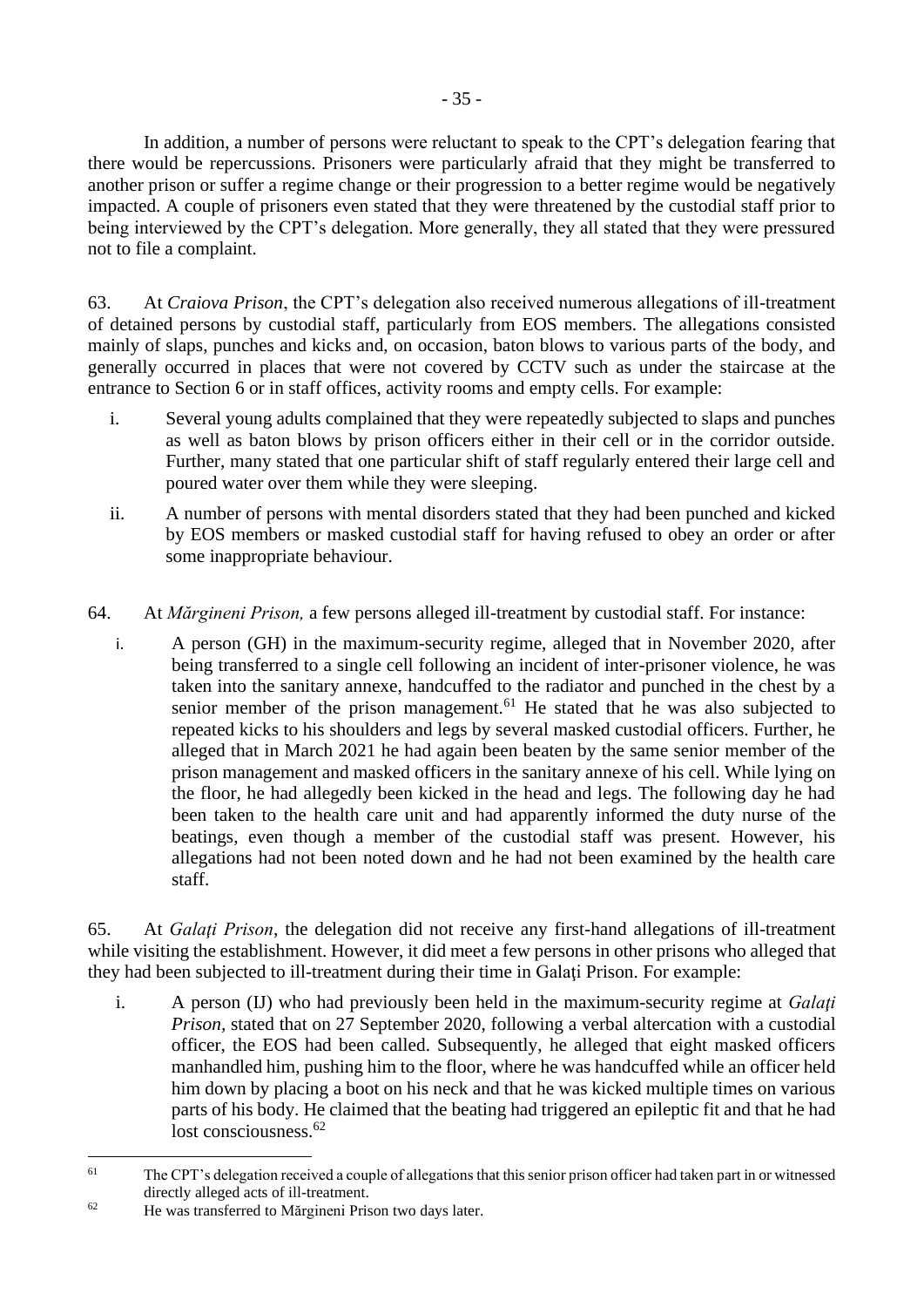In addition, a number of persons were reluctant to speak to the CPT's delegation fearing that there would be repercussions. Prisoners were particularly afraid that they might be transferred to another prison or suffer a regime change or their progression to a better regime would be negatively impacted. A couple of prisoners even stated that they were threatened by the custodial staff prior to being interviewed by the CPT's delegation. More generally, they all stated that they were pressured not to file a complaint.

63. At *Craiova Prison*, the CPT's delegation also received numerous allegations of ill-treatment of detained persons by custodial staff, particularly from EOS members. The allegations consisted mainly of slaps, punches and kicks and, on occasion, baton blows to various parts of the body, and generally occurred in places that were not covered by CCTV such as under the staircase at the entrance to Section 6 or in staff offices, activity rooms and empty cells. For example:

i. Several young adults complained that they were repeatedly subjected to slaps and punches as well as baton blows by prison officers either in their cell or in the corridor outside. Further, many stated that one particular shift of staff regularly entered their large cell and poured water over them while they were sleeping.

ii. A number of persons with mental disorders stated that they had been punched and kicked by EOS members or masked custodial staff for having refused to obey an order or after some inappropriate behaviour.

64. At *Mărgineni Prison,* a few persons alleged ill-treatment by custodial staff. For instance:

i. A person (GH) in the maximum-security regime, alleged that in November 2020, after being transferred to a single cell following an incident of inter-prisoner violence, he was taken into the sanitary annexe, handcuffed to the radiator and punched in the chest by a senior member of the prison management.[61] He stated that he was also subjected to repeated kicks to his shoulders and legs by several masked custodial officers. Further, he alleged that in March 2021 he had again been beaten by the same senior member of the prison management and masked officers in the sanitary annexe of his cell. While lying on the floor, he had allegedly been kicked in the head and legs. The following day he had been taken to the health care unit and had apparently informed the duty nurse of the beatings, even though a member of the custodial staff was present. However, his allegations had not been noted down and he had not been examined by the health care staff.

65. At *Galați Prison*, the delegation did not receive any first-hand allegations of ill-treatment while visiting the establishment. However, it did meet a few persons in other prisons who alleged that they had been subjected to ill-treatment during their time in Galați Prison. For example:

i. A person (IJ) who had previously been held in the maximum-security regime at *Galați Prison,* stated that on 27 September 2020, following a verbal altercation with a custodial officer, the EOS had been called. Subsequently, he alleged that eight masked officers manhandled him, pushing him to the floor, where he was handcuffed while an officer held him down by placing a boot on his neck and that he was kicked multiple times on various parts of his body. He claimed that the beating had triggered an epileptic fit and that he had lost consciousness.[62]

---

[61] The CPT's delegation received a couple of allegations that this senior prison officer had taken part in or witnessed directly alleged acts of ill-treatment.

[62] He was transferred to Mărgineni Prison two days later.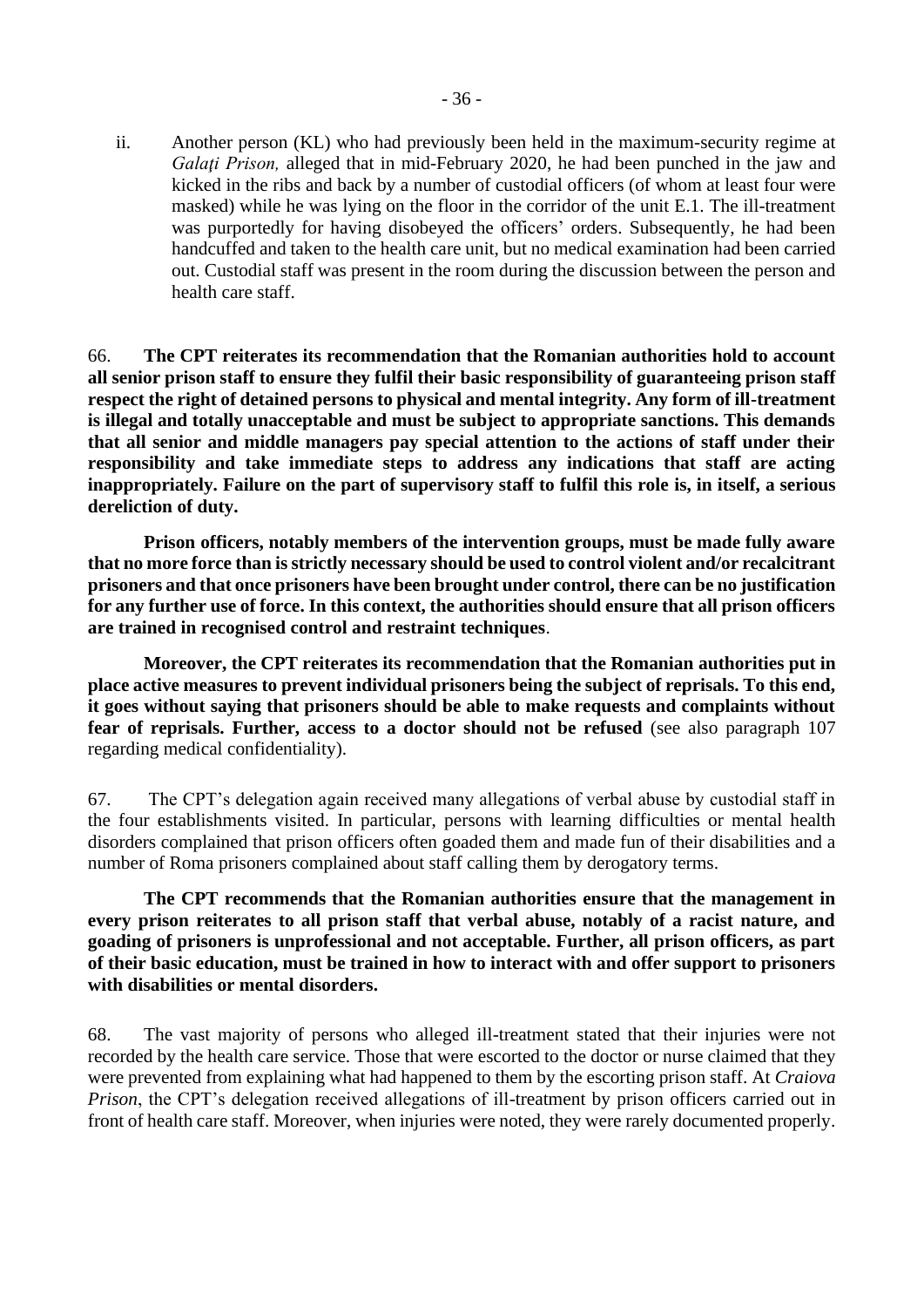ii. Another person (KL) who had previously been held in the maximum-security regime at *Galați Prison,* alleged that in mid-February 2020, he had been punched in the jaw and kicked in the ribs and back by a number of custodial officers (of whom at least four were masked) while he was lying on the floor in the corridor of the unit E.1. The ill-treatment was purportedly for having disobeyed the officers' orders. Subsequently, he had been handcuffed and taken to the health care unit, but no medical examination had been carried out. Custodial staff was present in the room during the discussion between the person and health care staff.

66. **The CPT reiterates its recommendation that the Romanian authorities hold to account all senior prison staff to ensure they fulfil their basic responsibility of guaranteeing prison staff respect the right of detained persons to physical and mental integrity. Any form of ill-treatment is illegal and totally unacceptable and must be subject to appropriate sanctions. This demands that all senior and middle managers pay special attention to the actions of staff under their responsibility and take immediate steps to address any indications that staff are acting inappropriately. Failure on the part of supervisory staff to fulfil this role is, in itself, a serious dereliction of duty.**

**Prison officers, notably members of the intervention groups, must be made fully aware that no more force than is strictly necessary should be used to control violent and/or recalcitrant prisoners and that once prisoners have been brought under control, there can be no justification for any further use of force. In this context, the authorities should ensure that all prison officers are trained in recognised control and restraint techniques**.

**Moreover, the CPT reiterates its recommendation that the Romanian authorities put in place active measures to prevent individual prisoners being the subject of reprisals. To this end, it goes without saying that prisoners should be able to make requests and complaints without fear of reprisals. Further, access to a doctor should not be refused** (see also paragraph 107 regarding medical confidentiality).

67. The CPT's delegation again received many allegations of verbal abuse by custodial staff in the four establishments visited. In particular, persons with learning difficulties or mental health disorders complained that prison officers often goaded them and made fun of their disabilities and a number of Roma prisoners complained about staff calling them by derogatory terms.

**The CPT recommends that the Romanian authorities ensure that the management in every prison reiterates to all prison staff that verbal abuse, notably of a racist nature, and goading of prisoners is unprofessional and not acceptable. Further, all prison officers, as part of their basic education, must be trained in how to interact with and offer support to prisoners with disabilities or mental disorders.**

68. The vast majority of persons who alleged ill-treatment stated that their injuries were not recorded by the health care service. Those that were escorted to the doctor or nurse claimed that they were prevented from explaining what had happened to them by the escorting prison staff. At *Craiova Prison*, the CPT's delegation received allegations of ill-treatment by prison officers carried out in front of health care staff. Moreover, when injuries were noted, they were rarely documented properly.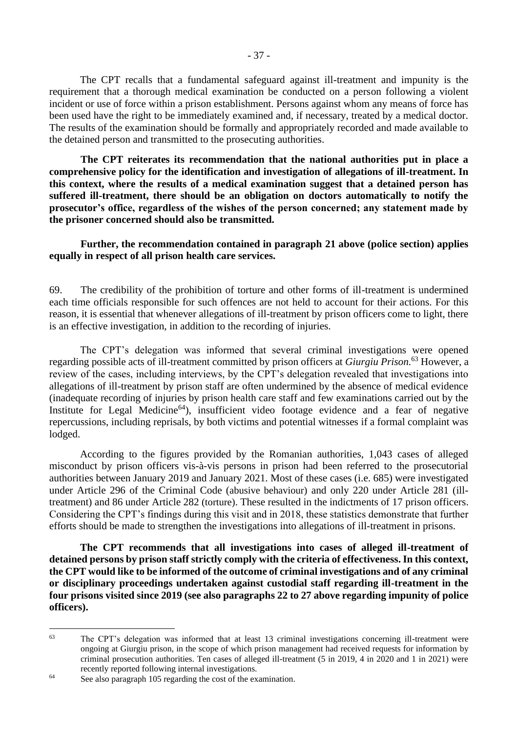The CPT recalls that a fundamental safeguard against ill-treatment and impunity is the requirement that a thorough medical examination be conducted on a person following a violent incident or use of force within a prison establishment. Persons against whom any means of force has been used have the right to be immediately examined and, if necessary, treated by a medical doctor. The results of the examination should be formally and appropriately recorded and made available to the detained person and transmitted to the prosecuting authorities.

**The CPT reiterates its recommendation that the national authorities put in place a comprehensive policy for the identification and investigation of allegations of ill-treatment. In this context, where the results of a medical examination suggest that a detained person has suffered ill-treatment, there should be an obligation on doctors automatically to notify the prosecutor's office, regardless of the wishes of the person concerned; any statement made by the prisoner concerned should also be transmitted.**

**Further, the recommendation contained in paragraph 21 above (police section) applies equally in respect of all prison health care services.**

69. The credibility of the prohibition of torture and other forms of ill-treatment is undermined each time officials responsible for such offences are not held to account for their actions. For this reason, it is essential that whenever allegations of ill-treatment by prison officers come to light, there is an effective investigation, in addition to the recording of injuries.

The CPT's delegation was informed that several criminal investigations were opened regarding possible acts of ill-treatment committed by prison officers at *Giurgiu Prison*.[63] However, a review of the cases, including interviews, by the CPT's delegation revealed that investigations into allegations of ill-treatment by prison staff are often undermined by the absence of medical evidence (inadequate recording of injuries by prison health care staff and few examinations carried out by the Institute for Legal Medicine[64]), insufficient video footage evidence and a fear of negative repercussions, including reprisals, by both victims and potential witnesses if a formal complaint was lodged.

According to the figures provided by the Romanian authorities, 1,043 cases of alleged misconduct by prison officers vis-à-vis persons in prison had been referred to the prosecutorial authorities between January 2019 and January 2021. Most of these cases (i.e. 685) were investigated under Article 296 of the Criminal Code (abusive behaviour) and only 220 under Article 281 (ill-treatment) and 86 under Article 282 (torture). These resulted in the indictments of 17 prison officers. Considering the CPT's findings during this visit and in 2018, these statistics demonstrate that further efforts should be made to strengthen the investigations into allegations of ill-treatment in prisons.

**The CPT recommends that all investigations into cases of alleged ill-treatment of detained persons by prison staff strictly comply with the criteria of effectiveness. In this context, the CPT would like to be informed of the outcome of criminal investigations and of any criminal or disciplinary proceedings undertaken against custodial staff regarding ill-treatment in the four prisons visited since 2019 (see also paragraphs 22 to 27 above regarding impunity of police officers).**

---

[63] The CPT's delegation was informed that at least 13 criminal investigations concerning ill-treatment were ongoing at Giurgiu prison, in the scope of which prison management had received requests for information by criminal prosecution authorities. Ten cases of alleged ill-treatment (5 in 2019, 4 in 2020 and 1 in 2021) were recently reported following internal investigations.

[64] See also paragraph 105 regarding the cost of the examination.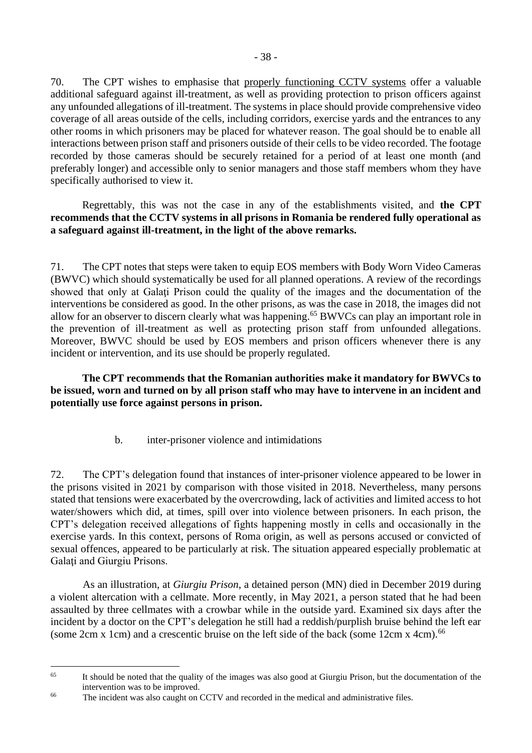70. The CPT wishes to emphasise that properly functioning CCTV systems offer a valuable additional safeguard against ill-treatment, as well as providing protection to prison officers against any unfounded allegations of ill-treatment. The systems in place should provide comprehensive video coverage of all areas outside of the cells, including corridors, exercise yards and the entrances to any other rooms in which prisoners may be placed for whatever reason. The goal should be to enable all interactions between prison staff and prisoners outside of their cells to be video recorded. The footage recorded by those cameras should be securely retained for a period of at least one month (and preferably longer) and accessible only to senior managers and those staff members whom they have specifically authorised to view it.

Regrettably, this was not the case in any of the establishments visited, and **the CPT recommends that the CCTV systems in all prisons in Romania be rendered fully operational as a safeguard against ill-treatment, in the light of the above remarks.**

71. The CPT notes that steps were taken to equip EOS members with Body Worn Video Cameras (BWVC) which should systematically be used for all planned operations. A review of the recordings showed that only at Galați Prison could the quality of the images and the documentation of the interventions be considered as good. In the other prisons, as was the case in 2018, the images did not allow for an observer to discern clearly what was happening.[65] BWVCs can play an important role in the prevention of ill-treatment as well as protecting prison staff from unfounded allegations. Moreover, BWVC should be used by EOS members and prison officers whenever there is any incident or intervention, and its use should be properly regulated.

**The CPT recommends that the Romanian authorities make it mandatory for BWVCs to be issued, worn and turned on by all prison staff who may have to intervene in an incident and potentially use force against persons in prison.**

b. inter-prisoner violence and intimidations

72. The CPT's delegation found that instances of inter-prisoner violence appeared to be lower in the prisons visited in 2021 by comparison with those visited in 2018. Nevertheless, many persons stated that tensions were exacerbated by the overcrowding, lack of activities and limited access to hot water/showers which did, at times, spill over into violence between prisoners. In each prison, the CPT's delegation received allegations of fights happening mostly in cells and occasionally in the exercise yards. In this context, persons of Roma origin, as well as persons accused or convicted of sexual offences, appeared to be particularly at risk. The situation appeared especially problematic at Galați and Giurgiu Prisons.

As an illustration, at *Giurgiu Prison*, a detained person (MN) died in December 2019 during a violent altercation with a cellmate. More recently, in May 2021, a person stated that he had been assaulted by three cellmates with a crowbar while in the outside yard. Examined six days after the incident by a doctor on the CPT's delegation he still had a reddish/purplish bruise behind the left ear (some 2cm x 1cm) and a crescentic bruise on the left side of the back (some 12cm x 4cm).[66]

---

[65] It should be noted that the quality of the images was also good at Giurgiu Prison, but the documentation of the intervention was to be improved.

[66] The incident was also caught on CCTV and recorded in the medical and administrative files.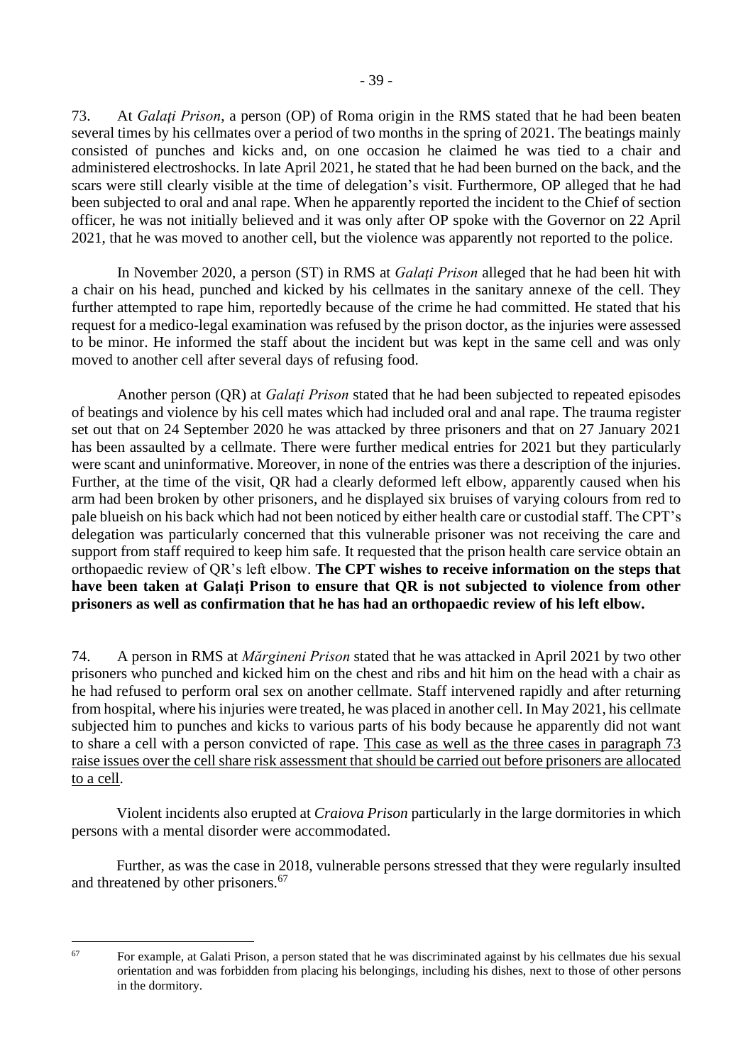73. At *Galați Prison*, a person (OP) of Roma origin in the RMS stated that he had been beaten several times by his cellmates over a period of two months in the spring of 2021. The beatings mainly consisted of punches and kicks and, on one occasion he claimed he was tied to a chair and administered electroshocks. In late April 2021, he stated that he had been burned on the back, and the scars were still clearly visible at the time of delegation's visit. Furthermore, OP alleged that he had been subjected to oral and anal rape. When he apparently reported the incident to the Chief of section officer, he was not initially believed and it was only after OP spoke with the Governor on 22 April 2021, that he was moved to another cell, but the violence was apparently not reported to the police.

In November 2020, a person (ST) in RMS at *Galați Prison* alleged that he had been hit with a chair on his head, punched and kicked by his cellmates in the sanitary annexe of the cell. They further attempted to rape him, reportedly because of the crime he had committed. He stated that his request for a medico-legal examination was refused by the prison doctor, as the injuries were assessed to be minor. He informed the staff about the incident but was kept in the same cell and was only moved to another cell after several days of refusing food.

Another person (QR) at *Galați Prison* stated that he had been subjected to repeated episodes of beatings and violence by his cell mates which had included oral and anal rape. The trauma register set out that on 24 September 2020 he was attacked by three prisoners and that on 27 January 2021 has been assaulted by a cellmate. There were further medical entries for 2021 but they particularly were scant and uninformative. Moreover, in none of the entries was there a description of the injuries. Further, at the time of the visit, QR had a clearly deformed left elbow, apparently caused when his arm had been broken by other prisoners, and he displayed six bruises of varying colours from red to pale blueish on his back which had not been noticed by either health care or custodial staff. The CPT's delegation was particularly concerned that this vulnerable prisoner was not receiving the care and support from staff required to keep him safe. It requested that the prison health care service obtain an orthopaedic review of QR's left elbow. **The CPT wishes to receive information on the steps that have been taken at Galați Prison to ensure that QR is not subjected to violence from other prisoners as well as confirmation that he has had an orthopaedic review of his left elbow.**

74. A person in RMS at *Mărgineni Prison* stated that he was attacked in April 2021 by two other prisoners who punched and kicked him on the chest and ribs and hit him on the head with a chair as he had refused to perform oral sex on another cellmate. Staff intervened rapidly and after returning from hospital, where his injuries were treated, he was placed in another cell. In May 2021, his cellmate subjected him to punches and kicks to various parts of his body because he apparently did not want to share a cell with a person convicted of rape. <u>This case as well as the three cases in paragraph 73 raise issues over the cell share risk assessment that should be carried out before prisoners are allocated to a cell</u>.

Violent incidents also erupted at *Craiova Prison* particularly in the large dormitories in which persons with a mental disorder were accommodated.

Further, as was the case in 2018, vulnerable persons stressed that they were regularly insulted and threatened by other prisoners.[67]

---

[67] For example, at Galati Prison, a person stated that he was discriminated against by his cellmates due his sexual orientation and was forbidden from placing his belongings, including his dishes, next to those of other persons in the dormitory.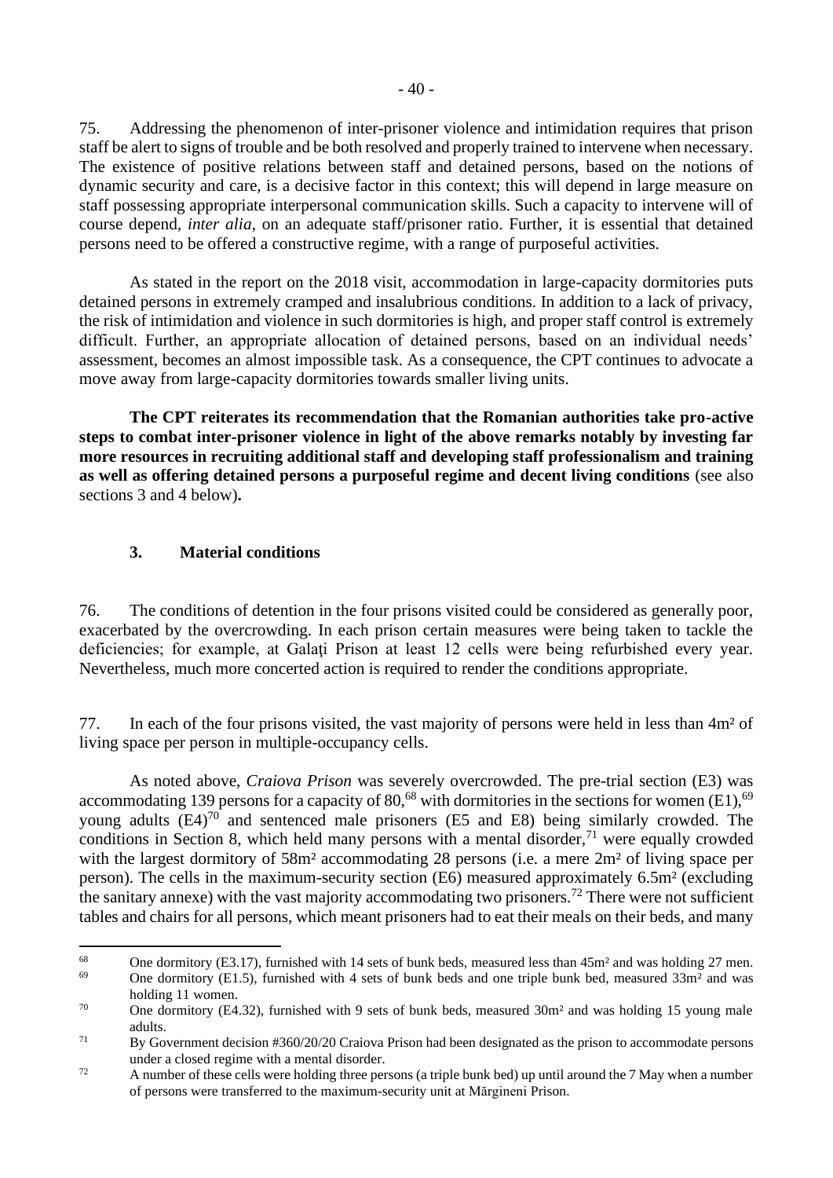75. Addressing the phenomenon of inter-prisoner violence and intimidation requires that prison staff be alert to signs of trouble and be both resolved and properly trained to intervene when necessary. The existence of positive relations between staff and detained persons, based on the notions of dynamic security and care, is a decisive factor in this context; this will depend in large measure on staff possessing appropriate interpersonal communication skills. Such a capacity to intervene will of course depend, *inter alia*, on an adequate staff/prisoner ratio. Further, it is essential that detained persons need to be offered a constructive regime, with a range of purposeful activities.

As stated in the report on the 2018 visit, accommodation in large-capacity dormitories puts detained persons in extremely cramped and insalubrious conditions. In addition to a lack of privacy, the risk of intimidation and violence in such dormitories is high, and proper staff control is extremely difficult. Further, an appropriate allocation of detained persons, based on an individual needs' assessment, becomes an almost impossible task. As a consequence, the CPT continues to advocate a move away from large-capacity dormitories towards smaller living units.

**The CPT reiterates its recommendation that the Romanian authorities take pro-active steps to combat inter-prisoner violence in light of the above remarks notably by investing far more resources in recruiting additional staff and developing staff professionalism and training as well as offering detained persons a purposeful regime and decent living conditions** (see also sections 3 and 4 below)**.**

### 3. Material conditions

76. The conditions of detention in the four prisons visited could be considered as generally poor, exacerbated by the overcrowding. In each prison certain measures were being taken to tackle the deficiencies; for example, at Galați Prison at least 12 cells were being refurbished every year. Nevertheless, much more concerted action is required to render the conditions appropriate.

77. In each of the four prisons visited, the vast majority of persons were held in less than 4m² of living space per person in multiple-occupancy cells.

As noted above, *Craiova Prison* was severely overcrowded. The pre-trial section (E3) was accommodating 139 persons for a capacity of 80,[68] with dormitories in the sections for women (E1),[69] young adults (E4)[70] and sentenced male prisoners (E5 and E8) being similarly crowded. The conditions in Section 8, which held many persons with a mental disorder,[71] were equally crowded with the largest dormitory of 58m² accommodating 28 persons (i.e. a mere 2m² of living space per person). The cells in the maximum-security section (E6) measured approximately 6.5m² (excluding the sanitary annexe) with the vast majority accommodating two prisoners.[72] There were not sufficient tables and chairs for all persons, which meant prisoners had to eat their meals on their beds, and many

---

[68] One dormitory (E3.17), furnished with 14 sets of bunk beds, measured less than 45m² and was holding 27 men.

[69] One dormitory (E1.5), furnished with 4 sets of bunk beds and one triple bunk bed, measured 33m² and was holding 11 women.

[70] One dormitory (E4.32), furnished with 9 sets of bunk beds, measured 30m² and was holding 15 young male adults.

[71] By Government decision #360/20/20 Craiova Prison had been designated as the prison to accommodate persons under a closed regime with a mental disorder.

[72] A number of these cells were holding three persons (a triple bunk bed) up until around the 7 May when a number of persons were transferred to the maximum-security unit at Mărgineni Prison.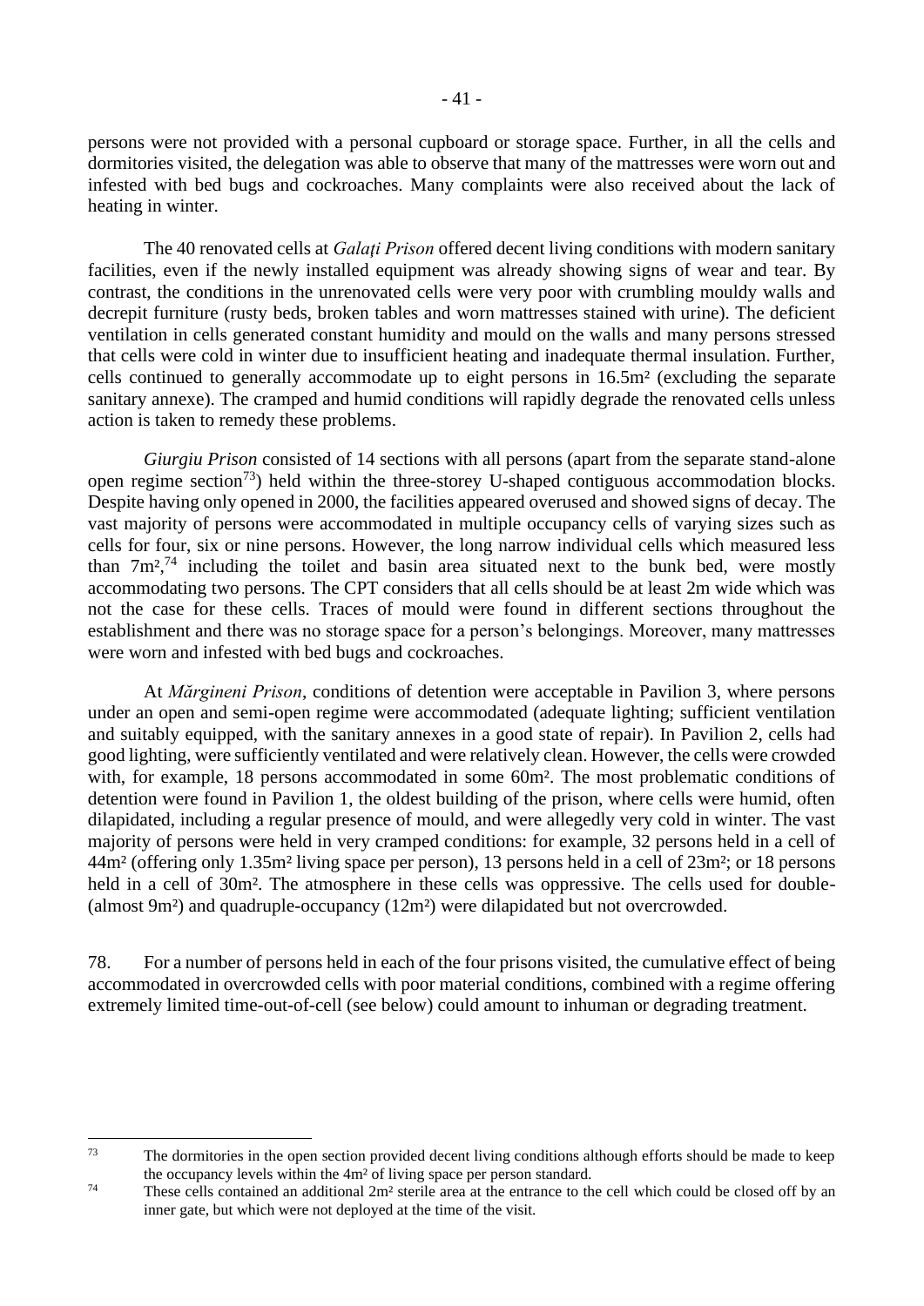persons were not provided with a personal cupboard or storage space. Further, in all the cells and dormitories visited, the delegation was able to observe that many of the mattresses were worn out and infested with bed bugs and cockroaches. Many complaints were also received about the lack of heating in winter.

The 40 renovated cells at *Galați Prison* offered decent living conditions with modern sanitary facilities, even if the newly installed equipment was already showing signs of wear and tear. By contrast, the conditions in the unrenovated cells were very poor with crumbling mouldy walls and decrepit furniture (rusty beds, broken tables and worn mattresses stained with urine). The deficient ventilation in cells generated constant humidity and mould on the walls and many persons stressed that cells were cold in winter due to insufficient heating and inadequate thermal insulation. Further, cells continued to generally accommodate up to eight persons in 16.5m² (excluding the separate sanitary annexe). The cramped and humid conditions will rapidly degrade the renovated cells unless action is taken to remedy these problems.

*Giurgiu Prison* consisted of 14 sections with all persons (apart from the separate stand-alone open regime section[73]) held within the three-storey U-shaped contiguous accommodation blocks. Despite having only opened in 2000, the facilities appeared overused and showed signs of decay. The vast majority of persons were accommodated in multiple occupancy cells of varying sizes such as cells for four, six or nine persons. However, the long narrow individual cells which measured less than 7m²,[74] including the toilet and basin area situated next to the bunk bed, were mostly accommodating two persons. The CPT considers that all cells should be at least 2m wide which was not the case for these cells. Traces of mould were found in different sections throughout the establishment and there was no storage space for a person's belongings. Moreover, many mattresses were worn and infested with bed bugs and cockroaches.

At *Mărgineni Prison*, conditions of detention were acceptable in Pavilion 3, where persons under an open and semi-open regime were accommodated (adequate lighting; sufficient ventilation and suitably equipped, with the sanitary annexes in a good state of repair). In Pavilion 2, cells had good lighting, were sufficiently ventilated and were relatively clean. However, the cells were crowded with, for example, 18 persons accommodated in some 60m². The most problematic conditions of detention were found in Pavilion 1, the oldest building of the prison, where cells were humid, often dilapidated, including a regular presence of mould, and were allegedly very cold in winter. The vast majority of persons were held in very cramped conditions: for example, 32 persons held in a cell of 44m² (offering only 1.35m² living space per person), 13 persons held in a cell of 23m²; or 18 persons held in a cell of 30m². The atmosphere in these cells was oppressive. The cells used for double- (almost 9m²) and quadruple-occupancy (12m²) were dilapidated but not overcrowded.

78. For a number of persons held in each of the four prisons visited, the cumulative effect of being accommodated in overcrowded cells with poor material conditions, combined with a regime offering extremely limited time-out-of-cell (see below) could amount to inhuman or degrading treatment.

---

[73] The dormitories in the open section provided decent living conditions although efforts should be made to keep the occupancy levels within the 4m² of living space per person standard.

[74] These cells contained an additional 2m² sterile area at the entrance to the cell which could be closed off by an inner gate, but which were not deployed at the time of the visit.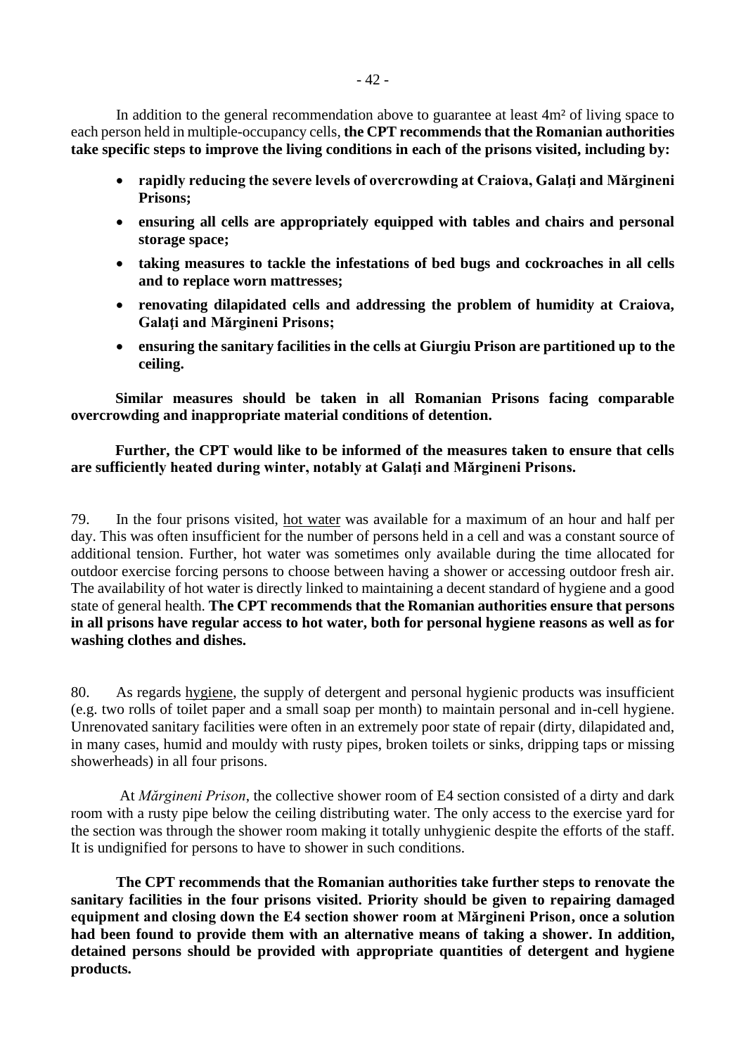In addition to the general recommendation above to guarantee at least 4m² of living space to each person held in multiple-occupancy cells, **the CPT recommends that the Romanian authorities take specific steps to improve the living conditions in each of the prisons visited, including by:**

- **rapidly reducing the severe levels of overcrowding at Craiova, Galaţi and Mărgineni Prisons;**
- **ensuring all cells are appropriately equipped with tables and chairs and personal storage space;**
- **taking measures to tackle the infestations of bed bugs and cockroaches in all cells and to replace worn mattresses;**
- **renovating dilapidated cells and addressing the problem of humidity at Craiova, Galaţi and Mărgineni Prisons;**
- **ensuring the sanitary facilities in the cells at Giurgiu Prison are partitioned up to the ceiling.**

**Similar measures should be taken in all Romanian Prisons facing comparable overcrowding and inappropriate material conditions of detention.**

**Further, the CPT would like to be informed of the measures taken to ensure that cells are sufficiently heated during winter, notably at Galaţi and Mărgineni Prisons.**

79. In the four prisons visited, hot water was available for a maximum of an hour and half per day. This was often insufficient for the number of persons held in a cell and was a constant source of additional tension. Further, hot water was sometimes only available during the time allocated for outdoor exercise forcing persons to choose between having a shower or accessing outdoor fresh air. The availability of hot water is directly linked to maintaining a decent standard of hygiene and a good state of general health. **The CPT recommends that the Romanian authorities ensure that persons in all prisons have regular access to hot water, both for personal hygiene reasons as well as for washing clothes and dishes.**

80. As regards hygiene, the supply of detergent and personal hygienic products was insufficient (e.g. two rolls of toilet paper and a small soap per month) to maintain personal and in-cell hygiene. Unrenovated sanitary facilities were often in an extremely poor state of repair (dirty, dilapidated and, in many cases, humid and mouldy with rusty pipes, broken toilets or sinks, dripping taps or missing showerheads) in all four prisons.

At *Mărgineni Prison*, the collective shower room of E4 section consisted of a dirty and dark room with a rusty pipe below the ceiling distributing water. The only access to the exercise yard for the section was through the shower room making it totally unhygienic despite the efforts of the staff. It is undignified for persons to have to shower in such conditions.

**The CPT recommends that the Romanian authorities take further steps to renovate the sanitary facilities in the four prisons visited. Priority should be given to repairing damaged equipment and closing down the E4 section shower room at Mărgineni Prison, once a solution had been found to provide them with an alternative means of taking a shower. In addition, detained persons should be provided with appropriate quantities of detergent and hygiene products.**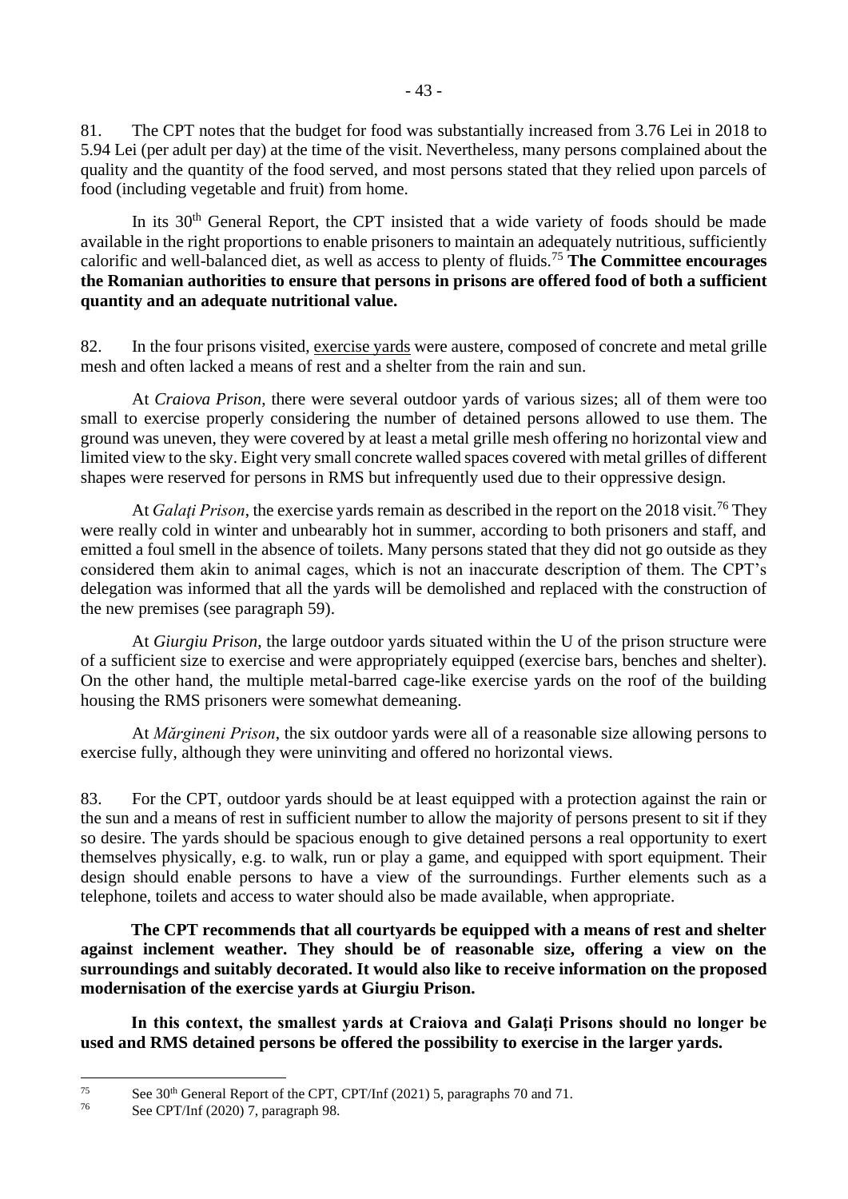81. The CPT notes that the budget for food was substantially increased from 3.76 Lei in 2018 to 5.94 Lei (per adult per day) at the time of the visit. Nevertheless, many persons complained about the quality and the quantity of the food served, and most persons stated that they relied upon parcels of food (including vegetable and fruit) from home.

In its 30th General Report, the CPT insisted that a wide variety of foods should be made available in the right proportions to enable prisoners to maintain an adequately nutritious, sufficiently calorific and well-balanced diet, as well as access to plenty of fluids.[75] **The Committee encourages the Romanian authorities to ensure that persons in prisons are offered food of both a sufficient quantity and an adequate nutritional value.**

82. In the four prisons visited, exercise yards were austere, composed of concrete and metal grille mesh and often lacked a means of rest and a shelter from the rain and sun.

At *Craiova Prison*, there were several outdoor yards of various sizes; all of them were too small to exercise properly considering the number of detained persons allowed to use them. The ground was uneven, they were covered by at least a metal grille mesh offering no horizontal view and limited view to the sky. Eight very small concrete walled spaces covered with metal grilles of different shapes were reserved for persons in RMS but infrequently used due to their oppressive design.

At *Galați Prison*, the exercise yards remain as described in the report on the 2018 visit.[76] They were really cold in winter and unbearably hot in summer, according to both prisoners and staff, and emitted a foul smell in the absence of toilets. Many persons stated that they did not go outside as they considered them akin to animal cages, which is not an inaccurate description of them. The CPT's delegation was informed that all the yards will be demolished and replaced with the construction of the new premises (see paragraph 59).

At *Giurgiu Prison*, the large outdoor yards situated within the U of the prison structure were of a sufficient size to exercise and were appropriately equipped (exercise bars, benches and shelter). On the other hand, the multiple metal-barred cage-like exercise yards on the roof of the building housing the RMS prisoners were somewhat demeaning.

At *Mărgineni Prison*, the six outdoor yards were all of a reasonable size allowing persons to exercise fully, although they were uninviting and offered no horizontal views.

83. For the CPT, outdoor yards should be at least equipped with a protection against the rain or the sun and a means of rest in sufficient number to allow the majority of persons present to sit if they so desire. The yards should be spacious enough to give detained persons a real opportunity to exert themselves physically, e.g. to walk, run or play a game, and equipped with sport equipment. Their design should enable persons to have a view of the surroundings. Further elements such as a telephone, toilets and access to water should also be made available, when appropriate.

**The CPT recommends that all courtyards be equipped with a means of rest and shelter against inclement weather. They should be of reasonable size, offering a view on the surroundings and suitably decorated. It would also like to receive information on the proposed modernisation of the exercise yards at Giurgiu Prison.**

**In this context, the smallest yards at Craiova and Galați Prisons should no longer be used and RMS detained persons be offered the possibility to exercise in the larger yards.**

---

[75] See 30th General Report of the CPT, CPT/Inf (2021) 5, paragraphs 70 and 71.

[76] See CPT/Inf (2020) 7, paragraph 98.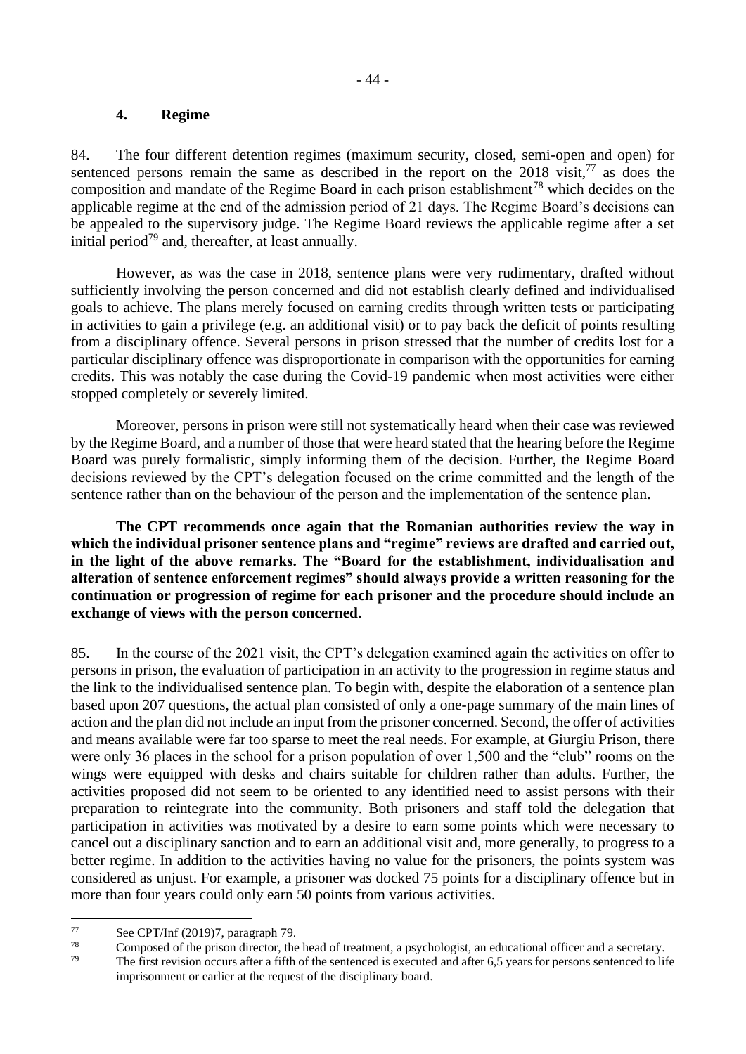### 4. Regime

84. The four different detention regimes (maximum security, closed, semi-open and open) for sentenced persons remain the same as described in the report on the 2018 visit,[77] as does the composition and mandate of the Regime Board in each prison establishment[78] which decides on the applicable regime at the end of the admission period of 21 days. The Regime Board's decisions can be appealed to the supervisory judge. The Regime Board reviews the applicable regime after a set initial period[79] and, thereafter, at least annually.

However, as was the case in 2018, sentence plans were very rudimentary, drafted without sufficiently involving the person concerned and did not establish clearly defined and individualised goals to achieve. The plans merely focused on earning credits through written tests or participating in activities to gain a privilege (e.g. an additional visit) or to pay back the deficit of points resulting from a disciplinary offence. Several persons in prison stressed that the number of credits lost for a particular disciplinary offence was disproportionate in comparison with the opportunities for earning credits. This was notably the case during the Covid-19 pandemic when most activities were either stopped completely or severely limited.

Moreover, persons in prison were still not systematically heard when their case was reviewed by the Regime Board, and a number of those that were heard stated that the hearing before the Regime Board was purely formalistic, simply informing them of the decision. Further, the Regime Board decisions reviewed by the CPT's delegation focused on the crime committed and the length of the sentence rather than on the behaviour of the person and the implementation of the sentence plan.

**The CPT recommends once again that the Romanian authorities review the way in which the individual prisoner sentence plans and "regime" reviews are drafted and carried out, in the light of the above remarks. The "Board for the establishment, individualisation and alteration of sentence enforcement regimes" should always provide a written reasoning for the continuation or progression of regime for each prisoner and the procedure should include an exchange of views with the person concerned.**

85. In the course of the 2021 visit, the CPT's delegation examined again the activities on offer to persons in prison, the evaluation of participation in an activity to the progression in regime status and the link to the individualised sentence plan. To begin with, despite the elaboration of a sentence plan based upon 207 questions, the actual plan consisted of only a one-page summary of the main lines of action and the plan did not include an input from the prisoner concerned. Second, the offer of activities and means available were far too sparse to meet the real needs. For example, at Giurgiu Prison, there were only 36 places in the school for a prison population of over 1,500 and the "club" rooms on the wings were equipped with desks and chairs suitable for children rather than adults. Further, the activities proposed did not seem to be oriented to any identified need to assist persons with their preparation to reintegrate into the community. Both prisoners and staff told the delegation that participation in activities was motivated by a desire to earn some points which were necessary to cancel out a disciplinary sanction and to earn an additional visit and, more generally, to progress to a better regime. In addition to the activities having no value for the prisoners, the points system was considered as unjust. For example, a prisoner was docked 75 points for a disciplinary offence but in more than four years could only earn 50 points from various activities.

---

[77] See CPT/Inf (2019)7, paragraph 79.

[78] Composed of the prison director, the head of treatment, a psychologist, an educational officer and a secretary.

[79] The first revision occurs after a fifth of the sentenced is executed and after 6,5 years for persons sentenced to life imprisonment or earlier at the request of the disciplinary board.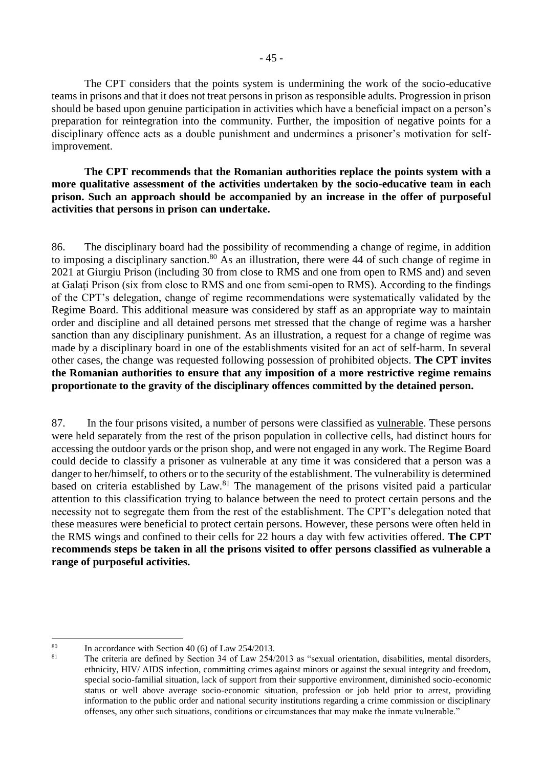The CPT considers that the points system is undermining the work of the socio-educative teams in prisons and that it does not treat persons in prison as responsible adults. Progression in prison should be based upon genuine participation in activities which have a beneficial impact on a person's preparation for reintegration into the community. Further, the imposition of negative points for a disciplinary offence acts as a double punishment and undermines a prisoner's motivation for self-improvement.

**The CPT recommends that the Romanian authorities replace the points system with a more qualitative assessment of the activities undertaken by the socio-educative team in each prison. Such an approach should be accompanied by an increase in the offer of purposeful activities that persons in prison can undertake.**

86. The disciplinary board had the possibility of recommending a change of regime, in addition to imposing a disciplinary sanction.[80] As an illustration, there were 44 of such change of regime in 2021 at Giurgiu Prison (including 30 from close to RMS and one from open to RMS and) and seven at Galaţi Prison (six from close to RMS and one from semi-open to RMS). According to the findings of the CPT's delegation, change of regime recommendations were systematically validated by the Regime Board. This additional measure was considered by staff as an appropriate way to maintain order and discipline and all detained persons met stressed that the change of regime was a harsher sanction than any disciplinary punishment. As an illustration, a request for a change of regime was made by a disciplinary board in one of the establishments visited for an act of self-harm. In several other cases, the change was requested following possession of prohibited objects. **The CPT invites the Romanian authorities to ensure that any imposition of a more restrictive regime remains proportionate to the gravity of the disciplinary offences committed by the detained person.**

87. In the four prisons visited, a number of persons were classified as vulnerable. These persons were held separately from the rest of the prison population in collective cells, had distinct hours for accessing the outdoor yards or the prison shop, and were not engaged in any work. The Regime Board could decide to classify a prisoner as vulnerable at any time it was considered that a person was a danger to her/himself, to others or to the security of the establishment. The vulnerability is determined based on criteria established by Law.[81] The management of the prisons visited paid a particular attention to this classification trying to balance between the need to protect certain persons and the necessity not to segregate them from the rest of the establishment. The CPT's delegation noted that these measures were beneficial to protect certain persons. However, these persons were often held in the RMS wings and confined to their cells for 22 hours a day with few activities offered. **The CPT recommends steps be taken in all the prisons visited to offer persons classified as vulnerable a range of purposeful activities.**

---

[80] In accordance with Section 40 (6) of Law 254/2013.

[81] The criteria are defined by Section 34 of Law 254/2013 as "sexual orientation, disabilities, mental disorders, ethnicity, HIV/ AIDS infection, committing crimes against minors or against the sexual integrity and freedom, special socio-familial situation, lack of support from their supportive environment, diminished socio-economic status or well above average socio-economic situation, profession or job held prior to arrest, providing information to the public order and national security institutions regarding a crime commission or disciplinary offenses, any other such situations, conditions or circumstances that may make the inmate vulnerable."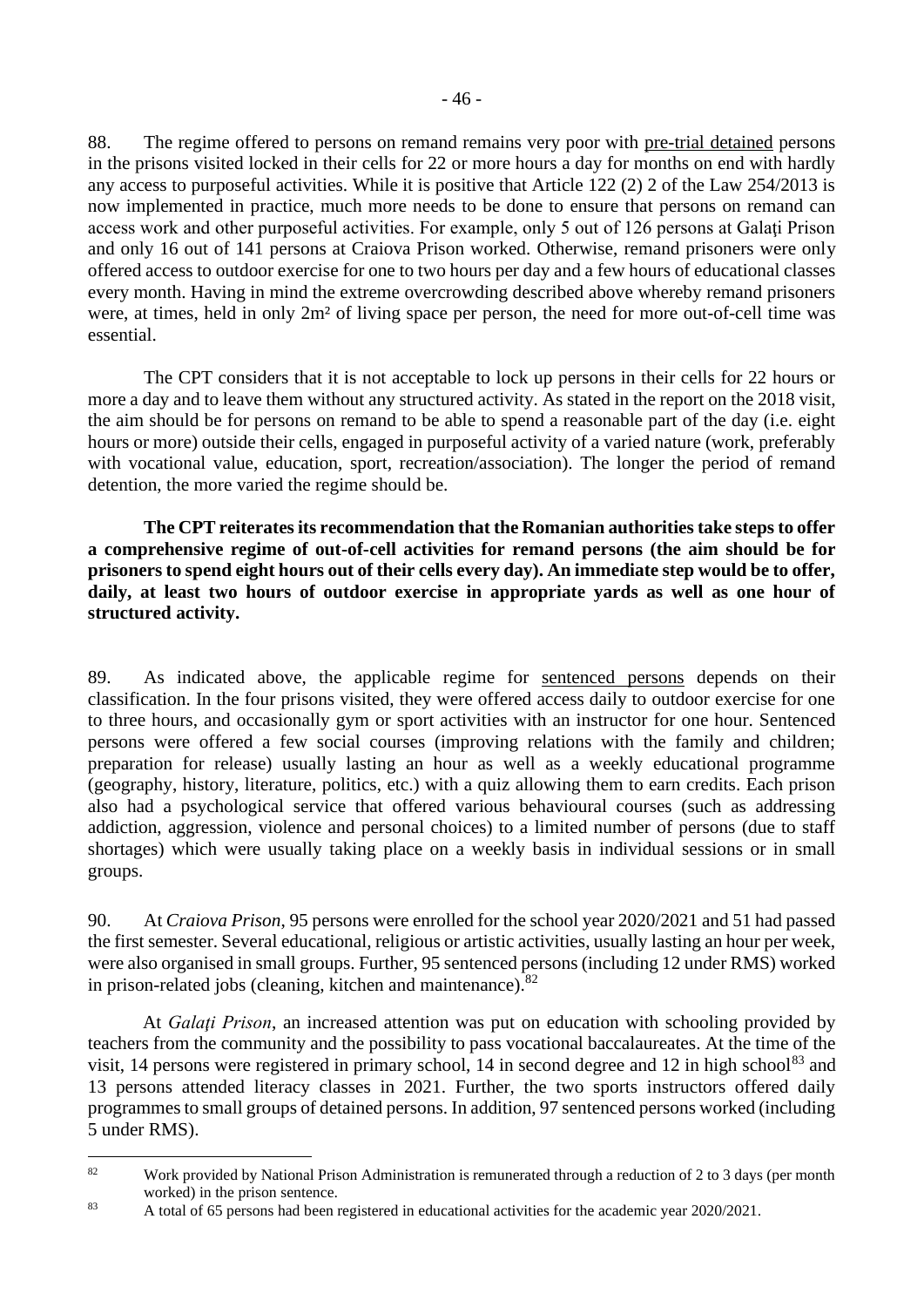88. The regime offered to persons on remand remains very poor with pre-trial detained persons in the prisons visited locked in their cells for 22 or more hours a day for months on end with hardly any access to purposeful activities. While it is positive that Article 122 (2) 2 of the Law 254/2013 is now implemented in practice, much more needs to be done to ensure that persons on remand can access work and other purposeful activities. For example, only 5 out of 126 persons at Galaţi Prison and only 16 out of 141 persons at Craiova Prison worked. Otherwise, remand prisoners were only offered access to outdoor exercise for one to two hours per day and a few hours of educational classes every month. Having in mind the extreme overcrowding described above whereby remand prisoners were, at times, held in only 2m² of living space per person, the need for more out-of-cell time was essential.

The CPT considers that it is not acceptable to lock up persons in their cells for 22 hours or more a day and to leave them without any structured activity. As stated in the report on the 2018 visit, the aim should be for persons on remand to be able to spend a reasonable part of the day (i.e. eight hours or more) outside their cells, engaged in purposeful activity of a varied nature (work, preferably with vocational value, education, sport, recreation/association). The longer the period of remand detention, the more varied the regime should be.

**The CPT reiterates its recommendation that the Romanian authorities take steps to offer a comprehensive regime of out-of-cell activities for remand persons (the aim should be for prisoners to spend eight hours out of their cells every day). An immediate step would be to offer, daily, at least two hours of outdoor exercise in appropriate yards as well as one hour of structured activity.**

89. As indicated above, the applicable regime for sentenced persons depends on their classification. In the four prisons visited, they were offered access daily to outdoor exercise for one to three hours, and occasionally gym or sport activities with an instructor for one hour. Sentenced persons were offered a few social courses (improving relations with the family and children; preparation for release) usually lasting an hour as well as a weekly educational programme (geography, history, literature, politics, etc.) with a quiz allowing them to earn credits. Each prison also had a psychological service that offered various behavioural courses (such as addressing addiction, aggression, violence and personal choices) to a limited number of persons (due to staff shortages) which were usually taking place on a weekly basis in individual sessions or in small groups.

90. At *Craiova Prison*, 95 persons were enrolled for the school year 2020/2021 and 51 had passed the first semester. Several educational, religious or artistic activities, usually lasting an hour per week, were also organised in small groups. Further, 95 sentenced persons (including 12 under RMS) worked in prison-related jobs (cleaning, kitchen and maintenance).[82]

At *Galaţi Prison*, an increased attention was put on education with schooling provided by teachers from the community and the possibility to pass vocational baccalaureates. At the time of the visit, 14 persons were registered in primary school, 14 in second degree and 12 in high school[83] and 13 persons attended literacy classes in 2021. Further, the two sports instructors offered daily programmes to small groups of detained persons. In addition, 97 sentenced persons worked (including 5 under RMS).

---

[82] Work provided by National Prison Administration is remunerated through a reduction of 2 to 3 days (per month worked) in the prison sentence.

[83] A total of 65 persons had been registered in educational activities for the academic year 2020/2021.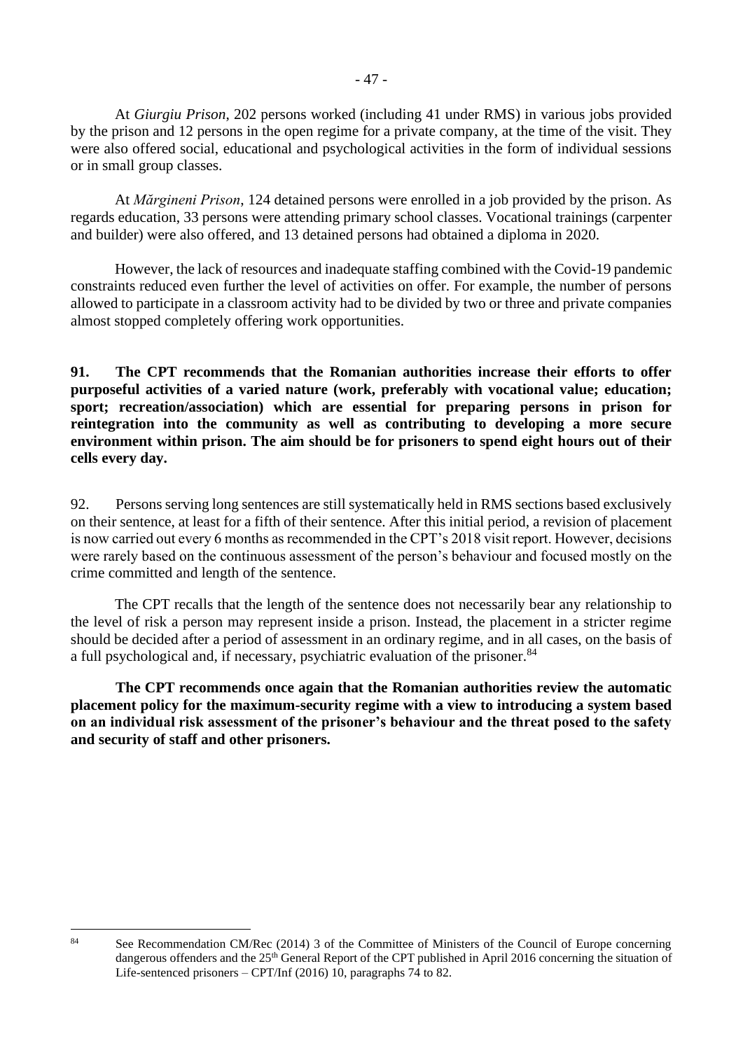At *Giurgiu Prison*, 202 persons worked (including 41 under RMS) in various jobs provided by the prison and 12 persons in the open regime for a private company, at the time of the visit. They were also offered social, educational and psychological activities in the form of individual sessions or in small group classes.

At *Mărgineni Prison*, 124 detained persons were enrolled in a job provided by the prison. As regards education, 33 persons were attending primary school classes. Vocational trainings (carpenter and builder) were also offered, and 13 detained persons had obtained a diploma in 2020.

However, the lack of resources and inadequate staffing combined with the Covid-19 pandemic constraints reduced even further the level of activities on offer. For example, the number of persons allowed to participate in a classroom activity had to be divided by two or three and private companies almost stopped completely offering work opportunities.

**91. The CPT recommends that the Romanian authorities increase their efforts to offer purposeful activities of a varied nature (work, preferably with vocational value; education; sport; recreation/association) which are essential for preparing persons in prison for reintegration into the community as well as contributing to developing a more secure environment within prison. The aim should be for prisoners to spend eight hours out of their cells every day.**

92. Persons serving long sentences are still systematically held in RMS sections based exclusively on their sentence, at least for a fifth of their sentence. After this initial period, a revision of placement is now carried out every 6 months as recommended in the CPT's 2018 visit report. However, decisions were rarely based on the continuous assessment of the person's behaviour and focused mostly on the crime committed and length of the sentence.

The CPT recalls that the length of the sentence does not necessarily bear any relationship to the level of risk a person may represent inside a prison. Instead, the placement in a stricter regime should be decided after a period of assessment in an ordinary regime, and in all cases, on the basis of a full psychological and, if necessary, psychiatric evaluation of the prisoner.[84]

**The CPT recommends once again that the Romanian authorities review the automatic placement policy for the maximum-security regime with a view to introducing a system based on an individual risk assessment of the prisoner's behaviour and the threat posed to the safety and security of staff and other prisoners.**

---

[84] See Recommendation CM/Rec (2014) 3 of the Committee of Ministers of the Council of Europe concerning dangerous offenders and the 25th General Report of the CPT published in April 2016 concerning the situation of Life-sentenced prisoners – CPT/Inf (2016) 10, paragraphs 74 to 82.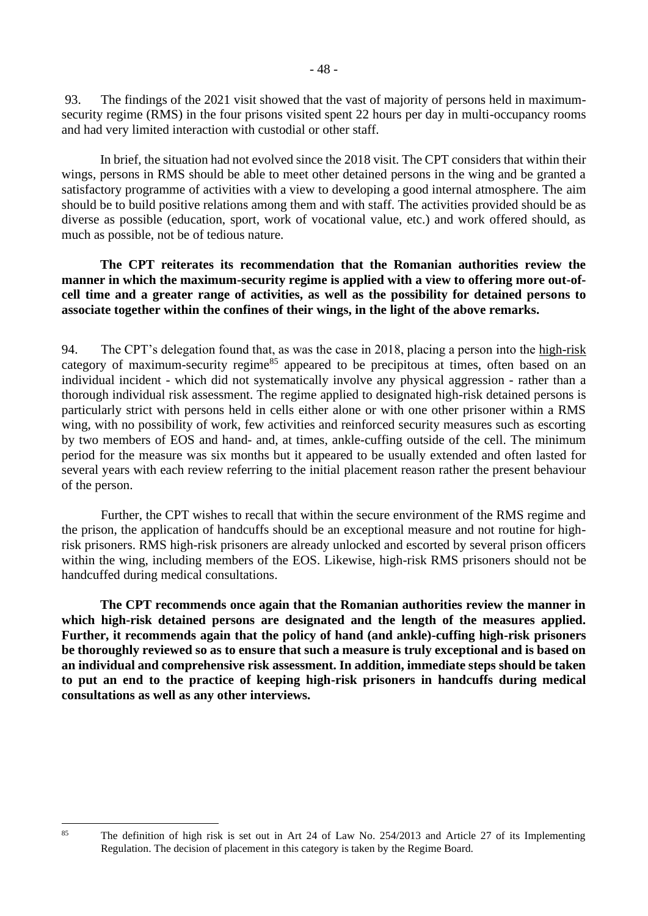93. The findings of the 2021 visit showed that the vast of majority of persons held in maximum-security regime (RMS) in the four prisons visited spent 22 hours per day in multi-occupancy rooms and had very limited interaction with custodial or other staff.

In brief, the situation had not evolved since the 2018 visit. The CPT considers that within their wings, persons in RMS should be able to meet other detained persons in the wing and be granted a satisfactory programme of activities with a view to developing a good internal atmosphere. The aim should be to build positive relations among them and with staff. The activities provided should be as diverse as possible (education, sport, work of vocational value, etc.) and work offered should, as much as possible, not be of tedious nature.

**The CPT reiterates its recommendation that the Romanian authorities review the manner in which the maximum-security regime is applied with a view to offering more out-of-cell time and a greater range of activities, as well as the possibility for detained persons to associate together within the confines of their wings, in the light of the above remarks.**

94. The CPT's delegation found that, as was the case in 2018, placing a person into the high-risk category of maximum-security regime[85] appeared to be precipitous at times, often based on an individual incident - which did not systematically involve any physical aggression - rather than a thorough individual risk assessment. The regime applied to designated high-risk detained persons is particularly strict with persons held in cells either alone or with one other prisoner within a RMS wing, with no possibility of work, few activities and reinforced security measures such as escorting by two members of EOS and hand- and, at times, ankle-cuffing outside of the cell. The minimum period for the measure was six months but it appeared to be usually extended and often lasted for several years with each review referring to the initial placement reason rather the present behaviour of the person.

Further, the CPT wishes to recall that within the secure environment of the RMS regime and the prison, the application of handcuffs should be an exceptional measure and not routine for high-risk prisoners. RMS high-risk prisoners are already unlocked and escorted by several prison officers within the wing, including members of the EOS. Likewise, high-risk RMS prisoners should not be handcuffed during medical consultations.

**The CPT recommends once again that the Romanian authorities review the manner in which high-risk detained persons are designated and the length of the measures applied. Further, it recommends again that the policy of hand (and ankle)-cuffing high-risk prisoners be thoroughly reviewed so as to ensure that such a measure is truly exceptional and is based on an individual and comprehensive risk assessment. In addition, immediate steps should be taken to put an end to the practice of keeping high-risk prisoners in handcuffs during medical consultations as well as any other interviews.**

---

[85] The definition of high risk is set out in Art 24 of Law No. 254/2013 and Article 27 of its Implementing Regulation. The decision of placement in this category is taken by the Regime Board.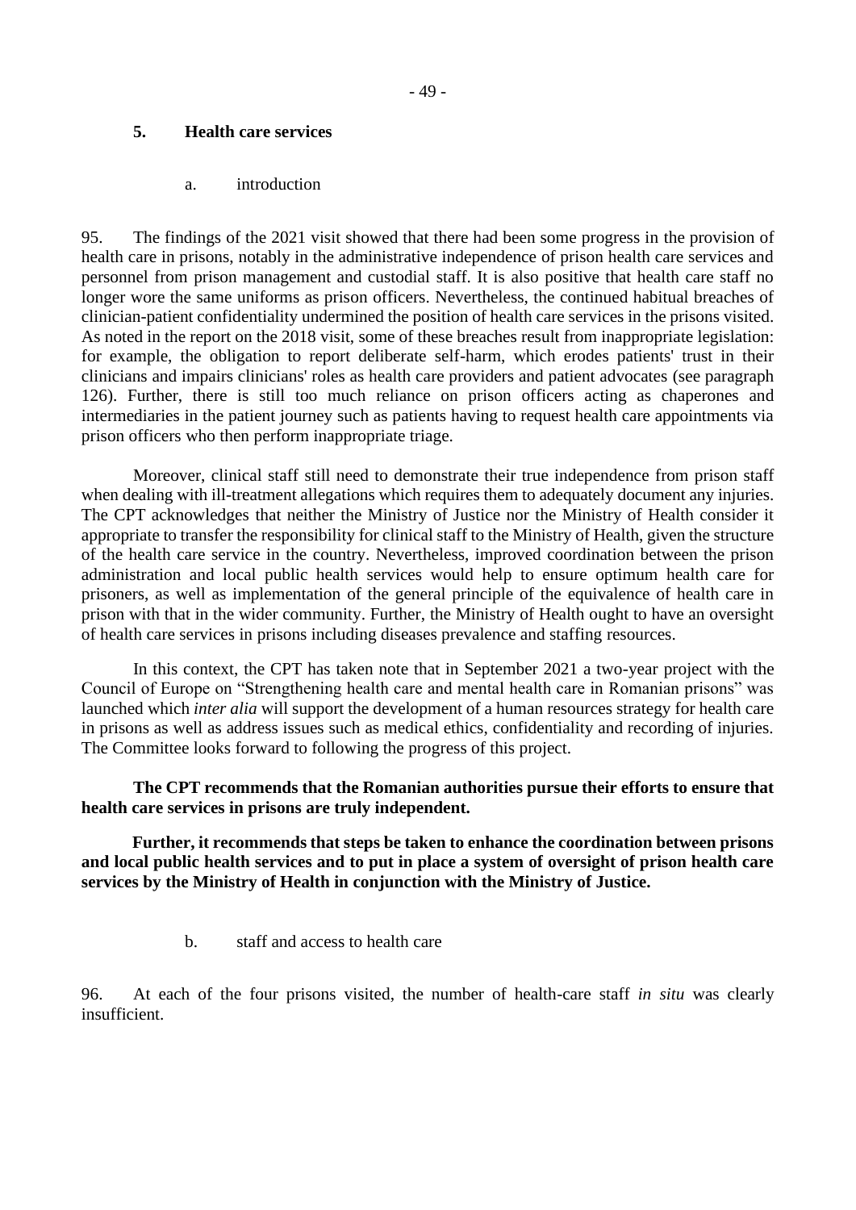## 5. Health care services

### a. introduction

95. The findings of the 2021 visit showed that there had been some progress in the provision of health care in prisons, notably in the administrative independence of prison health care services and personnel from prison management and custodial staff. It is also positive that health care staff no longer wore the same uniforms as prison officers. Nevertheless, the continued habitual breaches of clinician-patient confidentiality undermined the position of health care services in the prisons visited. As noted in the report on the 2018 visit, some of these breaches result from inappropriate legislation: for example, the obligation to report deliberate self-harm, which erodes patients' trust in their clinicians and impairs clinicians' roles as health care providers and patient advocates (see paragraph 126). Further, there is still too much reliance on prison officers acting as chaperones and intermediaries in the patient journey such as patients having to request health care appointments via prison officers who then perform inappropriate triage.

Moreover, clinical staff still need to demonstrate their true independence from prison staff when dealing with ill-treatment allegations which requires them to adequately document any injuries. The CPT acknowledges that neither the Ministry of Justice nor the Ministry of Health consider it appropriate to transfer the responsibility for clinical staff to the Ministry of Health, given the structure of the health care service in the country. Nevertheless, improved coordination between the prison administration and local public health services would help to ensure optimum health care for prisoners, as well as implementation of the general principle of the equivalence of health care in prison with that in the wider community. Further, the Ministry of Health ought to have an oversight of health care services in prisons including diseases prevalence and staffing resources.

In this context, the CPT has taken note that in September 2021 a two-year project with the Council of Europe on "Strengthening health care and mental health care in Romanian prisons" was launched which *inter alia* will support the development of a human resources strategy for health care in prisons as well as address issues such as medical ethics, confidentiality and recording of injuries. The Committee looks forward to following the progress of this project.

**The CPT recommends that the Romanian authorities pursue their efforts to ensure that health care services in prisons are truly independent.**

**Further, it recommends that steps be taken to enhance the coordination between prisons and local public health services and to put in place a system of oversight of prison health care services by the Ministry of Health in conjunction with the Ministry of Justice.**

### b. staff and access to health care

96. At each of the four prisons visited, the number of health-care staff *in situ* was clearly insufficient.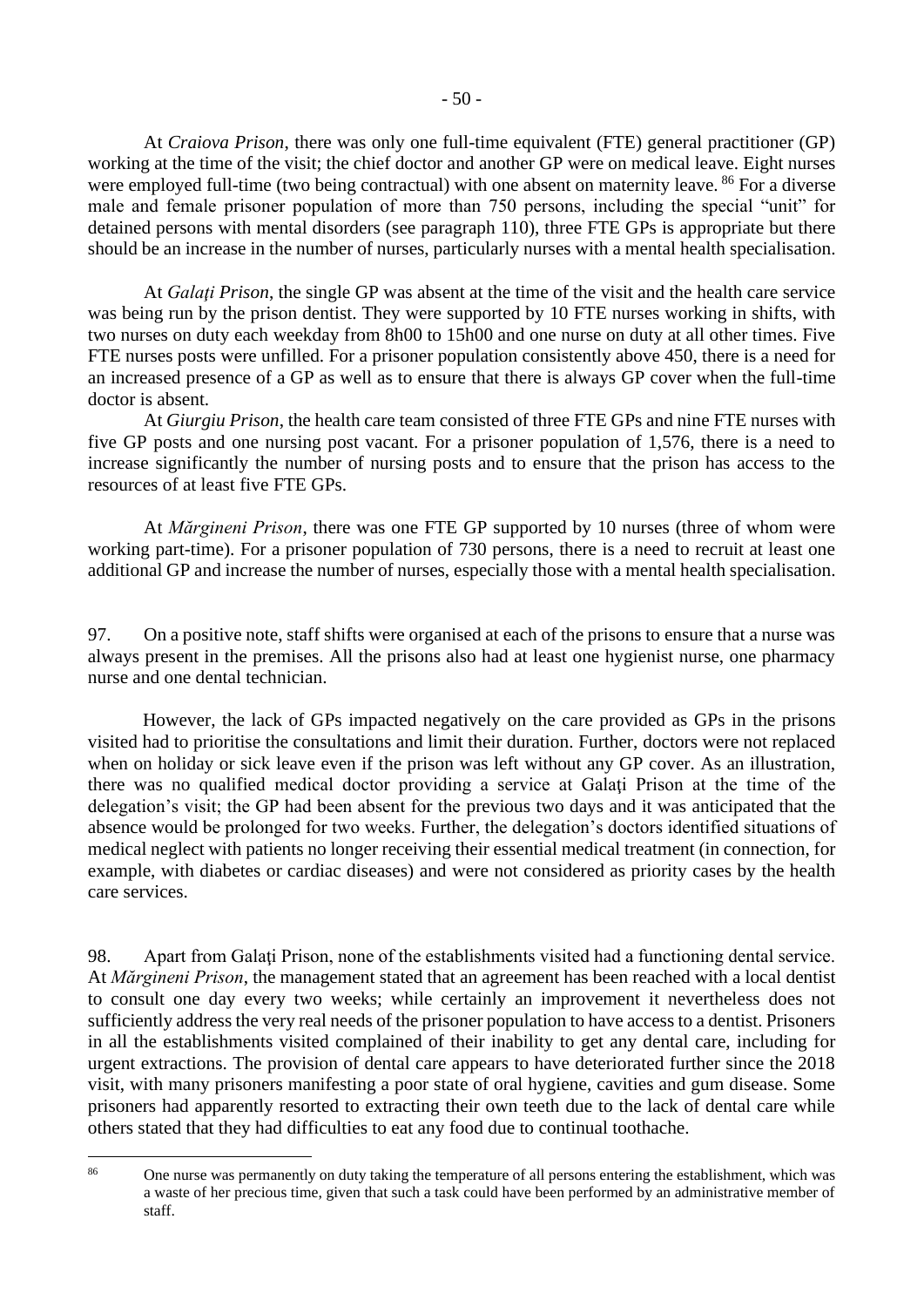At *Craiova Prison*, there was only one full-time equivalent (FTE) general practitioner (GP) working at the time of the visit; the chief doctor and another GP were on medical leave. Eight nurses were employed full-time (two being contractual) with one absent on maternity leave. [86] For a diverse male and female prisoner population of more than 750 persons, including the special "unit" for detained persons with mental disorders (see paragraph 110), three FTE GPs is appropriate but there should be an increase in the number of nurses, particularly nurses with a mental health specialisation.

At *Galaţi Prison*, the single GP was absent at the time of the visit and the health care service was being run by the prison dentist. They were supported by 10 FTE nurses working in shifts, with two nurses on duty each weekday from 8h00 to 15h00 and one nurse on duty at all other times. Five FTE nurses posts were unfilled. For a prisoner population consistently above 450, there is a need for an increased presence of a GP as well as to ensure that there is always GP cover when the full-time doctor is absent.

At *Giurgiu Prison*, the health care team consisted of three FTE GPs and nine FTE nurses with five GP posts and one nursing post vacant. For a prisoner population of 1,576, there is a need to increase significantly the number of nursing posts and to ensure that the prison has access to the resources of at least five FTE GPs.

At *Mărgineni Prison*, there was one FTE GP supported by 10 nurses (three of whom were working part-time). For a prisoner population of 730 persons, there is a need to recruit at least one additional GP and increase the number of nurses, especially those with a mental health specialisation.

97. On a positive note, staff shifts were organised at each of the prisons to ensure that a nurse was always present in the premises. All the prisons also had at least one hygienist nurse, one pharmacy nurse and one dental technician.

However, the lack of GPs impacted negatively on the care provided as GPs in the prisons visited had to prioritise the consultations and limit their duration. Further, doctors were not replaced when on holiday or sick leave even if the prison was left without any GP cover. As an illustration, there was no qualified medical doctor providing a service at Galaţi Prison at the time of the delegation's visit; the GP had been absent for the previous two days and it was anticipated that the absence would be prolonged for two weeks. Further, the delegation's doctors identified situations of medical neglect with patients no longer receiving their essential medical treatment (in connection, for example, with diabetes or cardiac diseases) and were not considered as priority cases by the health care services.

98. Apart from Galaţi Prison, none of the establishments visited had a functioning dental service. At *Mărgineni Prison*, the management stated that an agreement has been reached with a local dentist to consult one day every two weeks; while certainly an improvement it nevertheless does not sufficiently address the very real needs of the prisoner population to have access to a dentist. Prisoners in all the establishments visited complained of their inability to get any dental care, including for urgent extractions. The provision of dental care appears to have deteriorated further since the 2018 visit, with many prisoners manifesting a poor state of oral hygiene, cavities and gum disease. Some prisoners had apparently resorted to extracting their own teeth due to the lack of dental care while others stated that they had difficulties to eat any food due to continual toothache.

---

[86] One nurse was permanently on duty taking the temperature of all persons entering the establishment, which was a waste of her precious time, given that such a task could have been performed by an administrative member of staff.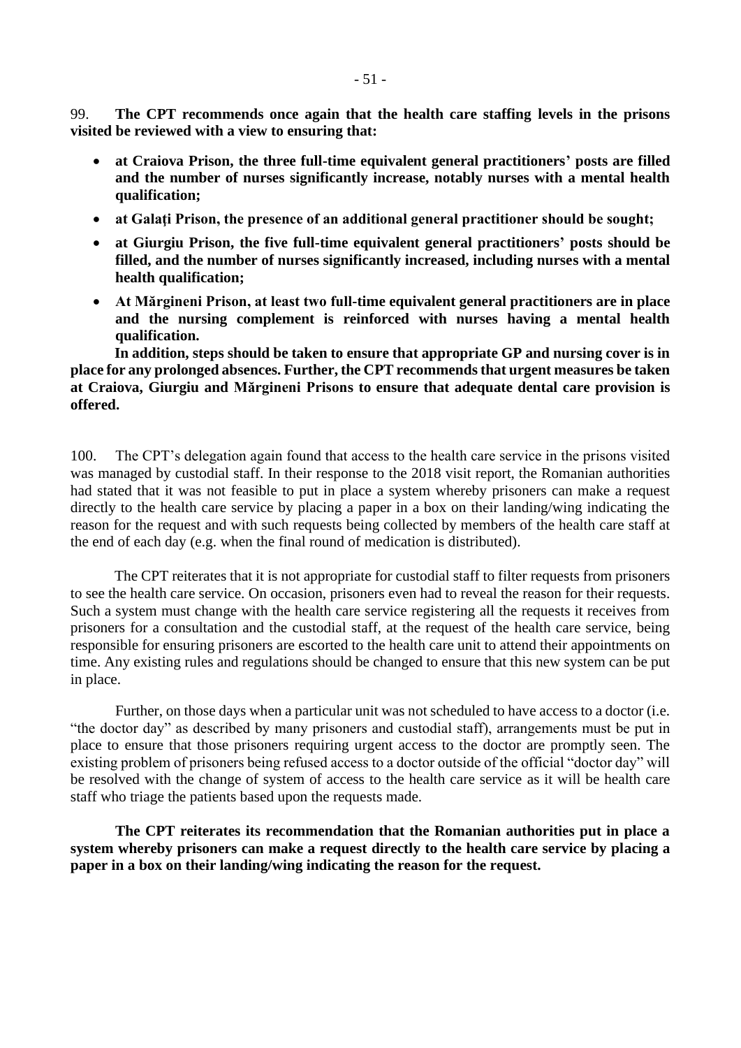99. **The CPT recommends once again that the health care staffing levels in the prisons visited be reviewed with a view to ensuring that:**

- **at Craiova Prison, the three full-time equivalent general practitioners' posts are filled and the number of nurses significantly increase, notably nurses with a mental health qualification;**
- **at Galați Prison, the presence of an additional general practitioner should be sought;**
- **at Giurgiu Prison, the five full-time equivalent general practitioners' posts should be filled, and the number of nurses significantly increased, including nurses with a mental health qualification;**
- **At Mărgineni Prison, at least two full-time equivalent general practitioners are in place and the nursing complement is reinforced with nurses having a mental health qualification.**

**In addition, steps should be taken to ensure that appropriate GP and nursing cover is in place for any prolonged absences. Further, the CPT recommends that urgent measures be taken at Craiova, Giurgiu and Mărgineni Prisons to ensure that adequate dental care provision is offered.**

100. The CPT's delegation again found that access to the health care service in the prisons visited was managed by custodial staff. In their response to the 2018 visit report, the Romanian authorities had stated that it was not feasible to put in place a system whereby prisoners can make a request directly to the health care service by placing a paper in a box on their landing/wing indicating the reason for the request and with such requests being collected by members of the health care staff at the end of each day (e.g. when the final round of medication is distributed).

The CPT reiterates that it is not appropriate for custodial staff to filter requests from prisoners to see the health care service. On occasion, prisoners even had to reveal the reason for their requests. Such a system must change with the health care service registering all the requests it receives from prisoners for a consultation and the custodial staff, at the request of the health care service, being responsible for ensuring prisoners are escorted to the health care unit to attend their appointments on time. Any existing rules and regulations should be changed to ensure that this new system can be put in place.

Further, on those days when a particular unit was not scheduled to have access to a doctor (i.e. "the doctor day" as described by many prisoners and custodial staff), arrangements must be put in place to ensure that those prisoners requiring urgent access to the doctor are promptly seen. The existing problem of prisoners being refused access to a doctor outside of the official "doctor day" will be resolved with the change of system of access to the health care service as it will be health care staff who triage the patients based upon the requests made.

**The CPT reiterates its recommendation that the Romanian authorities put in place a system whereby prisoners can make a request directly to the health care service by placing a paper in a box on their landing/wing indicating the reason for the request.**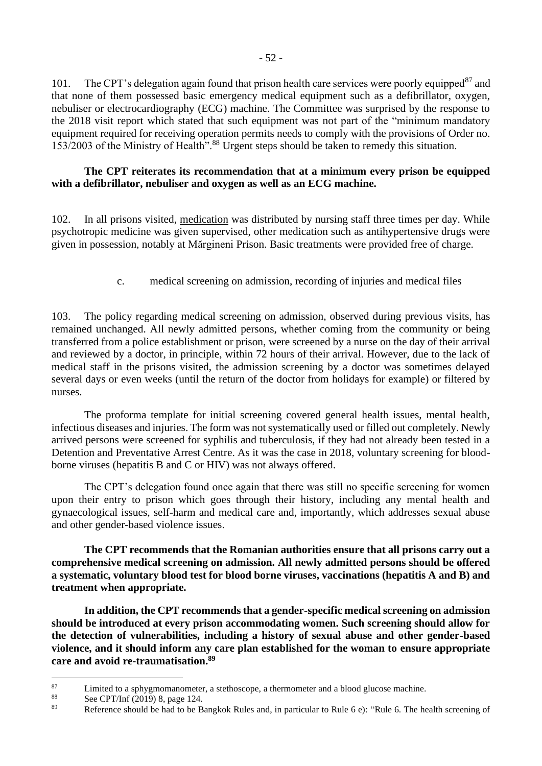101. The CPT's delegation again found that prison health care services were poorly equipped[87] and that none of them possessed basic emergency medical equipment such as a defibrillator, oxygen, nebuliser or electrocardiography (ECG) machine. The Committee was surprised by the response to the 2018 visit report which stated that such equipment was not part of the "minimum mandatory equipment required for receiving operation permits needs to comply with the provisions of Order no. 153/2003 of the Ministry of Health".[88] Urgent steps should be taken to remedy this situation.

**The CPT reiterates its recommendation that at a minimum every prison be equipped with a defibrillator, nebuliser and oxygen as well as an ECG machine.**

102. In all prisons visited, medication was distributed by nursing staff three times per day. While psychotropic medicine was given supervised, other medication such as antihypertensive drugs were given in possession, notably at Mărgineni Prison. Basic treatments were provided free of charge.

c. medical screening on admission, recording of injuries and medical files

103. The policy regarding medical screening on admission, observed during previous visits, has remained unchanged. All newly admitted persons, whether coming from the community or being transferred from a police establishment or prison, were screened by a nurse on the day of their arrival and reviewed by a doctor, in principle, within 72 hours of their arrival. However, due to the lack of medical staff in the prisons visited, the admission screening by a doctor was sometimes delayed several days or even weeks (until the return of the doctor from holidays for example) or filtered by nurses.

The proforma template for initial screening covered general health issues, mental health, infectious diseases and injuries. The form was not systematically used or filled out completely. Newly arrived persons were screened for syphilis and tuberculosis, if they had not already been tested in a Detention and Preventative Arrest Centre. As it was the case in 2018, voluntary screening for blood-borne viruses (hepatitis B and C or HIV) was not always offered.

The CPT's delegation found once again that there was still no specific screening for women upon their entry to prison which goes through their history, including any mental health and gynaecological issues, self-harm and medical care and, importantly, which addresses sexual abuse and other gender-based violence issues.

**The CPT recommends that the Romanian authorities ensure that all prisons carry out a comprehensive medical screening on admission. All newly admitted persons should be offered a systematic, voluntary blood test for blood borne viruses, vaccinations (hepatitis A and B) and treatment when appropriate.**

**In addition, the CPT recommends that a gender-specific medical screening on admission should be introduced at every prison accommodating women. Such screening should allow for the detection of vulnerabilities, including a history of sexual abuse and other gender-based violence, and it should inform any care plan established for the woman to ensure appropriate care and avoid re-traumatisation.[89]**

---

[87] Limited to a sphygmomanometer, a stethoscope, a thermometer and a blood glucose machine.

[88] See CPT/Inf (2019) 8, page 124.

[89] Reference should be had to be Bangkok Rules and, in particular to Rule 6 e): "Rule 6. The health screening of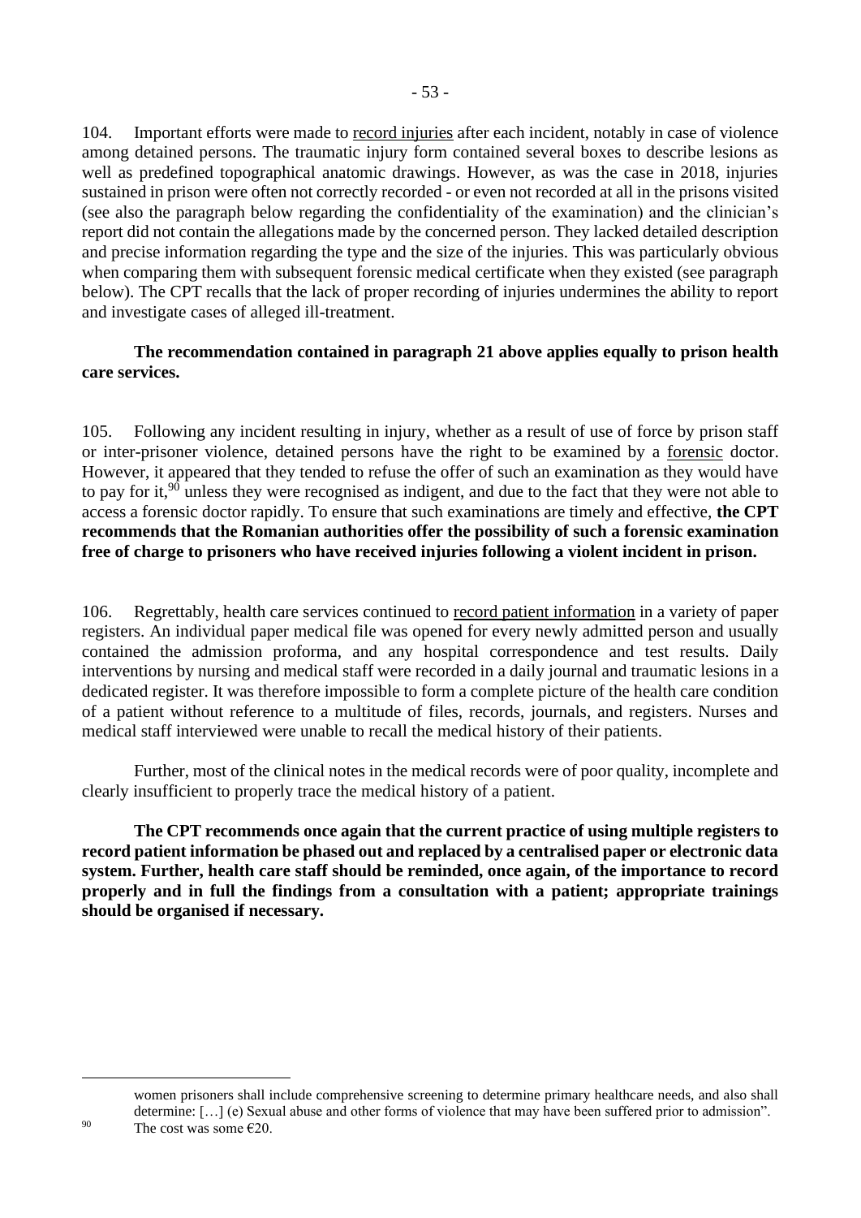104. Important efforts were made to record injuries after each incident, notably in case of violence among detained persons. The traumatic injury form contained several boxes to describe lesions as well as predefined topographical anatomic drawings. However, as was the case in 2018, injuries sustained in prison were often not correctly recorded - or even not recorded at all in the prisons visited (see also the paragraph below regarding the confidentiality of the examination) and the clinician's report did not contain the allegations made by the concerned person. They lacked detailed description and precise information regarding the type and the size of the injuries. This was particularly obvious when comparing them with subsequent forensic medical certificate when they existed (see paragraph below). The CPT recalls that the lack of proper recording of injuries undermines the ability to report and investigate cases of alleged ill-treatment.

**The recommendation contained in paragraph 21 above applies equally to prison health care services.**

105. Following any incident resulting in injury, whether as a result of use of force by prison staff or inter-prisoner violence, detained persons have the right to be examined by a forensic doctor. However, it appeared that they tended to refuse the offer of such an examination as they would have to pay for it,[90] unless they were recognised as indigent, and due to the fact that they were not able to access a forensic doctor rapidly. To ensure that such examinations are timely and effective, **the CPT recommends that the Romanian authorities offer the possibility of such a forensic examination free of charge to prisoners who have received injuries following a violent incident in prison.**

106. Regrettably, health care services continued to record patient information in a variety of paper registers. An individual paper medical file was opened for every newly admitted person and usually contained the admission proforma, and any hospital correspondence and test results. Daily interventions by nursing and medical staff were recorded in a daily journal and traumatic lesions in a dedicated register. It was therefore impossible to form a complete picture of the health care condition of a patient without reference to a multitude of files, records, journals, and registers. Nurses and medical staff interviewed were unable to recall the medical history of their patients.

Further, most of the clinical notes in the medical records were of poor quality, incomplete and clearly insufficient to properly trace the medical history of a patient.

**The CPT recommends once again that the current practice of using multiple registers to record patient information be phased out and replaced by a centralised paper or electronic data system. Further, health care staff should be reminded, once again, of the importance to record properly and in full the findings from a consultation with a patient; appropriate trainings should be organised if necessary.**

---

women prisoners shall include comprehensive screening to determine primary healthcare needs, and also shall determine: […] (e) Sexual abuse and other forms of violence that may have been suffered prior to admission".

[90] The cost was some €20.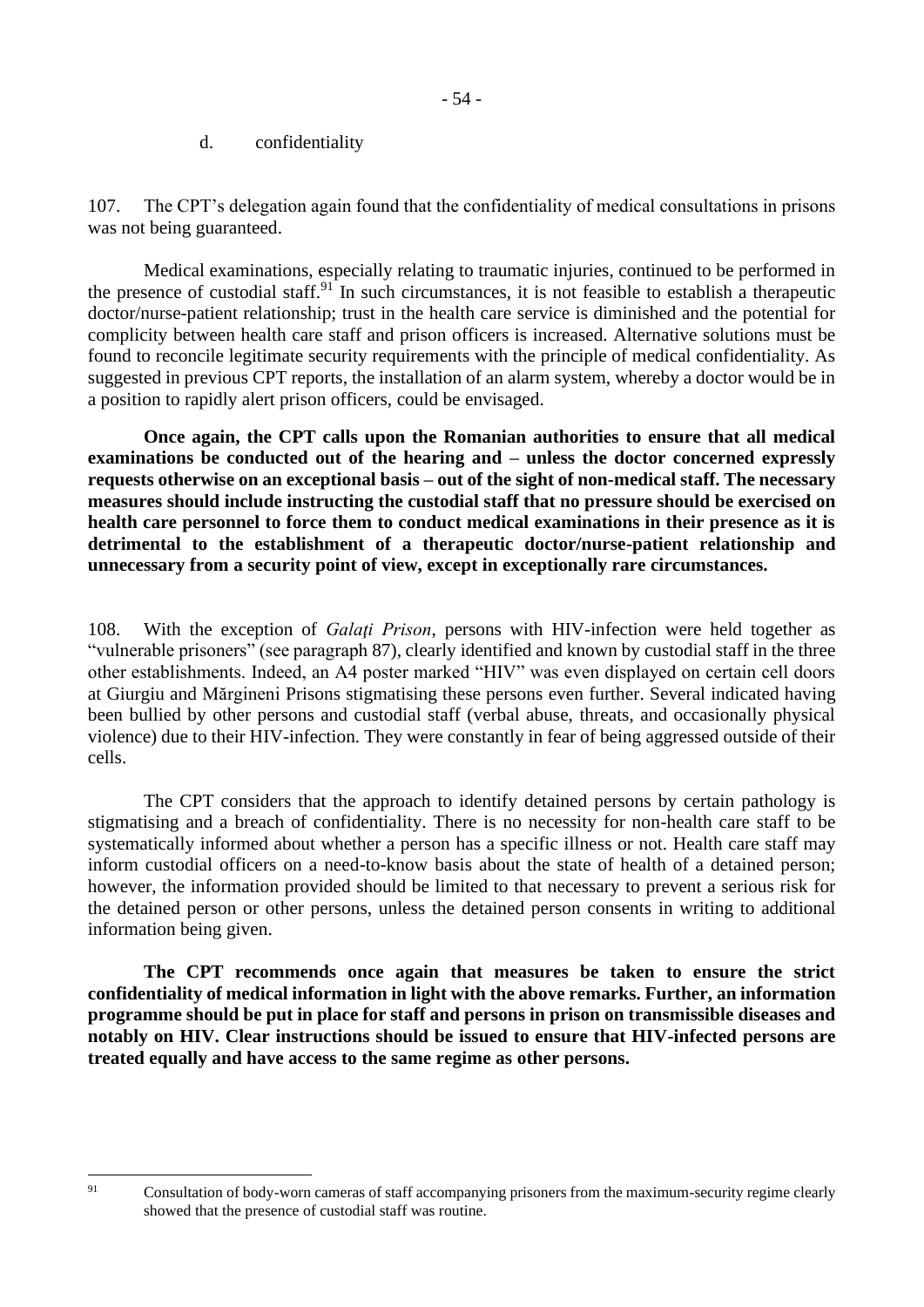d. confidentiality

107. The CPT's delegation again found that the confidentiality of medical consultations in prisons was not being guaranteed.

Medical examinations, especially relating to traumatic injuries, continued to be performed in the presence of custodial staff.[91] In such circumstances, it is not feasible to establish a therapeutic doctor/nurse-patient relationship; trust in the health care service is diminished and the potential for complicity between health care staff and prison officers is increased. Alternative solutions must be found to reconcile legitimate security requirements with the principle of medical confidentiality. As suggested in previous CPT reports, the installation of an alarm system, whereby a doctor would be in a position to rapidly alert prison officers, could be envisaged.

**Once again, the CPT calls upon the Romanian authorities to ensure that all medical examinations be conducted out of the hearing and – unless the doctor concerned expressly requests otherwise on an exceptional basis – out of the sight of non-medical staff. The necessary measures should include instructing the custodial staff that no pressure should be exercised on health care personnel to force them to conduct medical examinations in their presence as it is detrimental to the establishment of a therapeutic doctor/nurse-patient relationship and unnecessary from a security point of view, except in exceptionally rare circumstances.**

108. With the exception of *Galați Prison*, persons with HIV-infection were held together as "vulnerable prisoners" (see paragraph 87), clearly identified and known by custodial staff in the three other establishments. Indeed, an A4 poster marked "HIV" was even displayed on certain cell doors at Giurgiu and Mărgineni Prisons stigmatising these persons even further. Several indicated having been bullied by other persons and custodial staff (verbal abuse, threats, and occasionally physical violence) due to their HIV-infection. They were constantly in fear of being aggressed outside of their cells.

The CPT considers that the approach to identify detained persons by certain pathology is stigmatising and a breach of confidentiality. There is no necessity for non-health care staff to be systematically informed about whether a person has a specific illness or not. Health care staff may inform custodial officers on a need-to-know basis about the state of health of a detained person; however, the information provided should be limited to that necessary to prevent a serious risk for the detained person or other persons, unless the detained person consents in writing to additional information being given.

**The CPT recommends once again that measures be taken to ensure the strict confidentiality of medical information in light with the above remarks. Further, an information programme should be put in place for staff and persons in prison on transmissible diseases and notably on HIV. Clear instructions should be issued to ensure that HIV-infected persons are treated equally and have access to the same regime as other persons.**

---

[91] Consultation of body-worn cameras of staff accompanying prisoners from the maximum-security regime clearly showed that the presence of custodial staff was routine.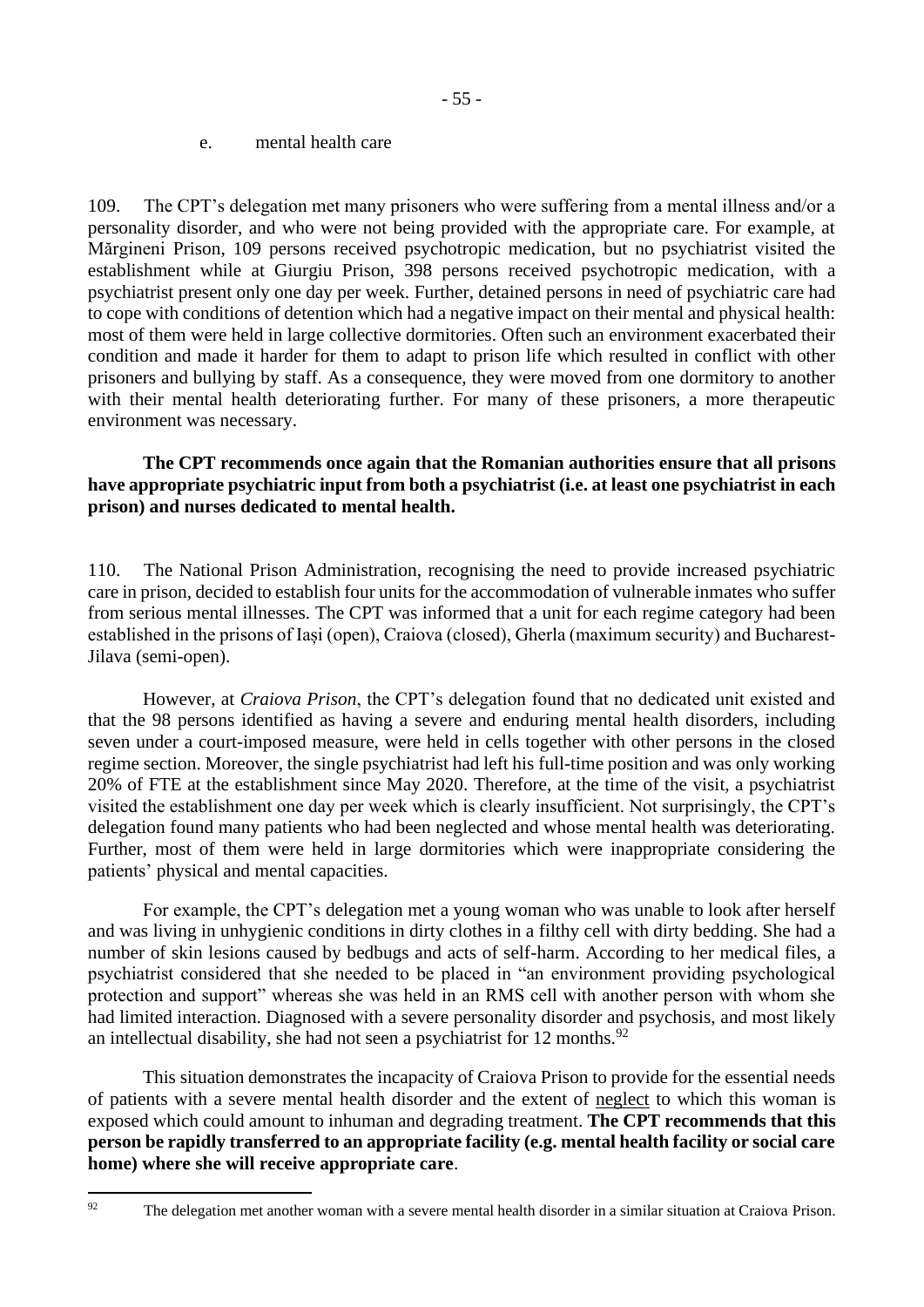e. mental health care

109. The CPT's delegation met many prisoners who were suffering from a mental illness and/or a personality disorder, and who were not being provided with the appropriate care. For example, at Mărgineni Prison, 109 persons received psychotropic medication, but no psychiatrist visited the establishment while at Giurgiu Prison, 398 persons received psychotropic medication, with a psychiatrist present only one day per week. Further, detained persons in need of psychiatric care had to cope with conditions of detention which had a negative impact on their mental and physical health: most of them were held in large collective dormitories. Often such an environment exacerbated their condition and made it harder for them to adapt to prison life which resulted in conflict with other prisoners and bullying by staff. As a consequence, they were moved from one dormitory to another with their mental health deteriorating further. For many of these prisoners, a more therapeutic environment was necessary.

**The CPT recommends once again that the Romanian authorities ensure that all prisons have appropriate psychiatric input from both a psychiatrist (i.e. at least one psychiatrist in each prison) and nurses dedicated to mental health.**

110. The National Prison Administration, recognising the need to provide increased psychiatric care in prison, decided to establish four units for the accommodation of vulnerable inmates who suffer from serious mental illnesses. The CPT was informed that a unit for each regime category had been established in the prisons of Iași (open), Craiova (closed), Gherla (maximum security) and Bucharest-Jilava (semi-open).

However, at *Craiova Prison*, the CPT's delegation found that no dedicated unit existed and that the 98 persons identified as having a severe and enduring mental health disorders, including seven under a court-imposed measure, were held in cells together with other persons in the closed regime section. Moreover, the single psychiatrist had left his full-time position and was only working 20% of FTE at the establishment since May 2020. Therefore, at the time of the visit, a psychiatrist visited the establishment one day per week which is clearly insufficient. Not surprisingly, the CPT's delegation found many patients who had been neglected and whose mental health was deteriorating. Further, most of them were held in large dormitories which were inappropriate considering the patients' physical and mental capacities.

For example, the CPT's delegation met a young woman who was unable to look after herself and was living in unhygienic conditions in dirty clothes in a filthy cell with dirty bedding. She had a number of skin lesions caused by bedbugs and acts of self-harm. According to her medical files, a psychiatrist considered that she needed to be placed in "an environment providing psychological protection and support" whereas she was held in an RMS cell with another person with whom she had limited interaction. Diagnosed with a severe personality disorder and psychosis, and most likely an intellectual disability, she had not seen a psychiatrist for 12 months.[92]

This situation demonstrates the incapacity of Craiova Prison to provide for the essential needs of patients with a severe mental health disorder and the extent of neglect to which this woman is exposed which could amount to inhuman and degrading treatment. **The CPT recommends that this person be rapidly transferred to an appropriate facility (e.g. mental health facility or social care home) where she will receive appropriate care**.

---

[92] The delegation met another woman with a severe mental health disorder in a similar situation at Craiova Prison.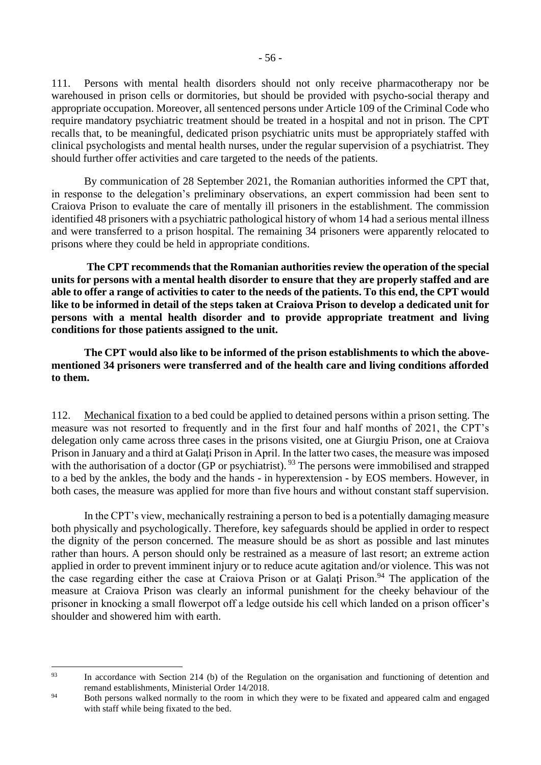111. Persons with mental health disorders should not only receive pharmacotherapy nor be warehoused in prison cells or dormitories, but should be provided with psycho-social therapy and appropriate occupation. Moreover, all sentenced persons under Article 109 of the Criminal Code who require mandatory psychiatric treatment should be treated in a hospital and not in prison. The CPT recalls that, to be meaningful, dedicated prison psychiatric units must be appropriately staffed with clinical psychologists and mental health nurses, under the regular supervision of a psychiatrist. They should further offer activities and care targeted to the needs of the patients.

By communication of 28 September 2021, the Romanian authorities informed the CPT that, in response to the delegation's preliminary observations, an expert commission had been sent to Craiova Prison to evaluate the care of mentally ill prisoners in the establishment. The commission identified 48 prisoners with a psychiatric pathological history of whom 14 had a serious mental illness and were transferred to a prison hospital. The remaining 34 prisoners were apparently relocated to prisons where they could be held in appropriate conditions.

**The CPT recommends that the Romanian authorities review the operation of the special units for persons with a mental health disorder to ensure that they are properly staffed and are able to offer a range of activities to cater to the needs of the patients. To this end, the CPT would like to be informed in detail of the steps taken at Craiova Prison to develop a dedicated unit for persons with a mental health disorder and to provide appropriate treatment and living conditions for those patients assigned to the unit.**

**The CPT would also like to be informed of the prison establishments to which the above-mentioned 34 prisoners were transferred and of the health care and living conditions afforded to them.**

112. Mechanical fixation to a bed could be applied to detained persons within a prison setting. The measure was not resorted to frequently and in the first four and half months of 2021, the CPT's delegation only came across three cases in the prisons visited, one at Giurgiu Prison, one at Craiova Prison in January and a third at Galați Prison in April. In the latter two cases, the measure was imposed with the authorisation of a doctor (GP or psychiatrist).[93] The persons were immobilised and strapped to a bed by the ankles, the body and the hands - in hyperextension - by EOS members. However, in both cases, the measure was applied for more than five hours and without constant staff supervision.

In the CPT's view, mechanically restraining a person to bed is a potentially damaging measure both physically and psychologically. Therefore, key safeguards should be applied in order to respect the dignity of the person concerned. The measure should be as short as possible and last minutes rather than hours. A person should only be restrained as a measure of last resort; an extreme action applied in order to prevent imminent injury or to reduce acute agitation and/or violence. This was not the case regarding either the case at Craiova Prison or at Galați Prison.[94] The application of the measure at Craiova Prison was clearly an informal punishment for the cheeky behaviour of the prisoner in knocking a small flowerpot off a ledge outside his cell which landed on a prison officer's shoulder and showered him with earth.

---

[93] In accordance with Section 214 (b) of the Regulation on the organisation and functioning of detention and remand establishments, Ministerial Order 14/2018.

[94] Both persons walked normally to the room in which they were to be fixated and appeared calm and engaged with staff while being fixated to the bed.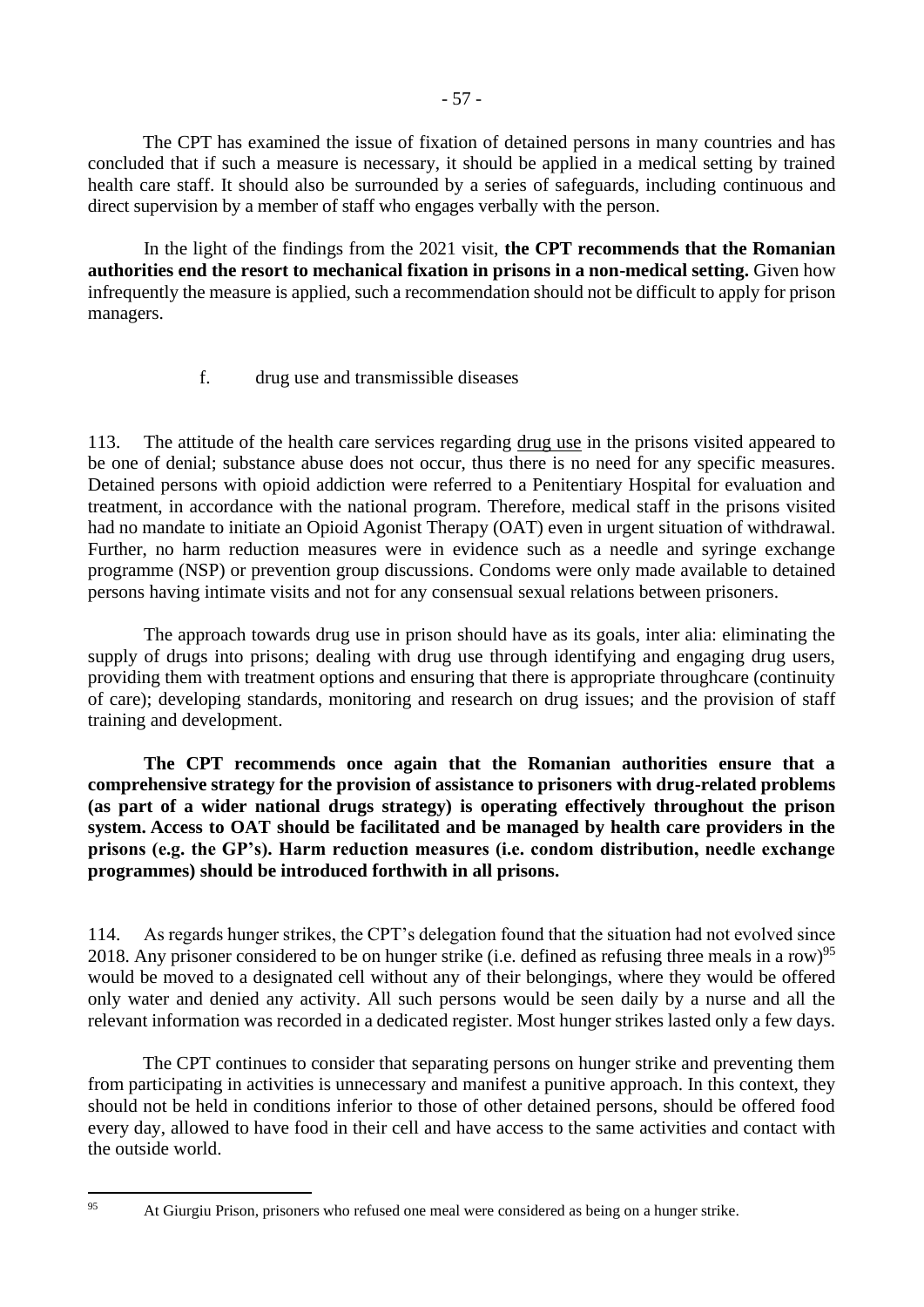The CPT has examined the issue of fixation of detained persons in many countries and has concluded that if such a measure is necessary, it should be applied in a medical setting by trained health care staff. It should also be surrounded by a series of safeguards, including continuous and direct supervision by a member of staff who engages verbally with the person.

In the light of the findings from the 2021 visit, **the CPT recommends that the Romanian authorities end the resort to mechanical fixation in prisons in a non-medical setting.** Given how infrequently the measure is applied, such a recommendation should not be difficult to apply for prison managers.

f. drug use and transmissible diseases

113. The attitude of the health care services regarding drug use in the prisons visited appeared to be one of denial; substance abuse does not occur, thus there is no need for any specific measures. Detained persons with opioid addiction were referred to a Penitentiary Hospital for evaluation and treatment, in accordance with the national program. Therefore, medical staff in the prisons visited had no mandate to initiate an Opioid Agonist Therapy (OAT) even in urgent situation of withdrawal. Further, no harm reduction measures were in evidence such as a needle and syringe exchange programme (NSP) or prevention group discussions. Condoms were only made available to detained persons having intimate visits and not for any consensual sexual relations between prisoners.

The approach towards drug use in prison should have as its goals, inter alia: eliminating the supply of drugs into prisons; dealing with drug use through identifying and engaging drug users, providing them with treatment options and ensuring that there is appropriate throughcare (continuity of care); developing standards, monitoring and research on drug issues; and the provision of staff training and development.

**The CPT recommends once again that the Romanian authorities ensure that a comprehensive strategy for the provision of assistance to prisoners with drug-related problems (as part of a wider national drugs strategy) is operating effectively throughout the prison system. Access to OAT should be facilitated and be managed by health care providers in the prisons (e.g. the GP's). Harm reduction measures (i.e. condom distribution, needle exchange programmes) should be introduced forthwith in all prisons.**

114. As regards hunger strikes, the CPT's delegation found that the situation had not evolved since 2018. Any prisoner considered to be on hunger strike (i.e. defined as refusing three meals in a row)[95] would be moved to a designated cell without any of their belongings, where they would be offered only water and denied any activity. All such persons would be seen daily by a nurse and all the relevant information was recorded in a dedicated register. Most hunger strikes lasted only a few days.

The CPT continues to consider that separating persons on hunger strike and preventing them from participating in activities is unnecessary and manifest a punitive approach. In this context, they should not be held in conditions inferior to those of other detained persons, should be offered food every day, allowed to have food in their cell and have access to the same activities and contact with the outside world.

---

[95] At Giurgiu Prison, prisoners who refused one meal were considered as being on a hunger strike.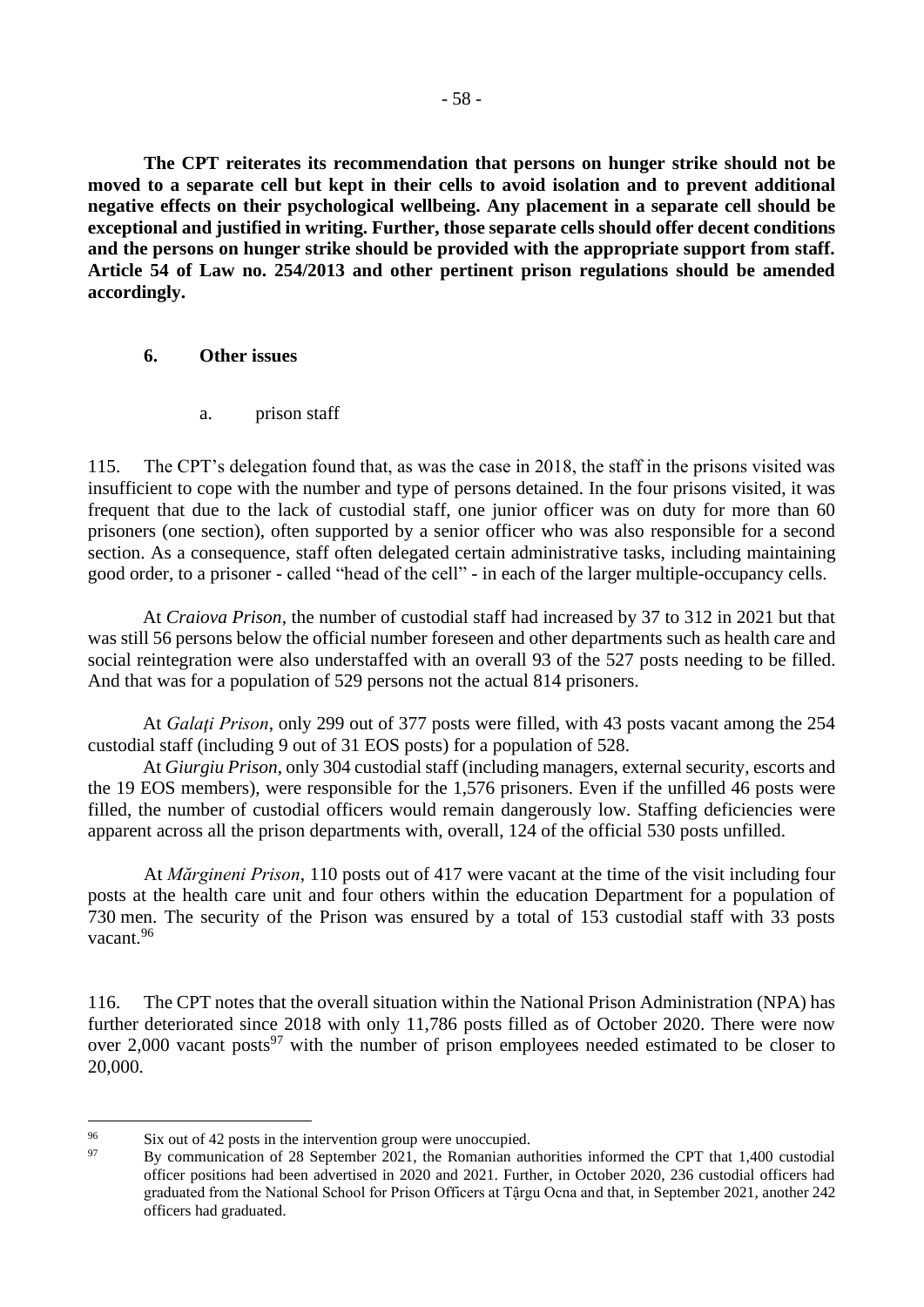**The CPT reiterates its recommendation that persons on hunger strike should not be moved to a separate cell but kept in their cells to avoid isolation and to prevent additional negative effects on their psychological wellbeing. Any placement in a separate cell should be exceptional and justified in writing. Further, those separate cells should offer decent conditions and the persons on hunger strike should be provided with the appropriate support from staff. Article 54 of Law no. 254/2013 and other pertinent prison regulations should be amended accordingly.**

## 6. Other issues

### a. prison staff

115. The CPT's delegation found that, as was the case in 2018, the staff in the prisons visited was insufficient to cope with the number and type of persons detained. In the four prisons visited, it was frequent that due to the lack of custodial staff, one junior officer was on duty for more than 60 prisoners (one section), often supported by a senior officer who was also responsible for a second section. As a consequence, staff often delegated certain administrative tasks, including maintaining good order, to a prisoner - called "head of the cell" - in each of the larger multiple-occupancy cells.

At *Craiova Prison*, the number of custodial staff had increased by 37 to 312 in 2021 but that was still 56 persons below the official number foreseen and other departments such as health care and social reintegration were also understaffed with an overall 93 of the 527 posts needing to be filled. And that was for a population of 529 persons not the actual 814 prisoners.

At *Galaţi Prison*, only 299 out of 377 posts were filled, with 43 posts vacant among the 254 custodial staff (including 9 out of 31 EOS posts) for a population of 528.

At *Giurgiu Prison*, only 304 custodial staff (including managers, external security, escorts and the 19 EOS members), were responsible for the 1,576 prisoners. Even if the unfilled 46 posts were filled, the number of custodial officers would remain dangerously low. Staffing deficiencies were apparent across all the prison departments with, overall, 124 of the official 530 posts unfilled.

At *Mărgineni Prison*, 110 posts out of 417 were vacant at the time of the visit including four posts at the health care unit and four others within the education Department for a population of 730 men. The security of the Prison was ensured by a total of 153 custodial staff with 33 posts vacant.[96]

116. The CPT notes that the overall situation within the National Prison Administration (NPA) has further deteriorated since 2018 with only 11,786 posts filled as of October 2020. There were now over 2,000 vacant posts[97] with the number of prison employees needed estimated to be closer to 20,000.

---

[96] Six out of 42 posts in the intervention group were unoccupied.

[97] By communication of 28 September 2021, the Romanian authorities informed the CPT that 1,400 custodial officer positions had been advertised in 2020 and 2021. Further, in October 2020, 236 custodial officers had graduated from the National School for Prison Officers at Târgu Ocna and that, in September 2021, another 242 officers had graduated.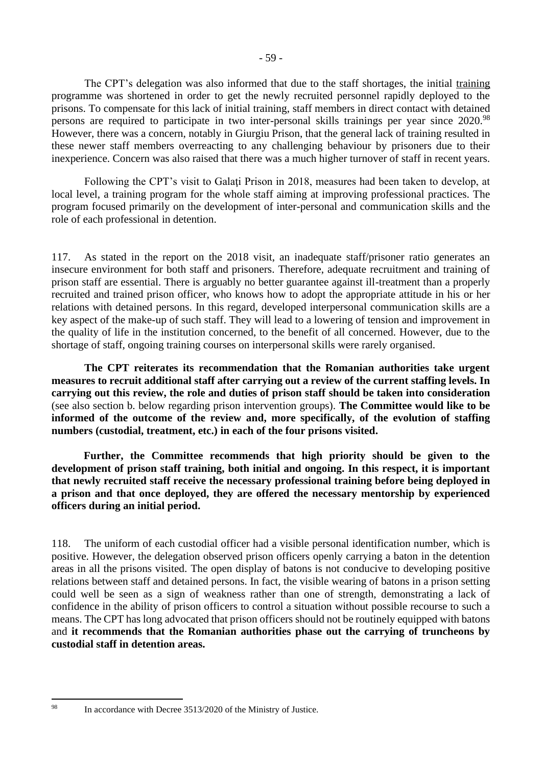The CPT's delegation was also informed that due to the staff shortages, the initial training programme was shortened in order to get the newly recruited personnel rapidly deployed to the prisons. To compensate for this lack of initial training, staff members in direct contact with detained persons are required to participate in two inter-personal skills trainings per year since 2020.[98] However, there was a concern, notably in Giurgiu Prison, that the general lack of training resulted in these newer staff members overreacting to any challenging behaviour by prisoners due to their inexperience. Concern was also raised that there was a much higher turnover of staff in recent years.

Following the CPT's visit to Galați Prison in 2018, measures had been taken to develop, at local level, a training program for the whole staff aiming at improving professional practices. The program focused primarily on the development of inter-personal and communication skills and the role of each professional in detention.

117. As stated in the report on the 2018 visit, an inadequate staff/prisoner ratio generates an insecure environment for both staff and prisoners. Therefore, adequate recruitment and training of prison staff are essential. There is arguably no better guarantee against ill-treatment than a properly recruited and trained prison officer, who knows how to adopt the appropriate attitude in his or her relations with detained persons. In this regard, developed interpersonal communication skills are a key aspect of the make-up of such staff. They will lead to a lowering of tension and improvement in the quality of life in the institution concerned, to the benefit of all concerned. However, due to the shortage of staff, ongoing training courses on interpersonal skills were rarely organised.

**The CPT reiterates its recommendation that the Romanian authorities take urgent measures to recruit additional staff after carrying out a review of the current staffing levels. In carrying out this review, the role and duties of prison staff should be taken into consideration** (see also section b. below regarding prison intervention groups). **The Committee would like to be informed of the outcome of the review and, more specifically, of the evolution of staffing numbers (custodial, treatment, etc.) in each of the four prisons visited.**

**Further, the Committee recommends that high priority should be given to the development of prison staff training, both initial and ongoing. In this respect, it is important that newly recruited staff receive the necessary professional training before being deployed in a prison and that once deployed, they are offered the necessary mentorship by experienced officers during an initial period.**

118. The uniform of each custodial officer had a visible personal identification number, which is positive. However, the delegation observed prison officers openly carrying a baton in the detention areas in all the prisons visited. The open display of batons is not conducive to developing positive relations between staff and detained persons. In fact, the visible wearing of batons in a prison setting could well be seen as a sign of weakness rather than one of strength, demonstrating a lack of confidence in the ability of prison officers to control a situation without possible recourse to such a means. The CPT has long advocated that prison officers should not be routinely equipped with batons and **it recommends that the Romanian authorities phase out the carrying of truncheons by custodial staff in detention areas.**

[98] In accordance with Decree 3513/2020 of the Ministry of Justice.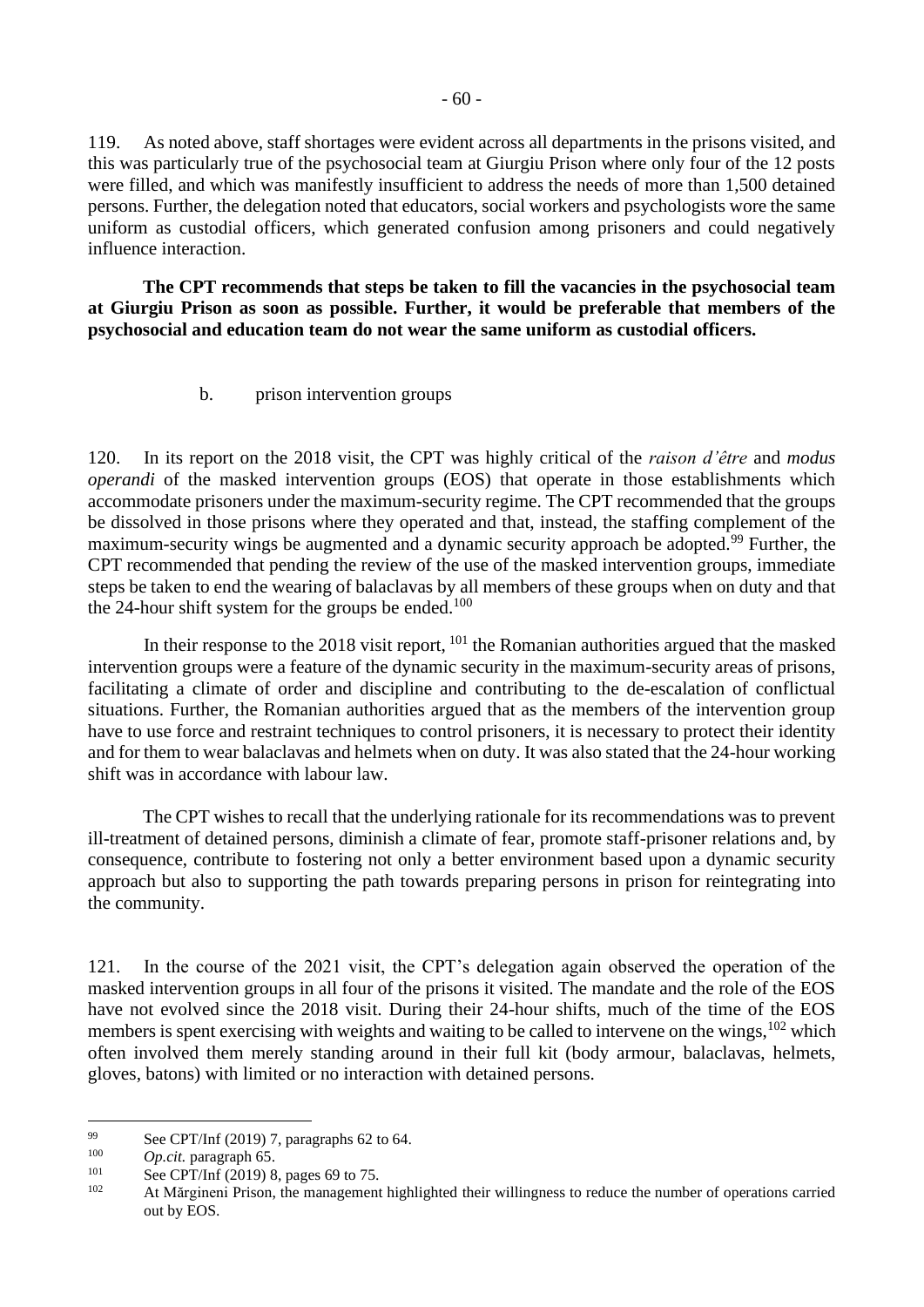119. As noted above, staff shortages were evident across all departments in the prisons visited, and this was particularly true of the psychosocial team at Giurgiu Prison where only four of the 12 posts were filled, and which was manifestly insufficient to address the needs of more than 1,500 detained persons. Further, the delegation noted that educators, social workers and psychologists wore the same uniform as custodial officers, which generated confusion among prisoners and could negatively influence interaction.

**The CPT recommends that steps be taken to fill the vacancies in the psychosocial team at Giurgiu Prison as soon as possible. Further, it would be preferable that members of the psychosocial and education team do not wear the same uniform as custodial officers.**

### b. prison intervention groups

120. In its report on the 2018 visit, the CPT was highly critical of the *raison d'être* and *modus operandi* of the masked intervention groups (EOS) that operate in those establishments which accommodate prisoners under the maximum-security regime. The CPT recommended that the groups be dissolved in those prisons where they operated and that, instead, the staffing complement of the maximum-security wings be augmented and a dynamic security approach be adopted.[99] Further, the CPT recommended that pending the review of the use of the masked intervention groups, immediate steps be taken to end the wearing of balaclavas by all members of these groups when on duty and that the 24-hour shift system for the groups be ended.[100]

In their response to the 2018 visit report, [101] the Romanian authorities argued that the masked intervention groups were a feature of the dynamic security in the maximum-security areas of prisons, facilitating a climate of order and discipline and contributing to the de-escalation of conflictual situations. Further, the Romanian authorities argued that as the members of the intervention group have to use force and restraint techniques to control prisoners, it is necessary to protect their identity and for them to wear balaclavas and helmets when on duty. It was also stated that the 24-hour working shift was in accordance with labour law.

The CPT wishes to recall that the underlying rationale for its recommendations was to prevent ill-treatment of detained persons, diminish a climate of fear, promote staff-prisoner relations and, by consequence, contribute to fostering not only a better environment based upon a dynamic security approach but also to supporting the path towards preparing persons in prison for reintegrating into the community.

121. In the course of the 2021 visit, the CPT's delegation again observed the operation of the masked intervention groups in all four of the prisons it visited. The mandate and the role of the EOS have not evolved since the 2018 visit. During their 24-hour shifts, much of the time of the EOS members is spent exercising with weights and waiting to be called to intervene on the wings,[102] which often involved them merely standing around in their full kit (body armour, balaclavas, helmets, gloves, batons) with limited or no interaction with detained persons.

---

[99] See CPT/Inf (2019) 7, paragraphs 62 to 64.

[100] *Op.cit.* paragraph 65.

[101] See CPT/Inf (2019) 8, pages 69 to 75.

[102] At Mărgineni Prison, the management highlighted their willingness to reduce the number of operations carried out by EOS.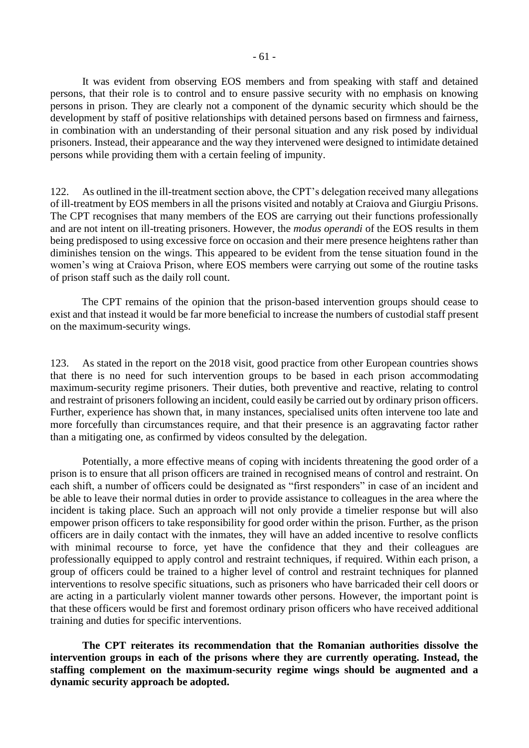It was evident from observing EOS members and from speaking with staff and detained persons, that their role is to control and to ensure passive security with no emphasis on knowing persons in prison. They are clearly not a component of the dynamic security which should be the development by staff of positive relationships with detained persons based on firmness and fairness, in combination with an understanding of their personal situation and any risk posed by individual prisoners. Instead, their appearance and the way they intervened were designed to intimidate detained persons while providing them with a certain feeling of impunity.

122. As outlined in the ill-treatment section above, the CPT's delegation received many allegations of ill-treatment by EOS members in all the prisons visited and notably at Craiova and Giurgiu Prisons. The CPT recognises that many members of the EOS are carrying out their functions professionally and are not intent on ill-treating prisoners. However, the *modus operandi* of the EOS results in them being predisposed to using excessive force on occasion and their mere presence heightens rather than diminishes tension on the wings. This appeared to be evident from the tense situation found in the women's wing at Craiova Prison, where EOS members were carrying out some of the routine tasks of prison staff such as the daily roll count.

The CPT remains of the opinion that the prison-based intervention groups should cease to exist and that instead it would be far more beneficial to increase the numbers of custodial staff present on the maximum-security wings.

123. As stated in the report on the 2018 visit, good practice from other European countries shows that there is no need for such intervention groups to be based in each prison accommodating maximum-security regime prisoners. Their duties, both preventive and reactive, relating to control and restraint of prisoners following an incident, could easily be carried out by ordinary prison officers. Further, experience has shown that, in many instances, specialised units often intervene too late and more forcefully than circumstances require, and that their presence is an aggravating factor rather than a mitigating one, as confirmed by videos consulted by the delegation.

Potentially, a more effective means of coping with incidents threatening the good order of a prison is to ensure that all prison officers are trained in recognised means of control and restraint. On each shift, a number of officers could be designated as "first responders" in case of an incident and be able to leave their normal duties in order to provide assistance to colleagues in the area where the incident is taking place. Such an approach will not only provide a timelier response but will also empower prison officers to take responsibility for good order within the prison. Further, as the prison officers are in daily contact with the inmates, they will have an added incentive to resolve conflicts with minimal recourse to force, yet have the confidence that they and their colleagues are professionally equipped to apply control and restraint techniques, if required. Within each prison, a group of officers could be trained to a higher level of control and restraint techniques for planned interventions to resolve specific situations, such as prisoners who have barricaded their cell doors or are acting in a particularly violent manner towards other persons. However, the important point is that these officers would be first and foremost ordinary prison officers who have received additional training and duties for specific interventions.

**The CPT reiterates its recommendation that the Romanian authorities dissolve the intervention groups in each of the prisons where they are currently operating. Instead, the staffing complement on the maximum-security regime wings should be augmented and a dynamic security approach be adopted.**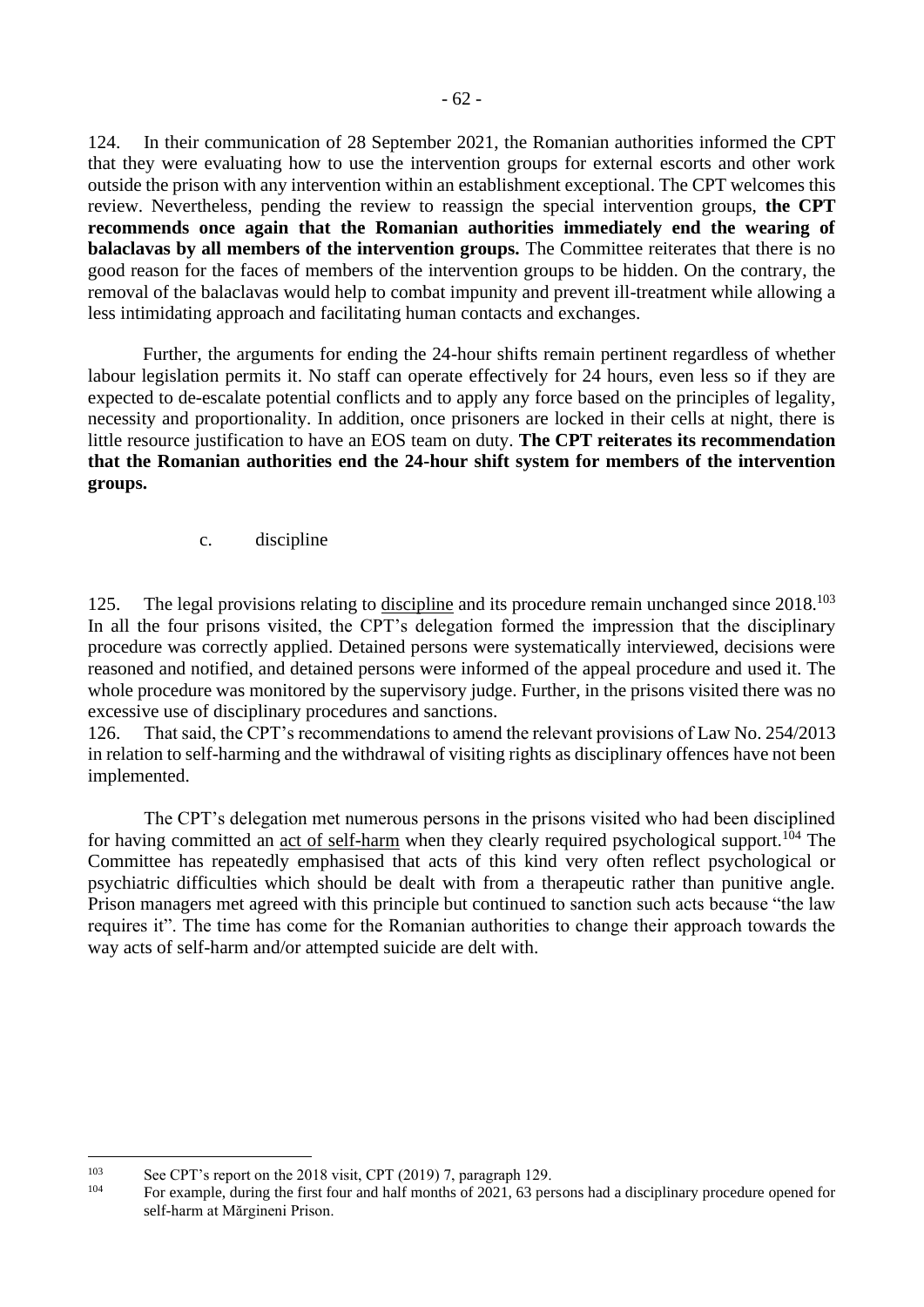124. In their communication of 28 September 2021, the Romanian authorities informed the CPT that they were evaluating how to use the intervention groups for external escorts and other work outside the prison with any intervention within an establishment exceptional. The CPT welcomes this review. Nevertheless, pending the review to reassign the special intervention groups, **the CPT recommends once again that the Romanian authorities immediately end the wearing of balaclavas by all members of the intervention groups.** The Committee reiterates that there is no good reason for the faces of members of the intervention groups to be hidden. On the contrary, the removal of the balaclavas would help to combat impunity and prevent ill-treatment while allowing a less intimidating approach and facilitating human contacts and exchanges.

Further, the arguments for ending the 24-hour shifts remain pertinent regardless of whether labour legislation permits it. No staff can operate effectively for 24 hours, even less so if they are expected to de-escalate potential conflicts and to apply any force based on the principles of legality, necessity and proportionality. In addition, once prisoners are locked in their cells at night, there is little resource justification to have an EOS team on duty. **The CPT reiterates its recommendation that the Romanian authorities end the 24-hour shift system for members of the intervention groups.**

c. discipline

125. The legal provisions relating to discipline and its procedure remain unchanged since 2018.[103] In all the four prisons visited, the CPT's delegation formed the impression that the disciplinary procedure was correctly applied. Detained persons were systematically interviewed, decisions were reasoned and notified, and detained persons were informed of the appeal procedure and used it. The whole procedure was monitored by the supervisory judge. Further, in the prisons visited there was no excessive use of disciplinary procedures and sanctions.

126. That said, the CPT's recommendations to amend the relevant provisions of Law No. 254/2013 in relation to self-harming and the withdrawal of visiting rights as disciplinary offences have not been implemented.

The CPT's delegation met numerous persons in the prisons visited who had been disciplined for having committed an act of self-harm when they clearly required psychological support.[104] The Committee has repeatedly emphasised that acts of this kind very often reflect psychological or psychiatric difficulties which should be dealt with from a therapeutic rather than punitive angle. Prison managers met agreed with this principle but continued to sanction such acts because "the law requires it". The time has come for the Romanian authorities to change their approach towards the way acts of self-harm and/or attempted suicide are delt with.

---

[103] See CPT's report on the 2018 visit, CPT (2019) 7, paragraph 129.

[104] For example, during the first four and half months of 2021, 63 persons had a disciplinary procedure opened for self-harm at Mărgineni Prison.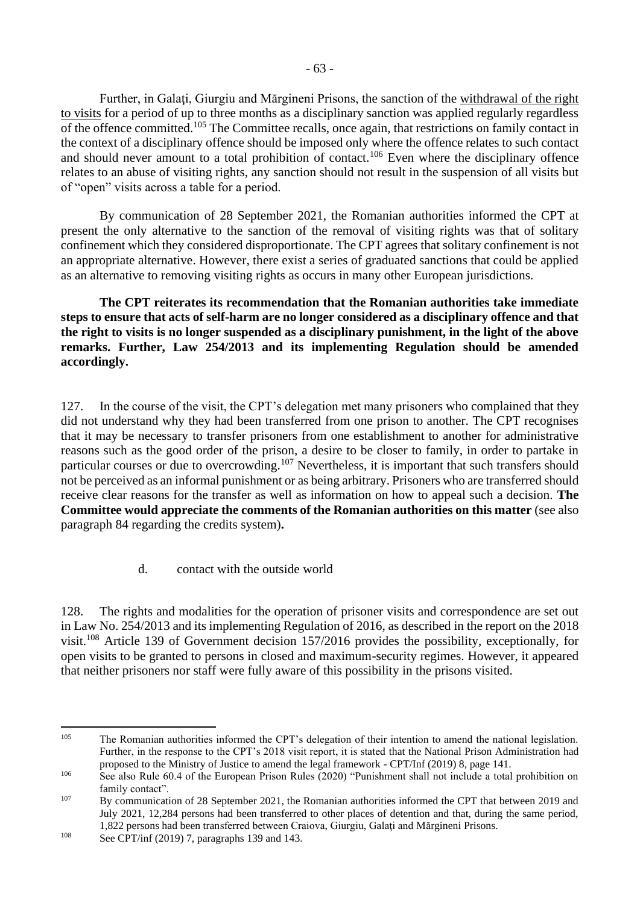Further, in Galaţi, Giurgiu and Măgrineni Prisons, the sanction of the withdrawal of the right to visits for a period of up to three months as a disciplinary sanction was applied regularly regardless of the offence committed.[105] The Committee recalls, once again, that restrictions on family contact in the context of a disciplinary offence should be imposed only where the offence relates to such contact and should never amount to a total prohibition of contact.[106] Even where the disciplinary offence relates to an abuse of visiting rights, any sanction should not result in the suspension of all visits but of "open" visits across a table for a period.

By communication of 28 September 2021, the Romanian authorities informed the CPT at present the only alternative to the sanction of the removal of visiting rights was that of solitary confinement which they considered disproportionate. The CPT agrees that solitary confinement is not an appropriate alternative. However, there exist a series of graduated sanctions that could be applied as an alternative to removing visiting rights as occurs in many other European jurisdictions.

**The CPT reiterates its recommendation that the Romanian authorities take immediate steps to ensure that acts of self-harm are no longer considered as a disciplinary offence and that the right to visits is no longer suspended as a disciplinary punishment, in the light of the above remarks. Further, Law 254/2013 and its implementing Regulation should be amended accordingly.**

127. In the course of the visit, the CPT's delegation met many prisoners who complained that they did not understand why they had been transferred from one prison to another. The CPT recognises that it may be necessary to transfer prisoners from one establishment to another for administrative reasons such as the good order of the prison, a desire to be closer to family, in order to partake in particular courses or due to overcrowding.[107] Nevertheless, it is important that such transfers should not be perceived as an informal punishment or as being arbitrary. Prisoners who are transferred should receive clear reasons for the transfer as well as information on how to appeal such a decision. **The Committee would appreciate the comments of the Romanian authorities on this matter** (see also paragraph 84 regarding the credits system)**.**

d. contact with the outside world

128. The rights and modalities for the operation of prisoner visits and correspondence are set out in Law No. 254/2013 and its implementing Regulation of 2016, as described in the report on the 2018 visit.[108] Article 139 of Government decision 157/2016 provides the possibility, exceptionally, for open visits to be granted to persons in closed and maximum-security regimes. However, it appeared that neither prisoners nor staff were fully aware of this possibility in the prisons visited.

---

[105] The Romanian authorities informed the CPT's delegation of their intention to amend the national legislation. Further, in the response to the CPT's 2018 visit report, it is stated that the National Prison Administration had proposed to the Ministry of Justice to amend the legal framework - CPT/Inf (2019) 8, page 141.

[106] See also Rule 60.4 of the European Prison Rules (2020) "Punishment shall not include a total prohibition on family contact".

[107] By communication of 28 September 2021, the Romanian authorities informed the CPT that between 2019 and July 2021, 12,284 persons had been transferred to other places of detention and that, during the same period, 1,822 persons had been transferred between Craiova, Giurgiu, Galaţi and Măgrineni Prisons.

[108] See CPT/inf (2019) 7, paragraphs 139 and 143.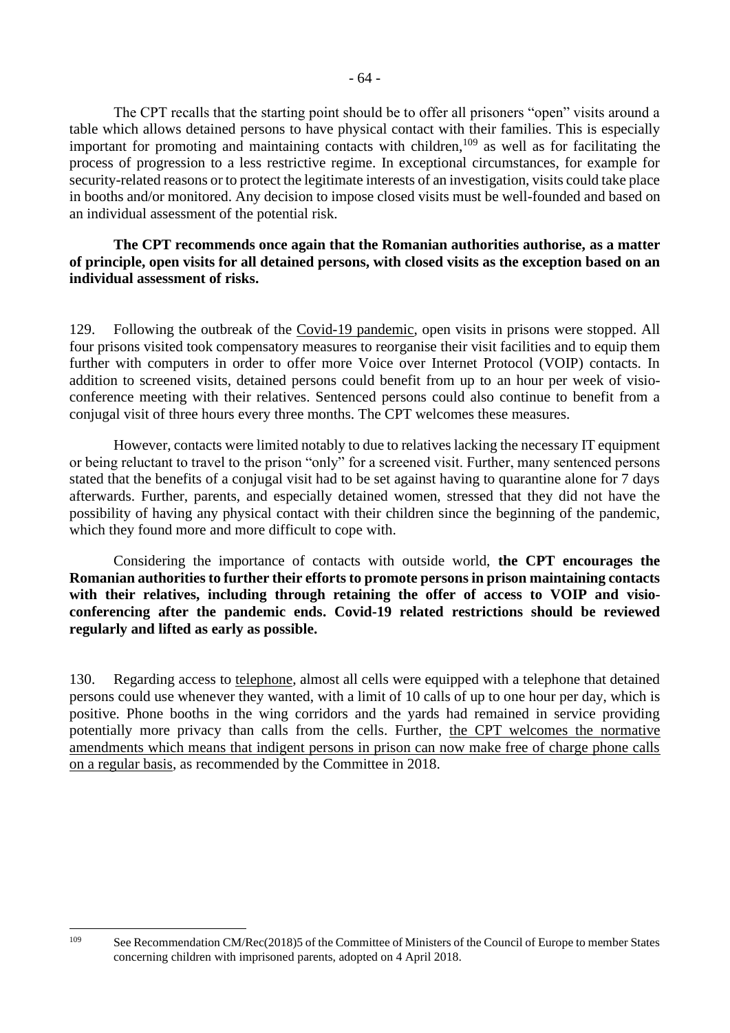The CPT recalls that the starting point should be to offer all prisoners "open" visits around a table which allows detained persons to have physical contact with their families. This is especially important for promoting and maintaining contacts with children,[109] as well as for facilitating the process of progression to a less restrictive regime. In exceptional circumstances, for example for security-related reasons or to protect the legitimate interests of an investigation, visits could take place in booths and/or monitored. Any decision to impose closed visits must be well-founded and based on an individual assessment of the potential risk.

**The CPT recommends once again that the Romanian authorities authorise, as a matter of principle, open visits for all detained persons, with closed visits as the exception based on an individual assessment of risks.**

129. Following the outbreak of the Covid-19 pandemic, open visits in prisons were stopped. All four prisons visited took compensatory measures to reorganise their visit facilities and to equip them further with computers in order to offer more Voice over Internet Protocol (VOIP) contacts. In addition to screened visits, detained persons could benefit from up to an hour per week of visio-conference meeting with their relatives. Sentenced persons could also continue to benefit from a conjugal visit of three hours every three months. The CPT welcomes these measures.

However, contacts were limited notably to due to relatives lacking the necessary IT equipment or being reluctant to travel to the prison "only" for a screened visit. Further, many sentenced persons stated that the benefits of a conjugal visit had to be set against having to quarantine alone for 7 days afterwards. Further, parents, and especially detained women, stressed that they did not have the possibility of having any physical contact with their children since the beginning of the pandemic, which they found more and more difficult to cope with.

Considering the importance of contacts with outside world, **the CPT encourages the Romanian authorities to further their efforts to promote persons in prison maintaining contacts with their relatives, including through retaining the offer of access to VOIP and visio-conferencing after the pandemic ends. Covid-19 related restrictions should be reviewed regularly and lifted as early as possible.**

130. Regarding access to telephone, almost all cells were equipped with a telephone that detained persons could use whenever they wanted, with a limit of 10 calls of up to one hour per day, which is positive. Phone booths in the wing corridors and the yards had remained in service providing potentially more privacy than calls from the cells. Further, the CPT welcomes the normative amendments which means that indigent persons in prison can now make free of charge phone calls on a regular basis, as recommended by the Committee in 2018.

---

[109] See Recommendation CM/Rec(2018)5 of the Committee of Ministers of the Council of Europe to member States concerning children with imprisoned parents, adopted on 4 April 2018.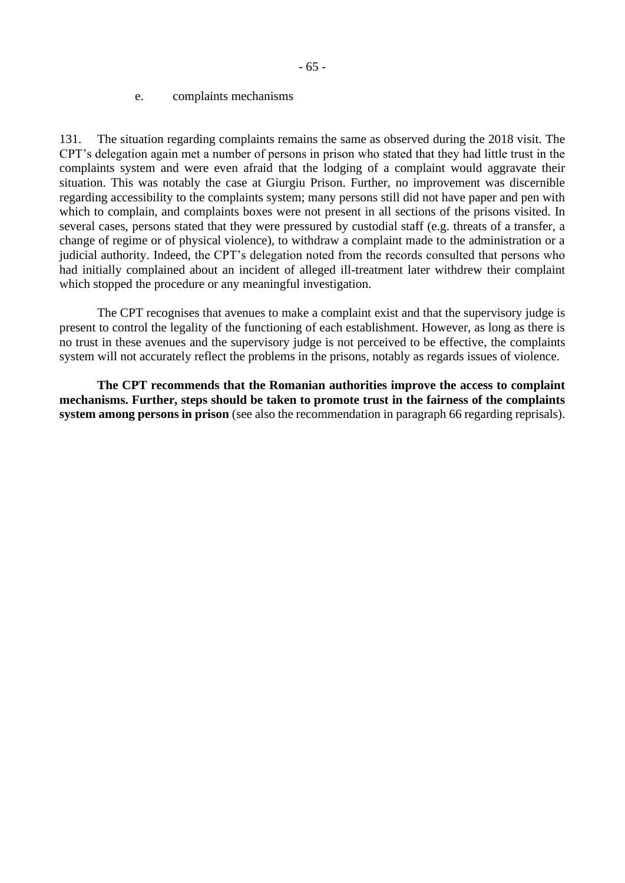### e. complaints mechanisms

131. The situation regarding complaints remains the same as observed during the 2018 visit. The CPT's delegation again met a number of persons in prison who stated that they had little trust in the complaints system and were even afraid that the lodging of a complaint would aggravate their situation. This was notably the case at Giurgiu Prison. Further, no improvement was discernible regarding accessibility to the complaints system; many persons still did not have paper and pen with which to complain, and complaints boxes were not present in all sections of the prisons visited. In several cases, persons stated that they were pressured by custodial staff (e.g. threats of a transfer, a change of regime or of physical violence), to withdraw a complaint made to the administration or a judicial authority. Indeed, the CPT's delegation noted from the records consulted that persons who had initially complained about an incident of alleged ill-treatment later withdrew their complaint which stopped the procedure or any meaningful investigation.

The CPT recognises that avenues to make a complaint exist and that the supervisory judge is present to control the legality of the functioning of each establishment. However, as long as there is no trust in these avenues and the supervisory judge is not perceived to be effective, the complaints system will not accurately reflect the problems in the prisons, notably as regards issues of violence.

**The CPT recommends that the Romanian authorities improve the access to complaint mechanisms. Further, steps should be taken to promote trust in the fairness of the complaints system among persons in prison** (see also the recommendation in paragraph 66 regarding reprisals).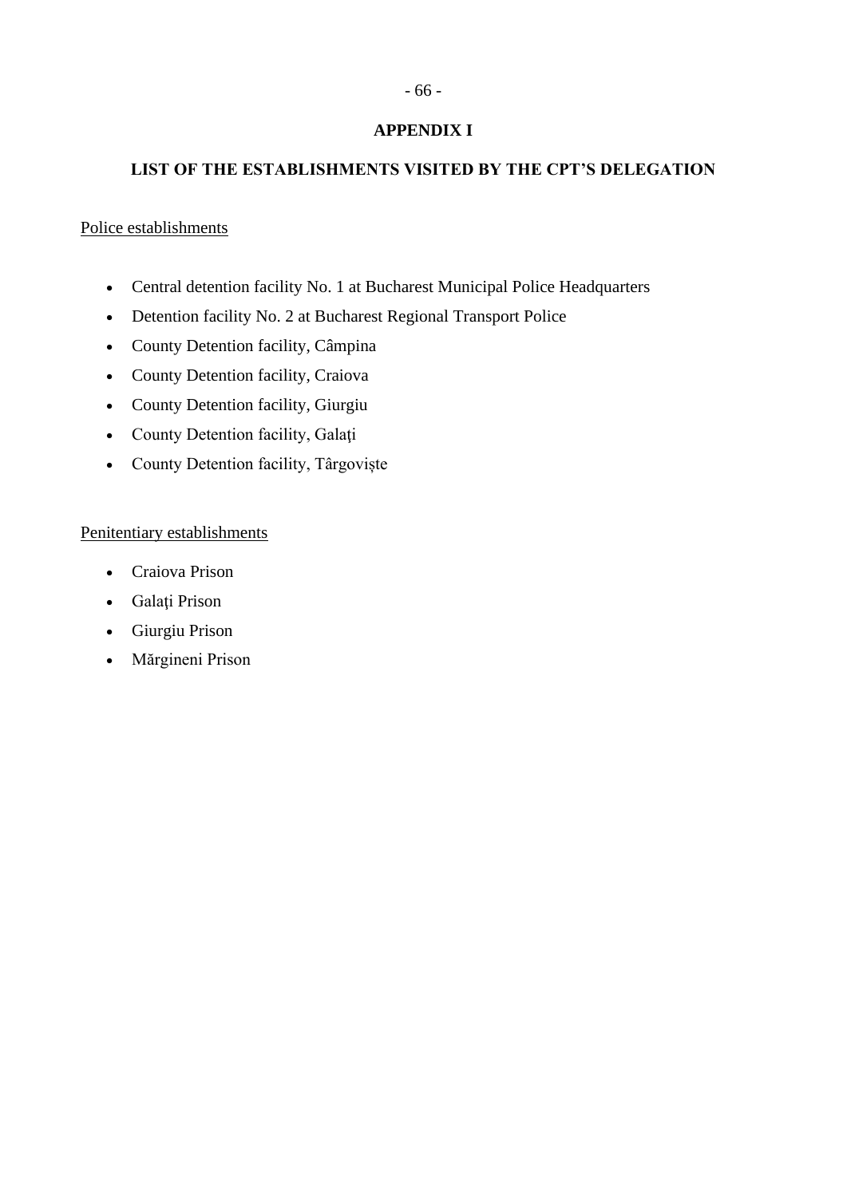# APPENDIX I

## LIST OF THE ESTABLISHMENTS VISITED BY THE CPT'S DELEGATION

Police establishments

- Central detention facility No. 1 at Bucharest Municipal Police Headquarters
- Detention facility No. 2 at Bucharest Regional Transport Police
- County Detention facility, Câmpina
- County Detention facility, Craiova
- County Detention facility, Giurgiu
- County Detention facility, Galaţi
- County Detention facility, Târgoviște

Penitentiary establishments

- Craiova Prison
- Galaţi Prison
- Giurgiu Prison
- Mărgineni Prison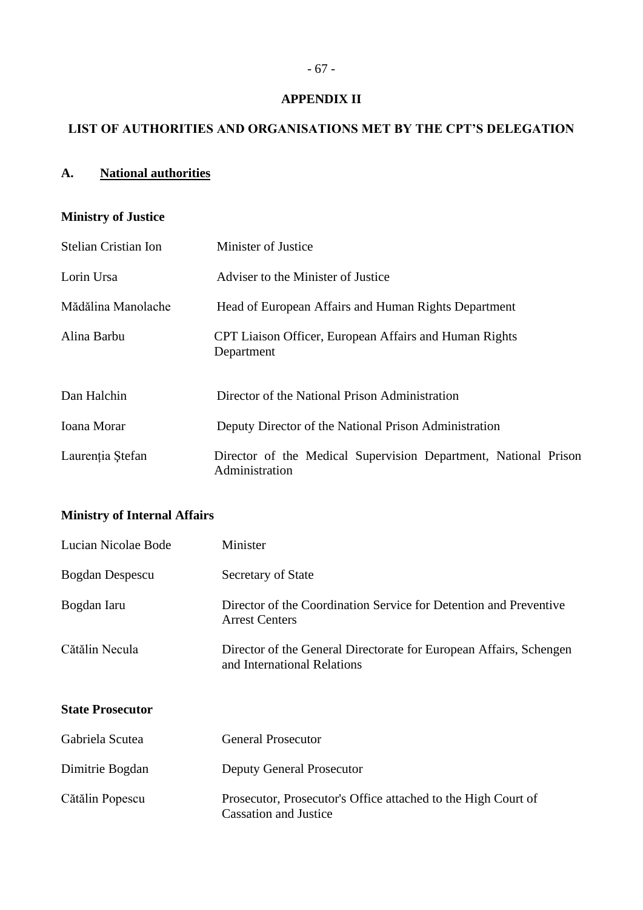## APPENDIX II

## LIST OF AUTHORITIES AND ORGANISATIONS MET BY THE CPT'S DELEGATION

### A. National authorities

**Ministry of Justice**

| | |
|---|---|
| Stelian Cristian Ion | Minister of Justice |
| Lorin Ursa | Adviser to the Minister of Justice |
| Mădălina Manolache | Head of European Affairs and Human Rights Department |
| Alina Barbu | CPT Liaison Officer, European Affairs and Human Rights Department |
| Dan Halchin | Director of the National Prison Administration |
| Ioana Morar | Deputy Director of the National Prison Administration |
| Laurenția Ștefan | Director of the Medical Supervision Department, National Prison Administration |

**Ministry of Internal Affairs**

| | |
|---|---|
| Lucian Nicolae Bode | Minister |
| Bogdan Despescu | Secretary of State |
| Bogdan Iaru | Director of the Coordination Service for Detention and Preventive Arrest Centers |
| Cătălin Necula | Director of the General Directorate for European Affairs, Schengen and International Relations |

**State Prosecutor**

| | |
|---|---|
| Gabriela Scutea | General Prosecutor |
| Dimitrie Bogdan | Deputy General Prosecutor |
| Cătălin Popescu | Prosecutor, Prosecutor's Office attached to the High Court of Cassation and Justice |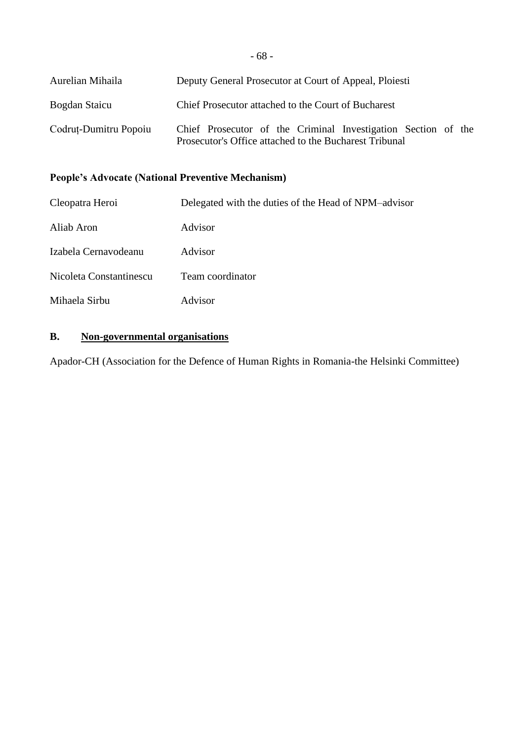| | |
|---|---|
| Aurelian Mihaila | Deputy General Prosecutor at Court of Appeal, Ploiesti |
| Bogdan Staicu | Chief Prosecutor attached to the Court of Bucharest |
| Codruț-Dumitru Popoiu | Chief Prosecutor of the Criminal Investigation Section of the Prosecutor's Office attached to the Bucharest Tribunal |

**People's Advocate (National Preventive Mechanism)**

| | |
|---|---|
| Cleopatra Heroi | Delegated with the duties of the Head of NPM–advisor |
| Aliab Aron | Advisor |
| Izabela Cernavodeanu | Advisor |
| Nicoleta Constantinescu | Team coordinator |
| Mihaela Sirbu | Advisor |

## B. <u>Non-governmental organisations</u>

Apador-CH (Association for the Defence of Human Rights in Romania-the Helsinki Committee)